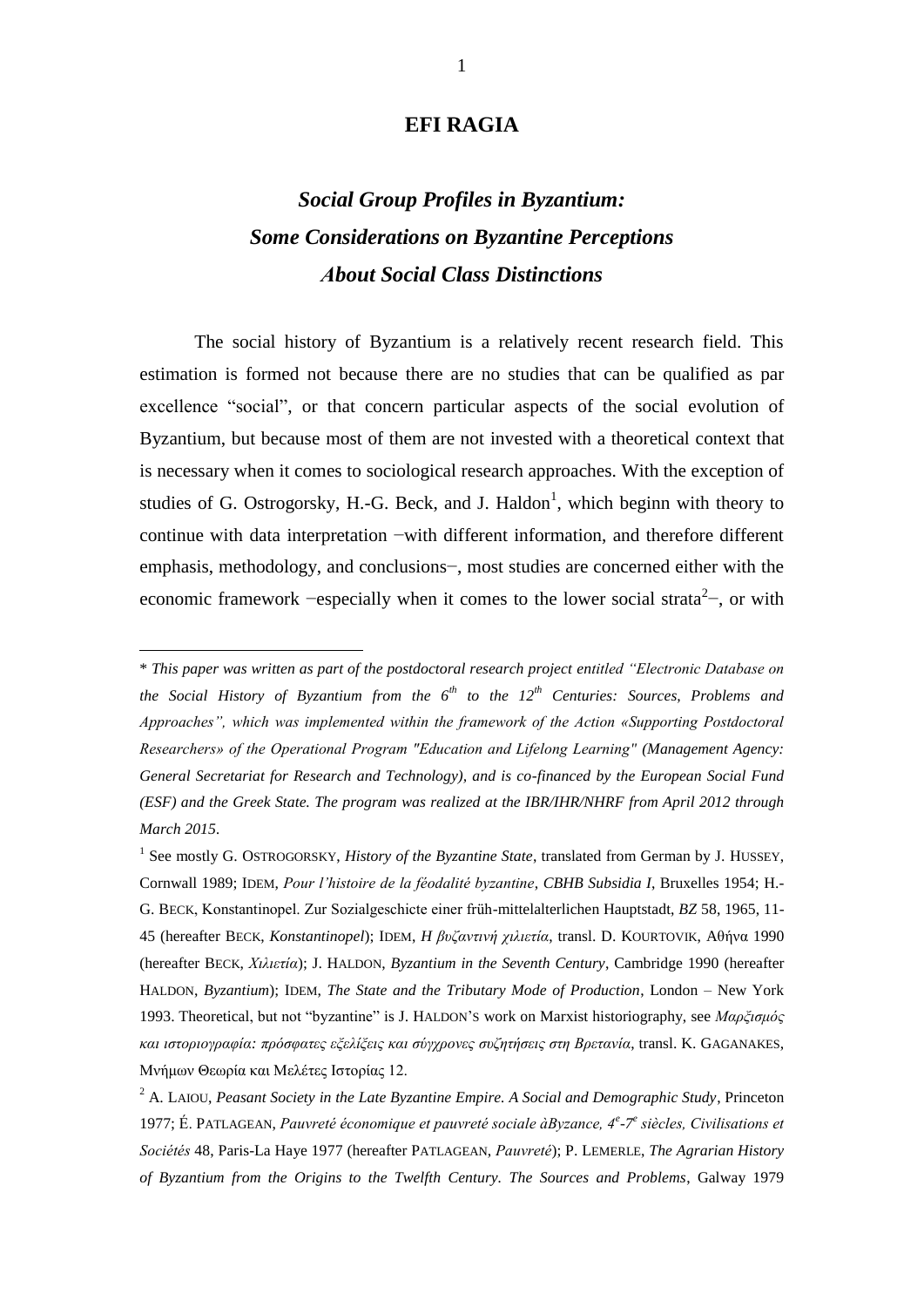# EFI RAGIA

## *Social Group Profiles in Byzantium: Some Considerations on Byzantine Perceptions About Social Class Distinctions*

The social history of Byzantium is a relatively recent research field. This estimation is formed not because there are no studies that can be qualified as par excellence "social", or that concern particular aspects of the social evolution of Byzantium, but because most of them are not invested with a theoretical context that is necessary when it comes to sociological research approaches. With the exception of studies of G. Ostrogorsky, H.-G. Beck, and J. Haldon[1], which beginn with theory to continue with data interpretation −with different information, and therefore different emphasis, methodology, and conclusions−, most studies are concerned either with the economic framework −especially when it comes to the lower social strata[2]−, or with

---

\* *This paper was written as part of the postdoctoral research project entitled "Electronic Database on the Social History of Byzantium from the 6th to the 12th Centuries: Sources, Problems and Approaches", which was implemented within the framework of the Action «Supporting Postdoctoral Researchers» of the Operational Program "Education and Lifelong Learning" (Management Agency: General Secretariat for Research and Technology), and is co-financed by the European Social Fund (ESF) and the Greek State. The program was realized at the IBR/IHR/NHRF from April 2012 through March 2015.*

[1] See mostly G. OSTROGORSKY, *History of the Byzantine State*, translated from German by J. HUSSEY, Cornwall 1989; IDEM, *Pour l'histoire de la féodalité byzantine*, *CBHB Subsidia I*, Bruxelles 1954; H.-G. BECK, Konstantinopel. Zur Sozialgeschicte einer früh-mittelalterlichen Hauptstadt, *BZ* 58, 1965, 11-45 (hereafter BECK, *Konstantinopel*); IDEM, *Η βυζαντινή χιλιετία*, transl. D. KOURTOVIK, Αθήνα 1990 (hereafter BECK, *Χιλιετία*); J. HALDON, *Byzantium in the Seventh Century*, Cambridge 1990 (hereafter HALDON, *Byzantium*); IDEM, *The State and the Tributary Mode of Production*, London – New York 1993. Theoretical, but not "byzantine" is J. HALDON'S work on Marxist historiography, see *Μαρξισμός και ιστοριογραφία: πρόσφατες εξελίξεις και σύγχρονες συζητήσεις στη Βρετανία*, transl. K. GAGANAKES, Μνήμων Θεωρία και Μελέτες Ιστορίας 12.

[2] A. LAIOU, *Peasant Society in the Late Byzantine Empire. A Social and Demographic Study*, Princeton 1977; É. PATLAGEAN, *Pauvreté économique et pauvreté sociale àByzance, 4e-7e siècles, Civilisations et Sociétés* 48, Paris-La Haye 1977 (hereafter PATLAGEAN, *Pauvreté*); P. LEMERLE, *The Agrarian History of Byzantium from the Origins to the Twelfth Century. The Sources and Problems*, Galway 1979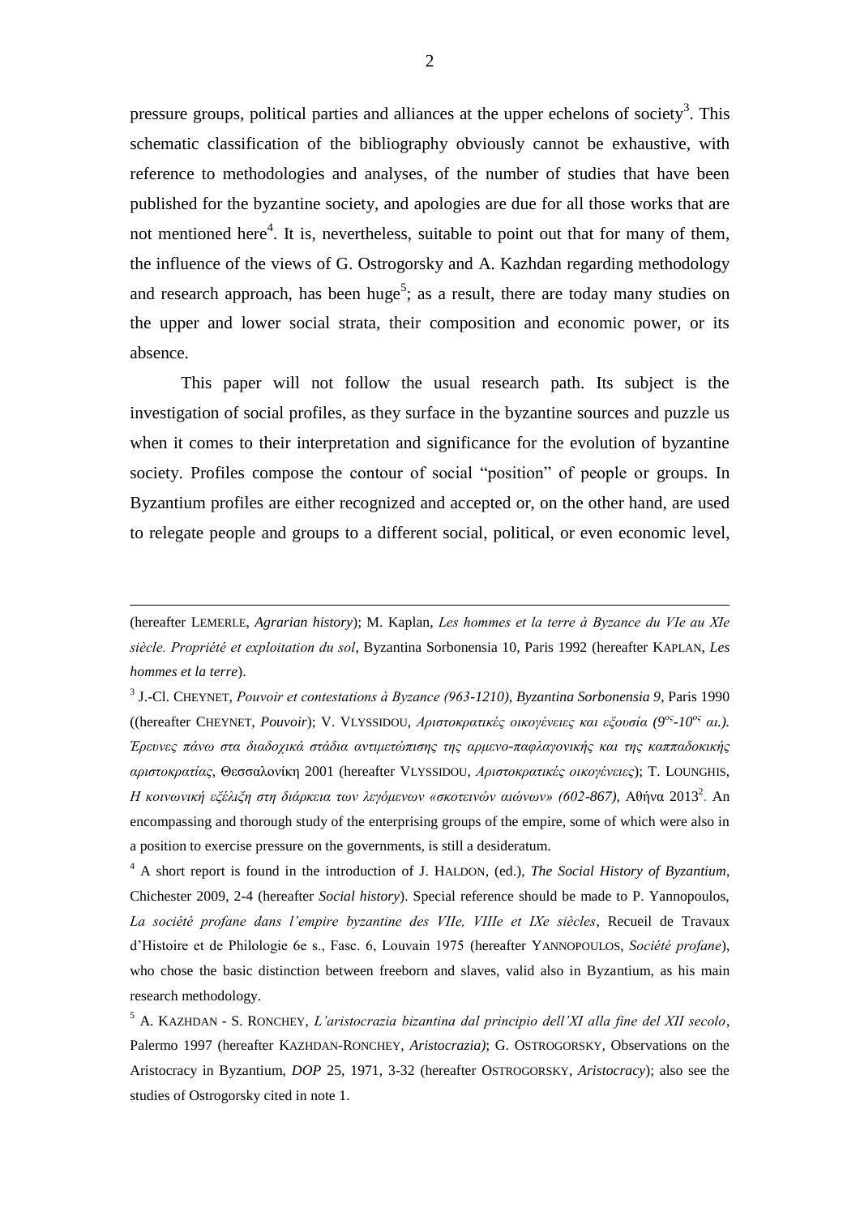pressure groups, political parties and alliances at the upper echelons of society[3]. This schematic classification of the bibliography obviously cannot be exhaustive, with reference to methodologies and analyses, of the number of studies that have been published for the byzantine society, and apologies are due for all those works that are not mentioned here[4]. It is, nevertheless, suitable to point out that for many of them, the influence of the views of G. Ostrogorsky and A. Kazhdan regarding methodology and research approach, has been huge[5]; as a result, there are today many studies on the upper and lower social strata, their composition and economic power, or its absence.

This paper will not follow the usual research path. Its subject is the investigation of social profiles, as they surface in the byzantine sources and puzzle us when it comes to their interpretation and significance for the evolution of byzantine society. Profiles compose the contour of social "position" of people or groups. In Byzantium profiles are either recognized and accepted or, on the other hand, are used to relegate people and groups to a different social, political, or even economic level,

---

(hereafter LEMERLE, *Agrarian history*); M. Kaplan, *Les hommes et la terre à Byzance du VIe au XIe siècle. Propriété et exploitation du sol*, Byzantina Sorbonensia 10, Paris 1992 (hereafter KAPLAN, *Les hommes et la terre*).

[3] J.-Cl. CHEYNET, *Pouvoir et contestations à Byzance (963-1210)*, *Byzantina Sorbonensia 9*, Paris 1990 ((hereafter CHEYNET, *Pouvoir*); V. VLYSSIDOU, *Αριστοκρατικές οικογένειες και εξουσία (9ος-10ος αι.). Έρευνες πάνω στα διαδοχικά στάδια αντιμετώπισης της αρμενο-παφλαγονικής και της καππαδοκικής αριστοκρατίας*, Θεσσαλονίκη 2001 (hereafter VLYSSIDOU, *Αριστοκρατικές οικογένειες*); T. LOUNGHIS, *Η κοινωνική εξέλιξη στη διάρκεια των λεγόμενων «σκοτεινών αιώνων» (602-867)*, Αθήνα 2013². An encompassing and thorough study of the enterprising groups of the empire, some of which were also in a position to exercise pressure on the governments, is still a desideratum.

[4] A short report is found in the introduction of J. HALDON, (ed.), *The Social History of Byzantium*, Chichester 2009, 2-4 (hereafter *Social history*). Special reference should be made to P. Yannopoulos, *La société profane dans l'empire byzantine des VIIe, VIIIe et IXe siècles*, Recueil de Travaux d'Histoire et de Philologie 6e s., Fasc. 6, Louvain 1975 (hereafter YANNOPOULOS, *Société profane*), who chose the basic distinction between freeborn and slaves, valid also in Byzantium, as his main research methodology.

[5] A. KAZHDAN - S. RONCHEY, *L'aristocrazia bizantina dal principio dell'XI alla fine del XII secolo*, Palermo 1997 (hereafter KAZHDAN-RONCHEY, *Aristocrazia)*; G. OSTROGORSKY, Observations on the Aristocracy in Byzantium, *DOP* 25, 1971, 3-32 (hereafter OSTROGORSKY, *Aristocracy*); also see the studies of Ostrogorsky cited in note 1.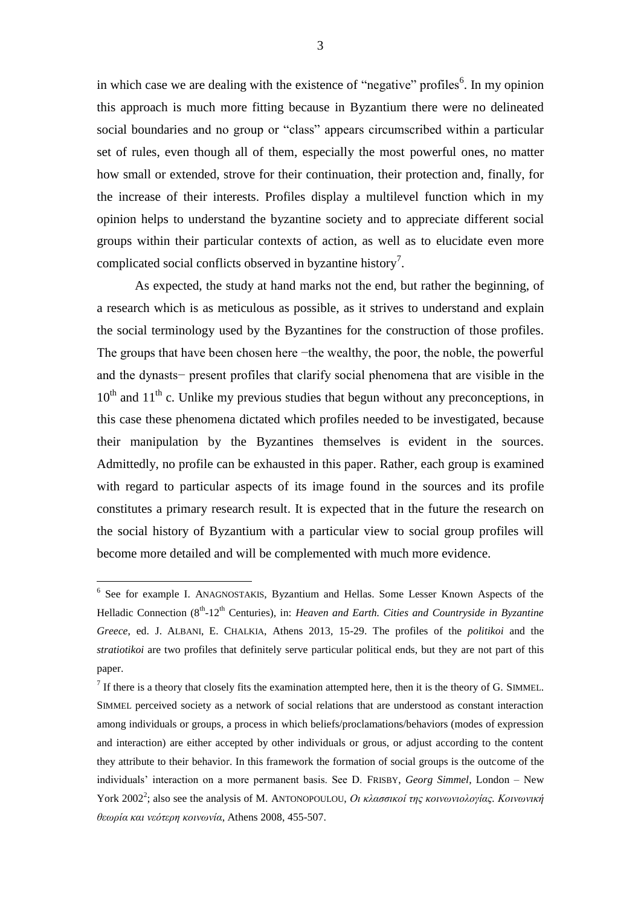in which case we are dealing with the existence of "negative" profiles[6]. In my opinion this approach is much more fitting because in Byzantium there were no delineated social boundaries and no group or "class" appears circumscribed within a particular set of rules, even though all of them, especially the most powerful ones, no matter how small or extended, strove for their continuation, their protection and, finally, for the increase of their interests. Profiles display a multilevel function which in my opinion helps to understand the byzantine society and to appreciate different social groups within their particular contexts of action, as well as to elucidate even more complicated social conflicts observed in byzantine history[7].

As expected, the study at hand marks not the end, but rather the beginning, of a research which is as meticulous as possible, as it strives to understand and explain the social terminology used by the Byzantines for the construction of those profiles. The groups that have been chosen here −the wealthy, the poor, the noble, the powerful and the dynasts− present profiles that clarify social phenomena that are visible in the 10th and 11th c. Unlike my previous studies that begun without any preconceptions, in this case these phenomena dictated which profiles needed to be investigated, because their manipulation by the Byzantines themselves is evident in the sources. Admittedly, no profile can be exhausted in this paper. Rather, each group is examined with regard to particular aspects of its image found in the sources and its profile constitutes a primary research result. It is expected that in the future the research on the social history of Byzantium with a particular view to social group profiles will become more detailed and will be complemented with much more evidence.

---

[6] See for example I. ANAGNOSTAKIS, Byzantium and Hellas. Some Lesser Known Aspects of the Helladic Connection (8th-12th Centuries), in: *Heaven and Earth. Cities and Countryside in Byzantine Greece*, ed. J. ALBANI, E. CHALKIA, Athens 2013, 15-29. The profiles of the *politikoi* and the *stratiotikoi* are two profiles that definitely serve particular political ends, but they are not part of this paper.

[7] If there is a theory that closely fits the examination attempted here, then it is the theory of G. SIMMEL. SIMMEL perceived society as a network of social relations that are understood as constant interaction among individuals or groups, a process in which beliefs/proclamations/behaviors (modes of expression and interaction) are either accepted by other individuals or grous, or adjust according to the content they attribute to their behavior. In this framework the formation of social groups is the outcome of the individuals' interaction on a more permanent basis. See D. FRISBY, *Georg Simmel*, London – New York 2002[2]; also see the analysis of M. ANTONOPOULOU, *Οι κλασσικοί της κοινωνιολογίας. Κοινωνική θεωρία και νεότερη κοινωνία*, Athens 2008, 455-507.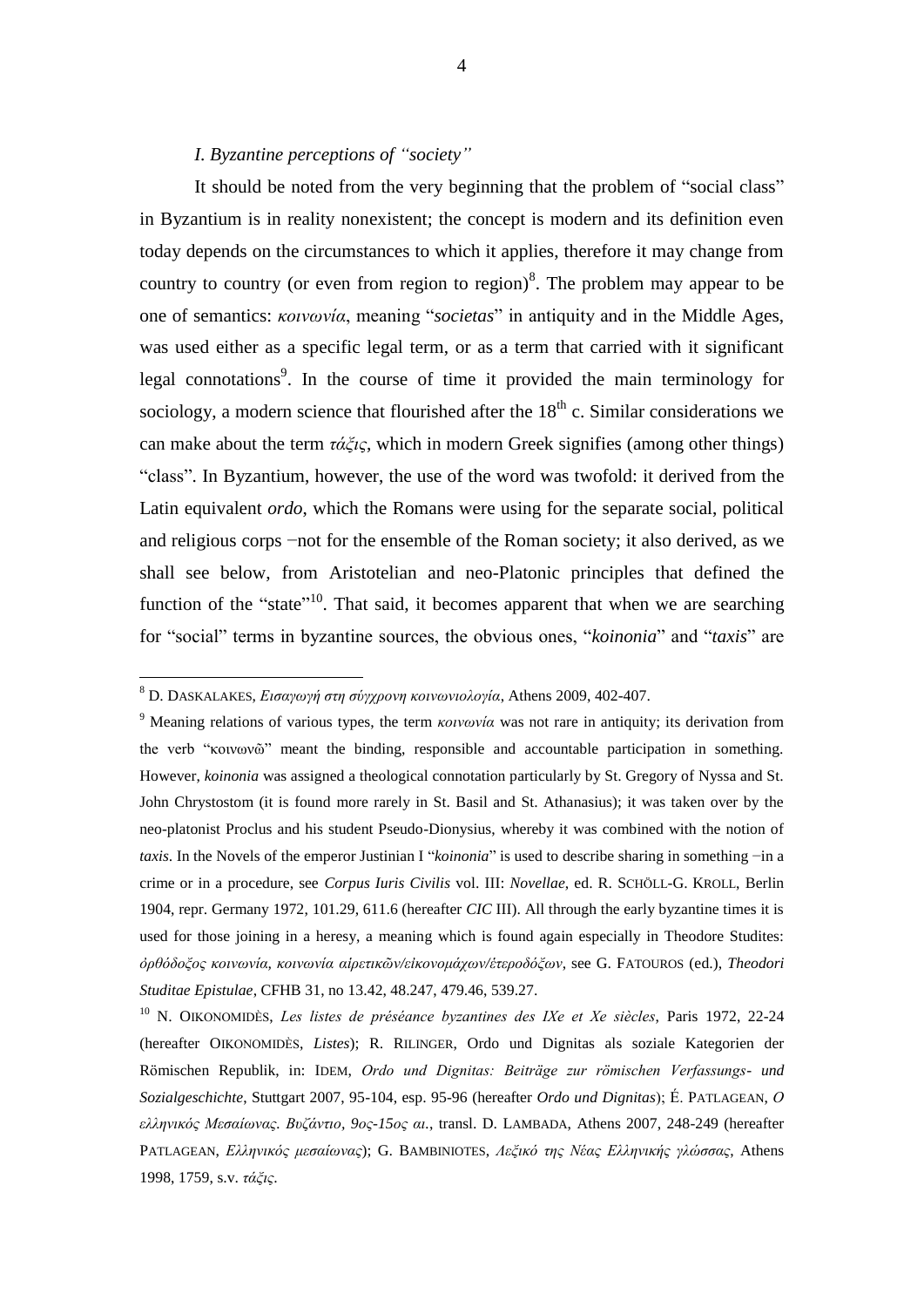*I. Byzantine perceptions of "society"*

It should be noted from the very beginning that the problem of "social class" in Byzantium is in reality nonexistent; the concept is modern and its definition even today depends on the circumstances to which it applies, therefore it may change from country to country (or even from region to region)[8]. The problem may appear to be one of semantics: *κοινωνία*, meaning "*societas*" in antiquity and in the Middle Ages, was used either as a specific legal term, or as a term that carried with it significant legal connotations[9]. In the course of time it provided the main terminology for sociology, a modern science that flourished after the 18th c. Similar considerations we can make about the term *τάξις*, which in modern Greek signifies (among other things) "class". In Byzantium, however, the use of the word was twofold: it derived from the Latin equivalent *ordo*, which the Romans were using for the separate social, political and religious corps −not for the ensemble of the Roman society; it also derived, as we shall see below, from Aristotelian and neo-Platonic principles that defined the function of the "state"[10]. That said, it becomes apparent that when we are searching for "social" terms in byzantine sources, the obvious ones, "*koinonia*" and "*taxis*" are

---

[8] D. DASKALAKES, *Εισαγωγή στη σύγχρονη κοινωνιολογία*, Athens 2009, 402-407.

[9] Meaning relations of various types, the term *κοινωνία* was not rare in antiquity; its derivation from the verb "κοινωνῶ" meant the binding, responsible and accountable participation in something. However, *koinonia* was assigned a theological connotation particularly by St. Gregory of Nyssa and St. John Chrysostom (it is found more rarely in St. Basil and St. Athanasius); it was taken over by the neo-platonist Proclus and his student Pseudo-Dionysius, whereby it was combined with the notion of *taxis*. In the Novels of the emperor Justinian I "*koinonia*" is used to describe sharing in something −in a crime or in a procedure, see *Corpus Iuris Civilis* vol. III: *Novellae*, ed. R. SCHÖLL-G. KROLL, Berlin 1904, repr. Germany 1972, 101.29, 611.6 (hereafter *CIC* III). All through the early byzantine times it is used for those joining in a heresy, a meaning which is found again especially in Theodore Studites: *ὀρθόδοξος κοινωνία, κοινωνία αἱρετικῶν/εἰκονομάχων/ἑτεροδόξων*, see G. FATOUROS (ed.), *Theodori Studitae Epistulae*, CFHB 31, no 13.42, 48.247, 479.46, 539.27.

[10] N. OIKONOMIDÈS, *Les listes de préséance byzantines des IXe et Xe siècles*, Paris 1972, 22-24 (hereafter OIKONOMIDÈS, *Listes*); R. RILINGER, Ordo und Dignitas als soziale Kategorien der Römischen Republik, in: IDEM, *Ordo und Dignitas: Beiträge zur römischen Verfassungs- und Sozialgeschichte*, Stuttgart 2007, 95-104, esp. 95-96 (hereafter *Ordo und Dignitas*); É. PATLAGEAN, *Ο ελληνικός Μεσαίωνας. Βυζάντιο, 9ος-15ος αι.*, transl. D. LAMBADA, Athens 2007, 248-249 (hereafter PATLAGEAN, *Ελληνικός μεσαίωνας*); G. BAMBINIOTES, *Λεξικό της Νέας Ελληνικής γλώσσας*, Athens 1998, 1759, s.v. *τάξις*.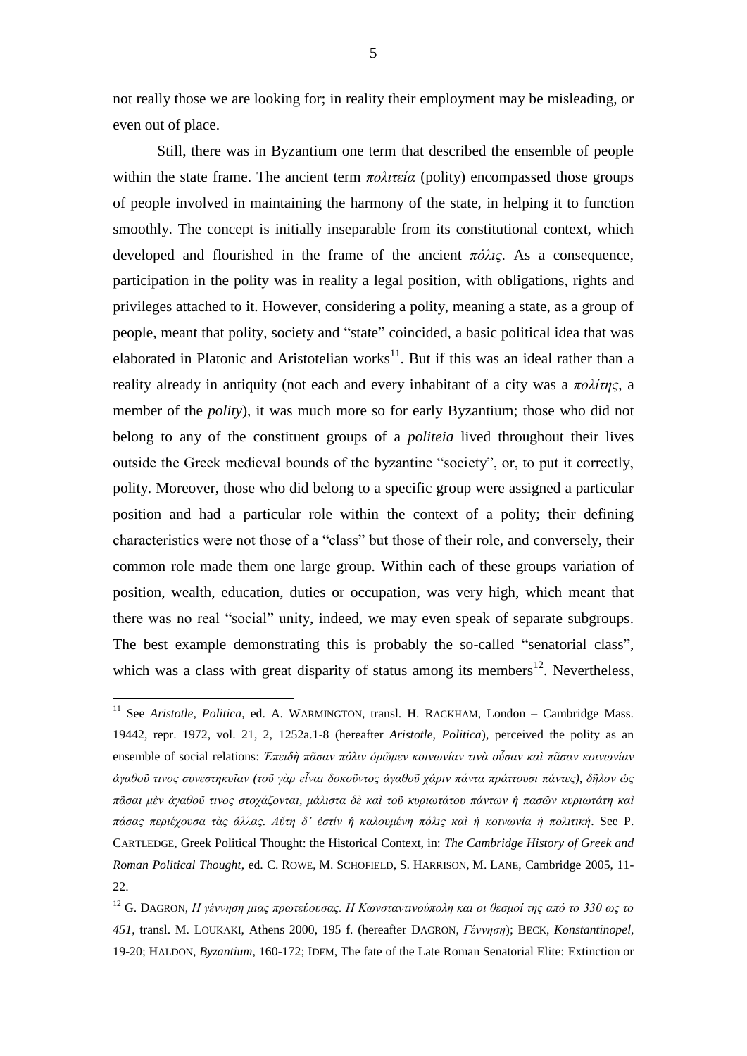not really those we are looking for; in reality their employment may be misleading, or even out of place.

Still, there was in Byzantium one term that described the ensemble of people within the state frame. The ancient term *πολιτεία* (polity) encompassed those groups of people involved in maintaining the harmony of the state, in helping it to function smoothly. The concept is initially inseparable from its constitutional context, which developed and flourished in the frame of the ancient *πόλις*. As a consequence, participation in the polity was in reality a legal position, with obligations, rights and privileges attached to it. However, considering a polity, meaning a state, as a group of people, meant that polity, society and "state" coincided, a basic political idea that was elaborated in Platonic and Aristotelian works[11]. But if this was an ideal rather than a reality already in antiquity (not each and every inhabitant of a city was a *πολίτης*, a member of the *polity*), it was much more so for early Byzantium; those who did not belong to any of the constituent groups of a *politeia* lived throughout their lives outside the Greek medieval bounds of the byzantine "society", or, to put it correctly, polity. Moreover, those who did belong to a specific group were assigned a particular position and had a particular role within the context of a polity; their defining characteristics were not those of a "class" but those of their role, and conversely, their common role made them one large group. Within each of these groups variation of position, wealth, education, duties or occupation, was very high, which meant that there was no real "social" unity, indeed, we may even speak of separate subgroups. The best example demonstrating this is probably the so-called "senatorial class", which was a class with great disparity of status among its members[12]. Nevertheless,

---

[11] See *Aristotle, Politica*, ed. A. WARMINGTON, transl. H. RACKHAM, London – Cambridge Mass. 19442, repr. 1972, vol. 21, 2, 1252a.1-8 (hereafter *Aristotle, Politica*), perceived the polity as an ensemble of social relations: *Ἐπειδὴ πᾶσαν πόλιν ὁρῶμεν κοινωνίαν τινὰ οὖσαν καὶ πᾶσαν κοινωνίαν ἀγαθοῦ τινος συνεστηκυῖαν (τοῦ γὰρ εἶναι δοκοῦντος ἀγαθοῦ χάριν πάντα πράττουσι πάντες), δῆλον ὡς πᾶσαι μὲν ἀγαθοῦ τινος στοχάζονται, μάλιστα δὲ καὶ τοῦ κυριωτάτου πάντων ἡ πασῶν κυριωτάτη καὶ πάσας περιέχουσα τὰς ἄλλας. Αὕτη δ' ἐστίν ἡ καλουμένη πόλις καὶ ἡ κοινωνία ἡ πολιτική*. See P. CARTLEDGE, Greek Political Thought: the Historical Context, in: *The Cambridge History of Greek and Roman Political Thought*, ed. C. ROWE, M. SCHOFIELD, S. HARRISON, M. LANE, Cambridge 2005, 11-22.

[12] G. DAGRON, *Η γέννηση μιας πρωτεύουσας. Η Κωνσταντινούπολη και οι θεσμοί της από το 330 ως το 451*, transl. M. LOUKAKI, Athens 2000, 195 f. (hereafter DAGRON, *Γέννηση*); BECK, *Konstantinopel*, 19-20; HALDON, *Byzantium*, 160-172; IDEM, The fate of the Late Roman Senatorial Elite: Extinction or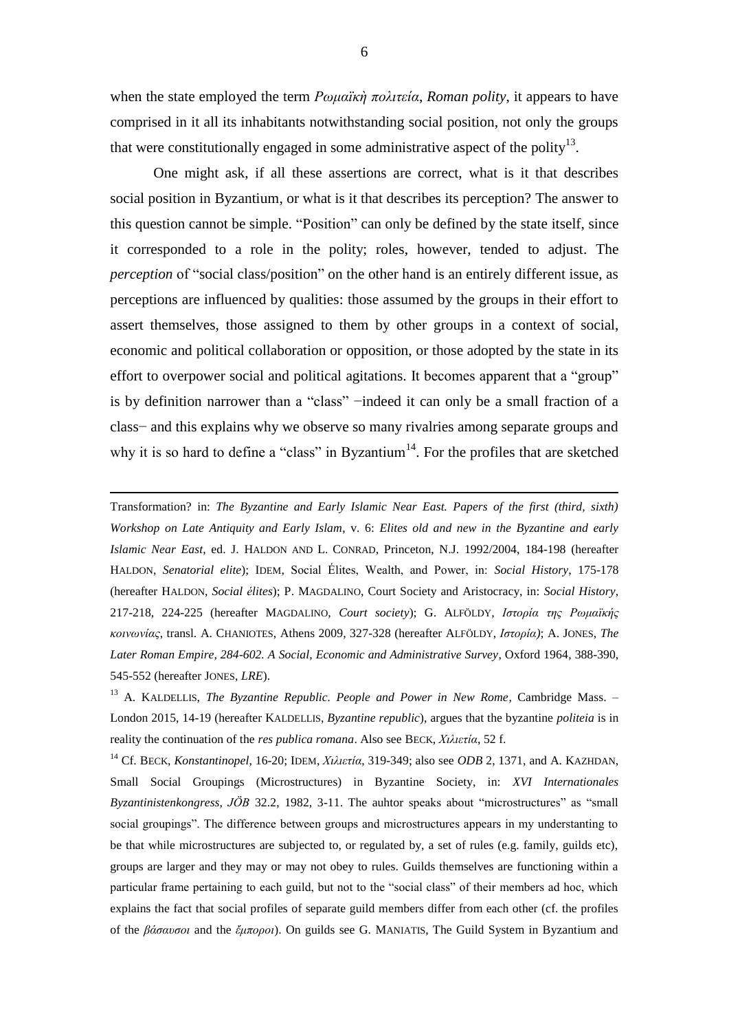when the state employed the term *Ῥωμαϊκὴ πολιτεία*, *Roman polity*, it appears to have comprised in it all its inhabitants notwithstanding social position, not only the groups that were constitutionally engaged in some administrative aspect of the polity[13].

One might ask, if all these assertions are correct, what is it that describes social position in Byzantium, or what is it that describes its perception? The answer to this question cannot be simple. "Position" can only be defined by the state itself, since it corresponded to a role in the polity; roles, however, tended to adjust. The *perception* of "social class/position" on the other hand is an entirely different issue, as perceptions are influenced by qualities: those assumed by the groups in their effort to assert themselves, those assigned to them by other groups in a context of social, economic and political collaboration or opposition, or those adopted by the state in its effort to overpower social and political agitations. It becomes apparent that a "group" is by definition narrower than a "class" −indeed it can only be a small fraction of a class− and this explains why we observe so many rivalries among separate groups and why it is so hard to define a "class" in Byzantium[14]. For the profiles that are sketched

---

Transformation? in: *The Byzantine and Early Islamic Near East. Papers of the first (third, sixth) Workshop on Late Antiquity and Early Islam*, v. 6: *Elites old and new in the Byzantine and early Islamic Near East*, ed. J. HALDON AND L. CONRAD, Princeton, N.J. 1992/2004, 184-198 (hereafter HALDON, *Senatorial elite*); IDEM, Social Élites, Wealth, and Power, in: *Social History*, 175-178 (hereafter HALDON, *Social élites*); P. MAGDALINO, Court Society and Aristocracy, in: *Social History*, 217-218, 224-225 (hereafter MAGDALINO, *Court society*); G. ALFÖLDY, *Ιστορία της Ρωμαϊκής κοινωνίας*, transl. A. CHANIOTES, Athens 2009, 327-328 (hereafter ALFÖLDY, *Ιστορία)*; A. JONES, *The Later Roman Empire, 284-602. A Social, Economic and Administrative Survey*, Oxford 1964, 388-390, 545-552 (hereafter JONES, *LRE*).

[13] A. KALDELLIS, *The Byzantine Republic. People and Power in New Rome*, Cambridge Mass. – London 2015, 14-19 (hereafter KALDELLIS, *Byzantine republic*), argues that the byzantine *politeia* is in reality the continuation of the *res publica romana*. Also see BECK, *Χιλιετία*, 52 f.

[14] Cf. BECK, *Konstantinopel*, 16-20; IDEM, *Χιλιετία*, 319-349; also see *ODB* 2, 1371, and A. KAZHDAN, Small Social Groupings (Microstructures) in Byzantine Society, in: *XVI Internationales Byzantinistenkongress, JÖB* 32.2, 1982, 3-11. The auhtor speaks about "microstructures" as "small social groupings". The difference between groups and microstructures appears in my understanting to be that while microstructures are subjected to, or regulated by, a set of rules (e.g. family, guilds etc), groups are larger and they may or may not obey to rules. Guilds themselves are functioning within a particular frame pertaining to each guild, but not to the "social class" of their members ad hoc, which explains the fact that social profiles of separate guild members differ from each other (cf. the profiles of the *βάσαυσοι* and the *ἔμποροι*). On guilds see G. MANIATIS, The Guild System in Byzantium and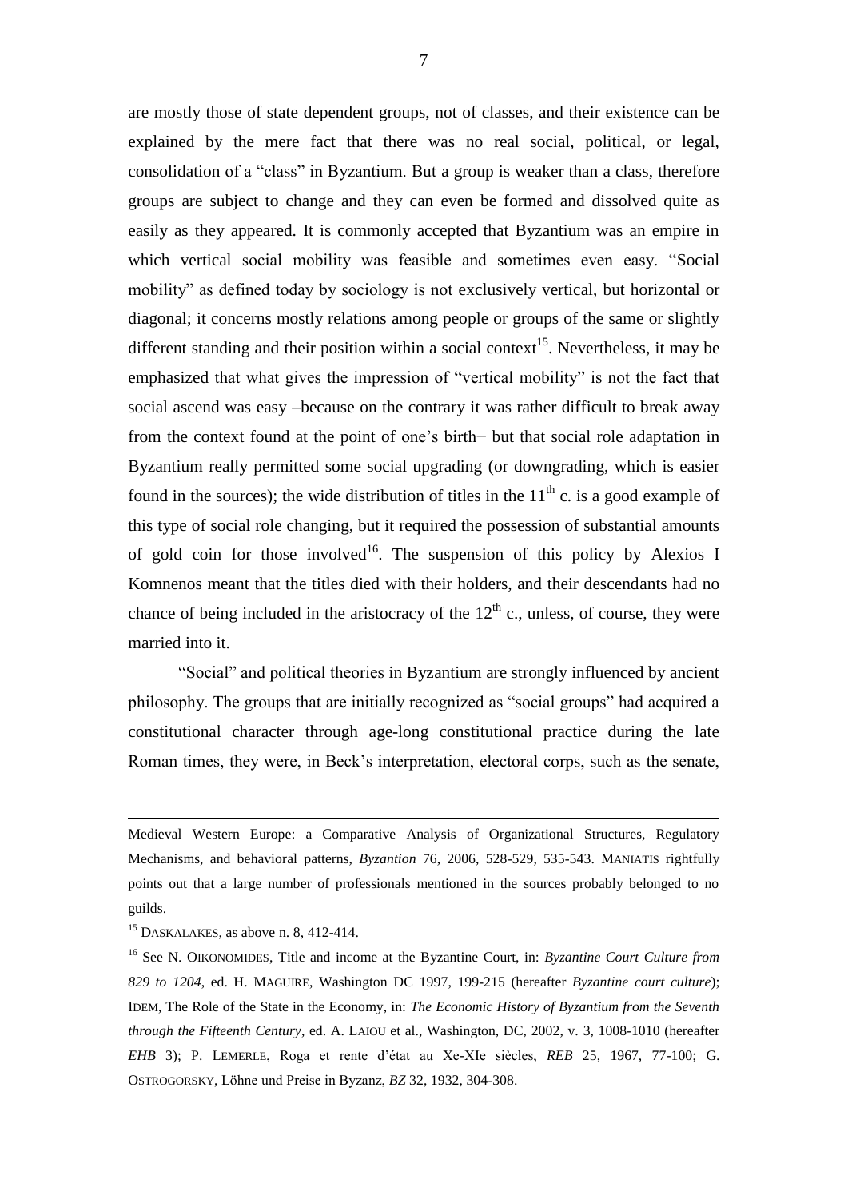are mostly those of state dependent groups, not of classes, and their existence can be explained by the mere fact that there was no real social, political, or legal, consolidation of a "class" in Byzantium. But a group is weaker than a class, therefore groups are subject to change and they can even be formed and dissolved quite as easily as they appeared. It is commonly accepted that Byzantium was an empire in which vertical social mobility was feasible and sometimes even easy. "Social mobility" as defined today by sociology is not exclusively vertical, but horizontal or diagonal; it concerns mostly relations among people or groups of the same or slightly different standing and their position within a social context[15]. Nevertheless, it may be emphasized that what gives the impression of "vertical mobility" is not the fact that social ascend was easy –because on the contrary it was rather difficult to break away from the context found at the point of one's birth− but that social role adaptation in Byzantium really permitted some social upgrading (or downgrading, which is easier found in the sources); the wide distribution of titles in the 11[th] c. is a good example of this type of social role changing, but it required the possession of substantial amounts of gold coin for those involved[16]. The suspension of this policy by Alexios I Komnenos meant that the titles died with their holders, and their descendants had no chance of being included in the aristocracy of the 12[th] c., unless, of course, they were married into it.

"Social" and political theories in Byzantium are strongly influenced by ancient philosophy. The groups that are initially recognized as "social groups" had acquired a constitutional character through age-long constitutional practice during the late Roman times, they were, in Beck's interpretation, electoral corps, such as the senate,

---

Medieval Western Europe: a Comparative Analysis of Organizational Structures, Regulatory Mechanisms, and behavioral patterns, *Byzantion* 76, 2006, 528-529, 535-543. MANIATIS rightfully points out that a large number of professionals mentioned in the sources probably belonged to no guilds.

[15] DASKALAKES, as above n. 8, 412-414.

[16] See N. OIKONOMIDES, Title and income at the Byzantine Court, in: *Byzantine Court Culture from 829 to 1204*, ed. H. MAGUIRE, Washington DC 1997, 199-215 (hereafter *Byzantine court culture*); IDEM, The Role of the State in the Economy, in: *The Economic History of Byzantium from the Seventh through the Fifteenth Century*, ed. A. LAIOU et al., Washington, DC, 2002, v. 3, 1008-1010 (hereafter *EHB* 3); P. LEMERLE, Roga et rente d'état au Xe-XIe siècles, *REB* 25, 1967, 77-100; G. OSTROGORSKY, Löhne und Preise in Byzanz, *BZ* 32, 1932, 304-308.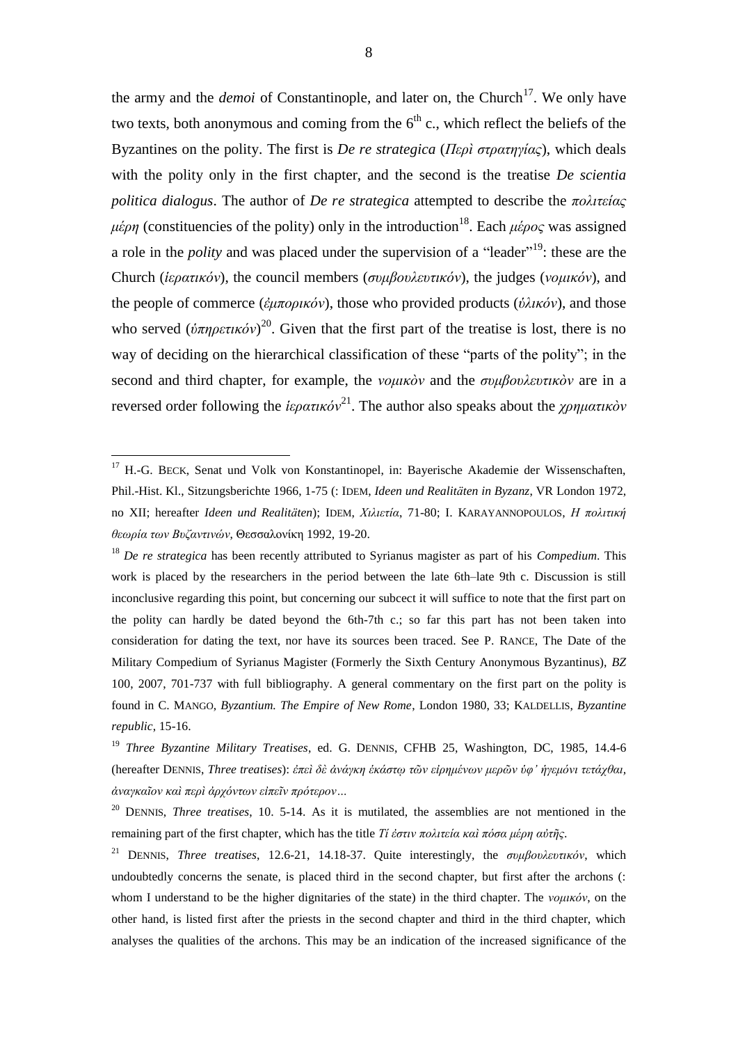the army and the *demoi* of Constantinople, and later on, the Church[17]. We only have two texts, both anonymous and coming from the 6th c., which reflect the beliefs of the Byzantines on the polity. The first is *De re strategica* (*Περὶ στρατηγίας*), which deals with the polity only in the first chapter, and the second is the treatise *De scientia politica dialogus*. The author of *De re strategica* attempted to describe the *πολιτείας μέρη* (constituencies of the polity) only in the introduction[18]. Each *μέρος* was assigned a role in the *polity* and was placed under the supervision of a "leader"[19]: these are the Church (*ἱερατικόν*), the council members (*συμβουλευτικόν*), the judges (*νομικόν*), and the people of commerce (*ἐμπορικόν*), those who provided products (*ὑλικόν*), and those who served (*ὑπηρετικόν*)[20]. Given that the first part of the treatise is lost, there is no way of deciding on the hierarchical classification of these "parts of the polity"; in the second and third chapter, for example, the *νομικὸν* and the *συμβουλευτικὸν* are in a reversed order following the *ἱερατικόν*[21]. The author also speaks about the *χρηματικὸν*

---

[17] H.-G. BECK, Senat und Volk von Konstantinopel, in: Bayerische Akademie der Wissenschaften, Phil.-Hist. Kl., Sitzungsberichte 1966, 1-75 (: IDEM, *Ideen und Realitäten in Byzanz*, VR London 1972, no XII; hereafter *Ideen und Realitäten*); IDEM, *Χιλιετία*, 71-80; I. KARAYANNOPOULOS, *Η πολιτική θεωρία των Βυζαντινών*, Θεσσαλονίκη 1992, 19-20.

[18] *De re strategica* has been recently attributed to Syrianus magister as part of his *Compedium*. This work is placed by the researchers in the period between the late 6th–late 9th c. Discussion is still inconclusive regarding this point, but concerning our subcect it will suffice to note that the first part on the polity can hardly be dated beyond the 6th-7th c.; so far this part has not been taken into consideration for dating the text, nor have its sources been traced. See P. RANCE, The Date of the Military Compedium of Syrianus Magister (Formerly the Sixth Century Anonymous Byzantinus), *BZ* 100, 2007, 701-737 with full bibliography. A general commentary on the first part on the polity is found in C. MANGO, *Byzantium. The Empire of New Rome*, London 1980, 33; KALDELLIS, *Byzantine republic*, 15-16.

[19] *Three Byzantine Military Treatises*, ed. G. DENNIS, CFHB 25, Washington, DC, 1985, 14.4-6 (hereafter DENNIS, *Three treatises*): *ἐπεὶ δὲ ἀνάγκη ἑκάστῳ τῶν εἰρημένων μερῶν ὑφ' ἡγεμόνι τετάχθαι, ἀναγκαῖον καὶ περὶ ἀρχόντων εἰπεῖν πρότερον…*

[20] DENNIS, *Three treatises*, 10. 5-14. As it is mutilated, the assemblies are not mentioned in the remaining part of the first chapter, which has the title *Τί ἐστιν πολιτεία καὶ πόσα μέρη αὐτῆς*.

[21] DENNIS, *Three treatises*, 12.6-21, 14.18-37. Quite interestingly, the *συμβουλευτικόν*, which undoubtedly concerns the senate, is placed third in the second chapter, but first after the archons (: whom I understand to be the higher dignitaries of the state) in the third chapter. The *νομικόν*, on the other hand, is listed first after the priests in the second chapter and third in the third chapter, which analyses the qualities of the archons. This may be an indication of the increased significance of the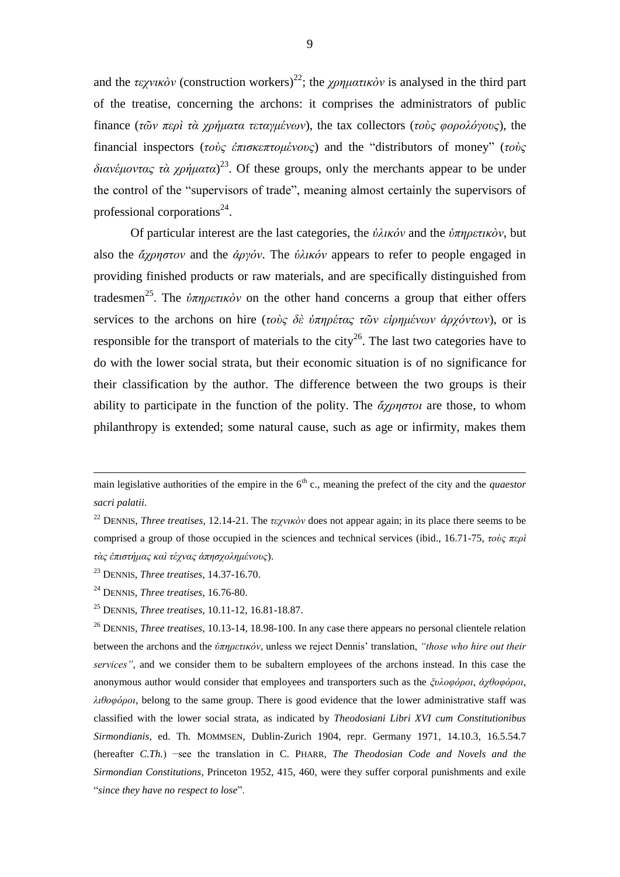and the *τεχνικὸν* (construction workers)[22]; the *χρηματικὸν* is analysed in the third part of the treatise, concerning the archons: it comprises the administrators of public finance (*τῶν περὶ τὰ χρήματα τεταγμένων*), the tax collectors (*τοὺς φορολόγους*), the financial inspectors (*τοὺς ἐπισκεπτομένους*) and the "distributors of money" (*τοὺς διανέμοντας τὰ χρήματα*)[23]. Of these groups, only the merchants appear to be under the control of the "supervisors of trade", meaning almost certainly the supervisors of professional corporations[24].

Of particular interest are the last categories, the *ὑλικόν* and the *ὑπηρετικὸν*, but also the *ἄχρηστον* and the *ἀργόν*. The *ὑλικόν* appears to refer to people engaged in providing finished products or raw materials, and are specifically distinguished from tradesmen[25]. The *ὑπηρετικὸν* on the other hand concerns a group that either offers services to the archons on hire (*τοὺς δὲ ὑπηρέτας τῶν εἰρημένων ἀρχόντων*), or is responsible for the transport of materials to the city[26]. The last two categories have to do with the lower social strata, but their economic situation is of no significance for their classification by the author. The difference between the two groups is their ability to participate in the function of the polity. The *ἄχρηστοι* are those, to whom philanthropy is extended; some natural cause, such as age or infirmity, makes them

---

main legislative authorities of the empire in the 6th c., meaning the prefect of the city and the *quaestor sacri palatii*.

[22] DENNIS, *Three treatises*, 12.14-21. The *τεχνικὸν* does not appear again; in its place there seems to be comprised a group of those occupied in the sciences and technical services (ibid., 16.71-75, *τοὺς περὶ τὰς ἐπιστήμας καὶ τέχνας ἀπησχολημένους*).

[23] DENNIS, *Three treatises*, 14.37-16.70.

[24] DENNIS, *Three treatises*, 16.76-80.

[25] DENNIS, *Three treatises*, 10.11-12, 16.81-18.87.

[26] DENNIS, *Three treatises*, 10.13-14, 18.98-100. In any case there appears no personal clientele relation between the archons and the *ὑπηρετικόν*, unless we reject Dennis' translation, *"those who hire out their services"*, and we consider them to be subaltern employees of the archons instead. In this case the anonymous author would consider that employees and transporters such as the *ξυλοφόροι*, *ἀχθοφόροι*, *λιθοφόροι*, belong to the same group. There is good evidence that the lower administrative staff was classified with the lower social strata, as indicated by *Theodosiani Libri XVI cum Constitutionibus Sirmondianis*, ed. Th. MOMMSEN, Dublin-Zurich 1904, repr. Germany 1971, 14.10.3, 16.5.54.7 (hereafter *C.Th.*) −see the translation in C. PHARR, *The Theodosian Code and Novels and the Sirmondian Constitutions*, Princeton 1952, 415, 460, were they suffer corporal punishments and exile "*since they have no respect to lose*".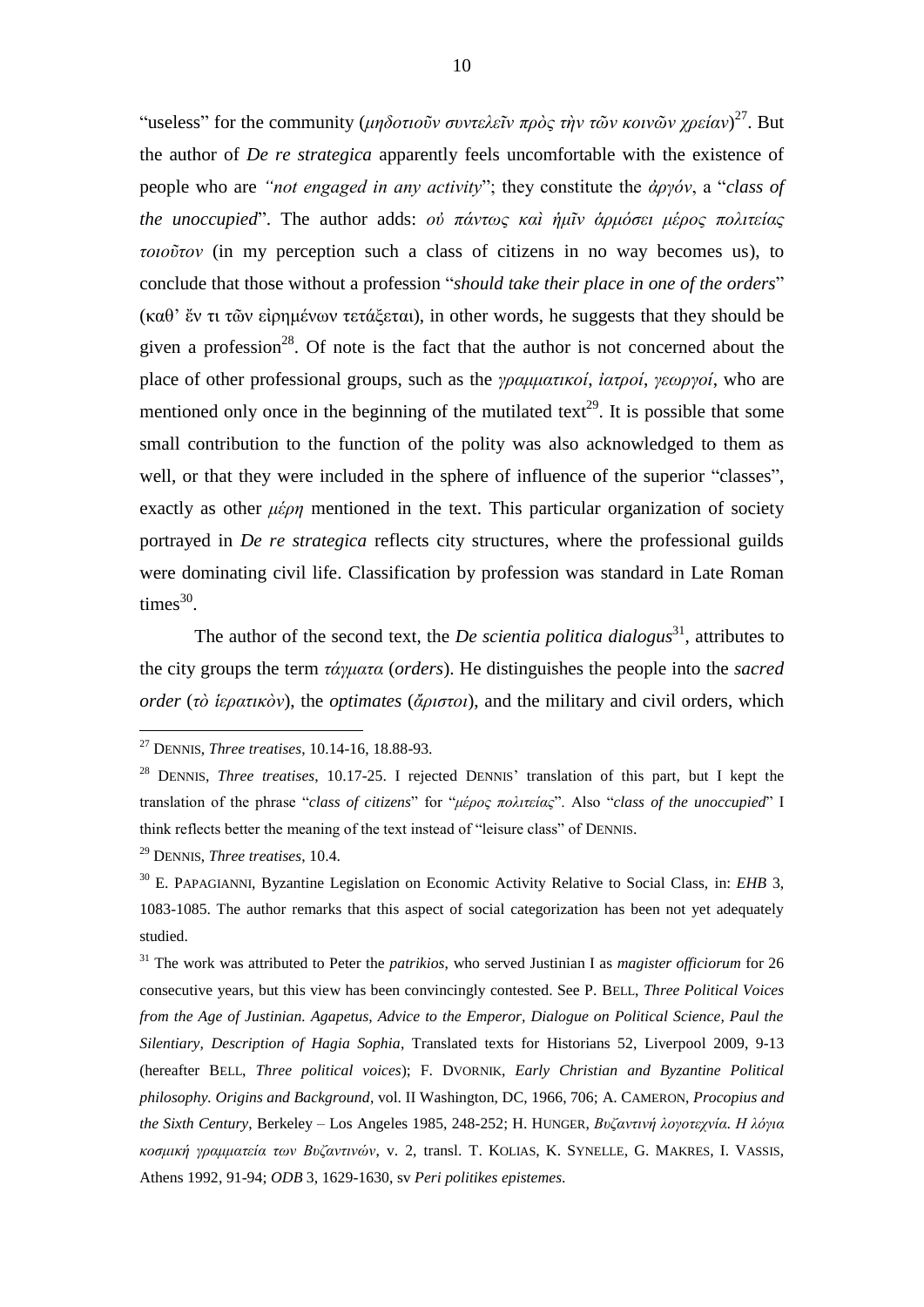"useless" for the community (*μηδοτιοῦν συντελεῖν πρὸς τὴν τῶν κοινῶν χρείαν*)[27]. But the author of *De re strategica* apparently feels uncomfortable with the existence of people who are *"not engaged in any activity*"; they constitute the *ἀργόν*, a "*class of the unoccupied*". The author adds: *οὐ πάντως καὶ ἡμῖν ἁρμόσει μέρος πολιτείας τοιοῦτον* (in my perception such a class of citizens in no way becomes us), to conclude that those without a profession "*should take their place in one of the orders*" (καθ' ἕν τι τῶν εἰρημένων τετάξεται), in other words, he suggests that they should be given a profession[28]. Of note is the fact that the author is not concerned about the place of other professional groups, such as the *γραμματικοί*, *ἰατροί*, *γεωργοί*, who are mentioned only once in the beginning of the mutilated text[29]. It is possible that some small contribution to the function of the polity was also acknowledged to them as well, or that they were included in the sphere of influence of the superior "classes", exactly as other *μέρη* mentioned in the text. This particular organization of society portrayed in *De re strategica* reflects city structures, where the professional guilds were dominating civil life. Classification by profession was standard in Late Roman times[30].

The author of the second text, the ***De scientia politica dialogus***[31], attributes to the city groups the term *τάγματα* (*orders*). He distinguishes the people into the *sacred order* (*τὸ ἱερατικὸν*), the *optimates* (*ἄριστοι*), and the military and civil orders, which

---

[27] DENNIS, *Three treatises*, 10.14-16, 18.88-93.

[28] DENNIS, *Three treatises*, 10.17-25. I rejected DENNIS' translation of this part, but I kept the translation of the phrase "*class of citizens*" for "*μέρος πολιτείας*". Also "*class of the unoccupied*" I think reflects better the meaning of the text instead of "leisure class" of DENNIS.

[29] DENNIS, *Three treatises*, 10.4.

[30] E. PAPAGIANNI, Byzantine Legislation on Economic Activity Relative to Social Class, in: *EHB* 3, 1083-1085. The author remarks that this aspect of social categorization has been not yet adequately studied.

[31] The work was attributed to Peter the *patrikios*, who served Justinian I as *magister officiorum* for 26 consecutive years, but this view has been convincingly contested. See P. BELL, *Three Political Voices from the Age of Justinian. Agapetus, Advice to the Emperor, Dialogue on Political Science, Paul the Silentiary, Description of Hagia Sophia*, Translated texts for Historians 52, Liverpool 2009, 9-13 (hereafter BELL, *Three political voices*); F. DVORNIK, *Early Christian and Byzantine Political philosophy. Origins and Background*, vol. II Washington, DC, 1966, 706; A. CAMERON, *Procopius and the Sixth Century*, Berkeley – Los Angeles 1985, 248-252; H. HUNGER, *Βυζαντινή λογοτεχνία. Η λόγια κοσμική γραμματεία των Βυζαντινών*, v. 2, transl. T. KOLIAS, K. SYNELLE, G. MAKRES, I. VASSIS, Athens 1992, 91-94; *ODB* 3, 1629-1630, sv *Peri politikes epistemes*.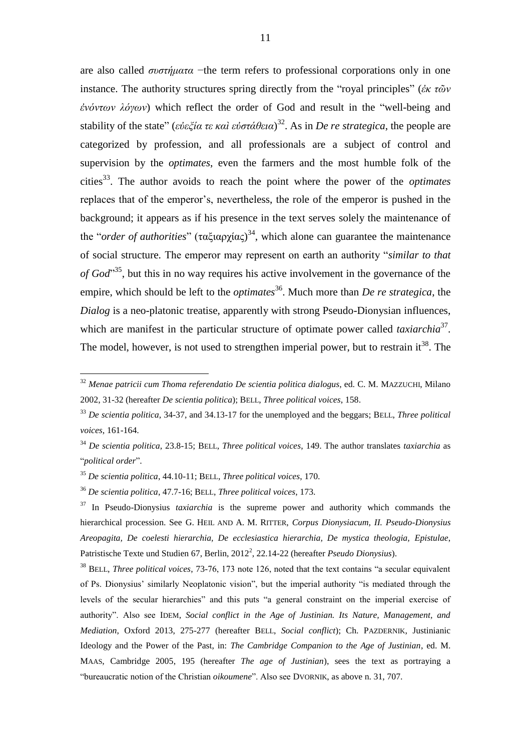are also called *συστήματα* −the term refers to professional corporations only in one instance. The authority structures spring directly from the "royal principles" (*ἐκ τῶν ἐνόντων λόγων*) which reflect the order of God and result in the "well-being and stability of the state" (*εὐεξία τε καὶ εὐστάθεια*)[32]. As in *De re strategica*, the people are categorized by profession, and all professionals are a subject of control and supervision by the *optimates*, even the farmers and the most humble folk of the cities[33]. The author avoids to reach the point where the power of the *optimates* replaces that of the emperor's, nevertheless, the role of the emperor is pushed in the background; it appears as if his presence in the text serves solely the maintenance of the "*order of authorities*" (ταξιαρχίας)[34], which alone can guarantee the maintenance of social structure. The emperor may represent on earth an authority "*similar to that of God*"[35], but this in no way requires his active involvement in the governance of the empire, which should be left to the *optimates*[36]. Much more than *De re strategica*, the *Dialog* is a neo-platonic treatise, apparently with strong Pseudo-Dionysian influences, which are manifest in the particular structure of optimate power called *taxiarchia*[37]. The model, however, is not used to strengthen imperial power, but to restrain it[38]. The

---

[32] *Menae patricii cum Thoma referendatio De scientia politica dialogus*, ed. C. M. MAZZUCHI, Milano 2002, 31-32 (hereafter *De scientia politica*); BELL, *Three political voices*, 158.

[33] *De scientia politica*, 34-37, and 34.13-17 for the unemployed and the beggars; BELL, *Three political voices*, 161-164.

[34] *De scientia politica*, 23.8-15; BELL, *Three political voices*, 149. The author translates *taxiarchia* as "*political order*".

[35] *De scientia politica*, 44.10-11; BELL, *Three political voices*, 170.

[36] *De scientia politica*, 47.7-16; BELL, *Three political voices*, 173.

[37] In Pseudo-Dionysius *taxiarchia* is the supreme power and authority which commands the hierarchical procession. See G. HEIL AND A. M. RITTER, *Corpus Dionysiacum, II. Pseudo-Dionysius Areopagita, De coelesti hierarchia, De ecclesiastica hierarchia, De mystica theologia, Epistulae*, Patristische Texte und Studien 67, Berlin, 2012², 22.14-22 (hereafter *Pseudo Dionysius*).

[38] BELL, *Three political voices*, 73-76, 173 note 126, noted that the text contains "a secular equivalent of Ps. Dionysius' similarly Neoplatonic vision", but the imperial authority "is mediated through the levels of the secular hierarchies" and this puts "a general constraint on the imperial exercise of authority". Also see IDEM, *Social conflict in the Age of Justinian. Its Nature, Management, and Mediation*, Oxford 2013, 275-277 (hereafter BELL, *Social conflict*); Ch. PAZDERNIK, Justinianic Ideology and the Power of the Past, in: *The Cambridge Companion to the Age of Justinian*, ed. M. MAAS, Cambridge 2005, 195 (hereafter *The age of Justinian*), sees the text as portraying a "bureaucratic notion of the Christian *oikoumene*". Also see DVORNIK, as above n. 31, 707.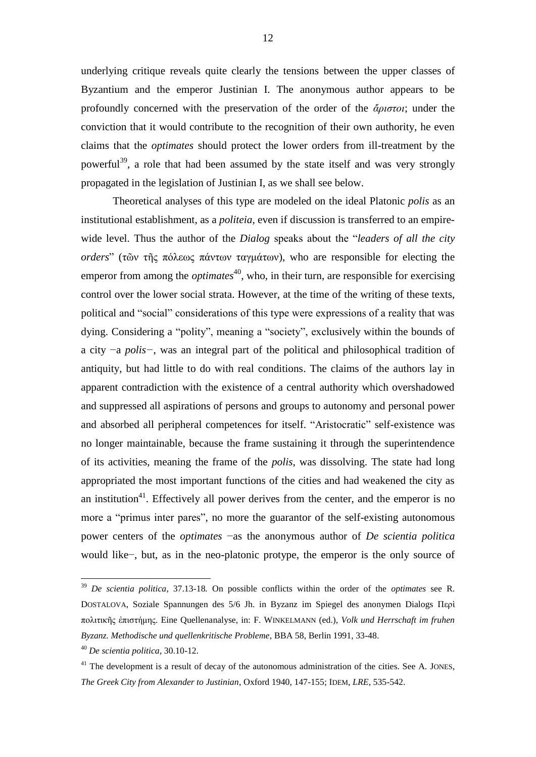underlying critique reveals quite clearly the tensions between the upper classes of Byzantium and the emperor Justinian I. The anonymous author appears to be profoundly concerned with the preservation of the order of the *ἄριστοι*; under the conviction that it would contribute to the recognition of their own authority, he even claims that the *optimates* should protect the lower orders from ill-treatment by the powerful[39], a role that had been assumed by the state itself and was very strongly propagated in the legislation of Justinian I, as we shall see below.

Theoretical analyses of this type are modeled on the ideal Platonic *polis* as an institutional establishment, as a *politeia*, even if discussion is transferred to an empire-wide level. Thus the author of the *Dialog* speaks about the "*leaders of all the city orders*" (τῶν τῆς πόλεως πάντων ταγμάτων), who are responsible for electing the emperor from among the *optimates*[40], who, in their turn, are responsible for exercising control over the lower social strata. However, at the time of the writing of these texts, political and "social" considerations of this type were expressions of a reality that was dying. Considering a "polity", meaning a "society", exclusively within the bounds of a city −a *polis*−, was an integral part of the political and philosophical tradition of antiquity, but had little to do with real conditions. The claims of the authors lay in apparent contradiction with the existence of a central authority which overshadowed and suppressed all aspirations of persons and groups to autonomy and personal power and absorbed all peripheral competences for itself. "Aristocratic" self-existence was no longer maintainable, because the frame sustaining it through the superintendence of its activities, meaning the frame of the *polis*, was dissolving. The state had long appropriated the most important functions of the cities and had weakened the city as an institution[41]. Effectively all power derives from the center, and the emperor is no more a "primus inter pares", no more the guarantor of the self-existing autonomous power centers of the *optimates* −as the anonymous author of *De scientia politica* would like−, but, as in the neo-platonic protype, the emperor is the only source of

---

[39] *De scientia politica*, 37.13-18*.* On possible conflicts within the order of the *optimates* see R. DOSTALOVA, Soziale Spannungen des 5/6 Jh. in Byzanz im Spiegel des anonymen Dialogs Περὶ πολιτικῆς ἐπιστήμης. Eine Quellenanalyse, in: F. WINKELMANN (ed.), *Volk und Herrschaft im fruhen Byzanz. Methodische und quellenkritische Probleme*, BBA 58, Berlin 1991, 33-48.

[40] *De scientia politica*, 30.10-12.

[41] The development is a result of decay of the autonomous administration of the cities. See A. JONES, *The Greek City from Alexander to Justinian*, Oxford 1940, 147-155; IDEM, *LRE*, 535-542.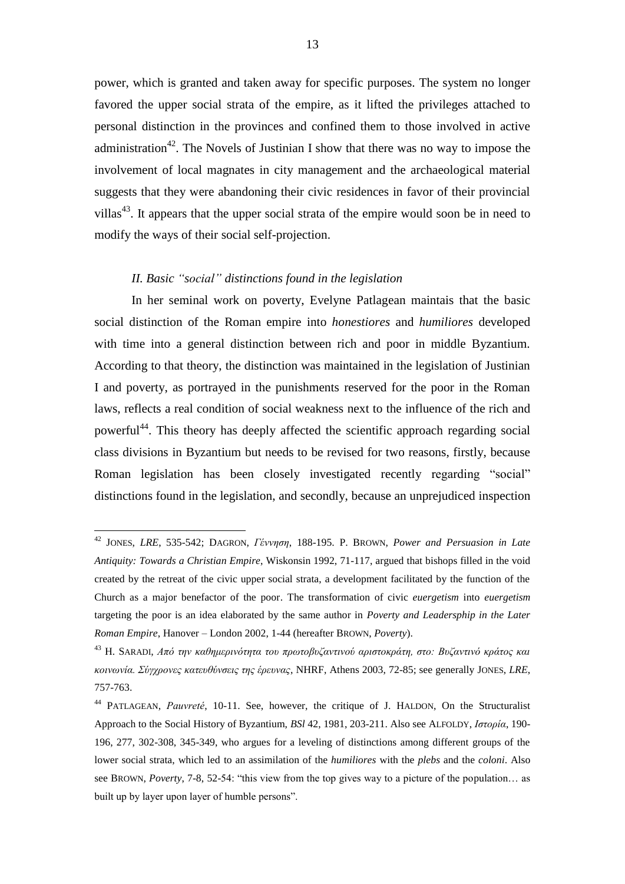power, which is granted and taken away for specific purposes. The system no longer favored the upper social strata of the empire, as it lifted the privileges attached to personal distinction in the provinces and confined them to those involved in active administration[42]. The Novels of Justinian I show that there was no way to impose the involvement of local magnates in city management and the archaeological material suggests that they were abandoning their civic residences in favor of their provincial villas[43]. It appears that the upper social strata of the empire would soon be in need to modify the ways of their social self-projection.

### *II. Basic "social" distinctions found in the legislation*

In her seminal work on poverty, Evelyne Patlagean maintais that the basic social distinction of the Roman empire into *honestiores* and *humiliores* developed with time into a general distinction between rich and poor in middle Byzantium. According to that theory, the distinction was maintained in the legislation of Justinian I and poverty, as portrayed in the punishments reserved for the poor in the Roman laws, reflects a real condition of social weakness next to the influence of the rich and powerful[44]. This theory has deeply affected the scientific approach regarding social class divisions in Byzantium but needs to be revised for two reasons, firstly, because Roman legislation has been closely investigated recently regarding "social" distinctions found in the legislation, and secondly, because an unprejudiced inspection

---

[42] JONES, *LRE*, 535-542; DAGRON, *Γέννηση*, 188-195. P. BROWN, *Power and Persuasion in Late Antiquity: Towards a Christian Empire*, Wiskonsin 1992, 71-117, argued that bishops filled in the void created by the retreat of the civic upper social strata, a development facilitated by the function of the Church as a major benefactor of the poor. The transformation of civic *euergetism* into *euergetism* targeting the poor is an idea elaborated by the same author in *Poverty and Leadersphip in the Later Roman Empire*, Hanover – London 2002, 1-44 (hereafter BROWN, *Poverty*).

[43] H. SARADI, *Από την καθημερινότητα του πρωτοβυζαντινού αριστοκράτη, στο: Βυζαντινό κράτος και κοινωνία. Σύγχρονες κατευθύνσεις της έρευνας*, NHRF, Athens 2003, 72-85; see generally JONES, *LRE*, 757-763.

[44] PATLAGEAN, *Pauvreté*, 10-11. See, however, the critique of J. HALDON, On the Structuralist Approach to the Social History of Byzantium, *BSl* 42, 1981, 203-211. Also see ALFOLDY, *Ιστορία*, 190-196, 277, 302-308, 345-349, who argues for a leveling of distinctions among different groups of the lower social strata, which led to an assimilation of the *humiliores* with the *plebs* and the *coloni*. Also see BROWN, *Poverty*, 7-8, 52-54: "this view from the top gives way to a picture of the population… as built up by layer upon layer of humble persons".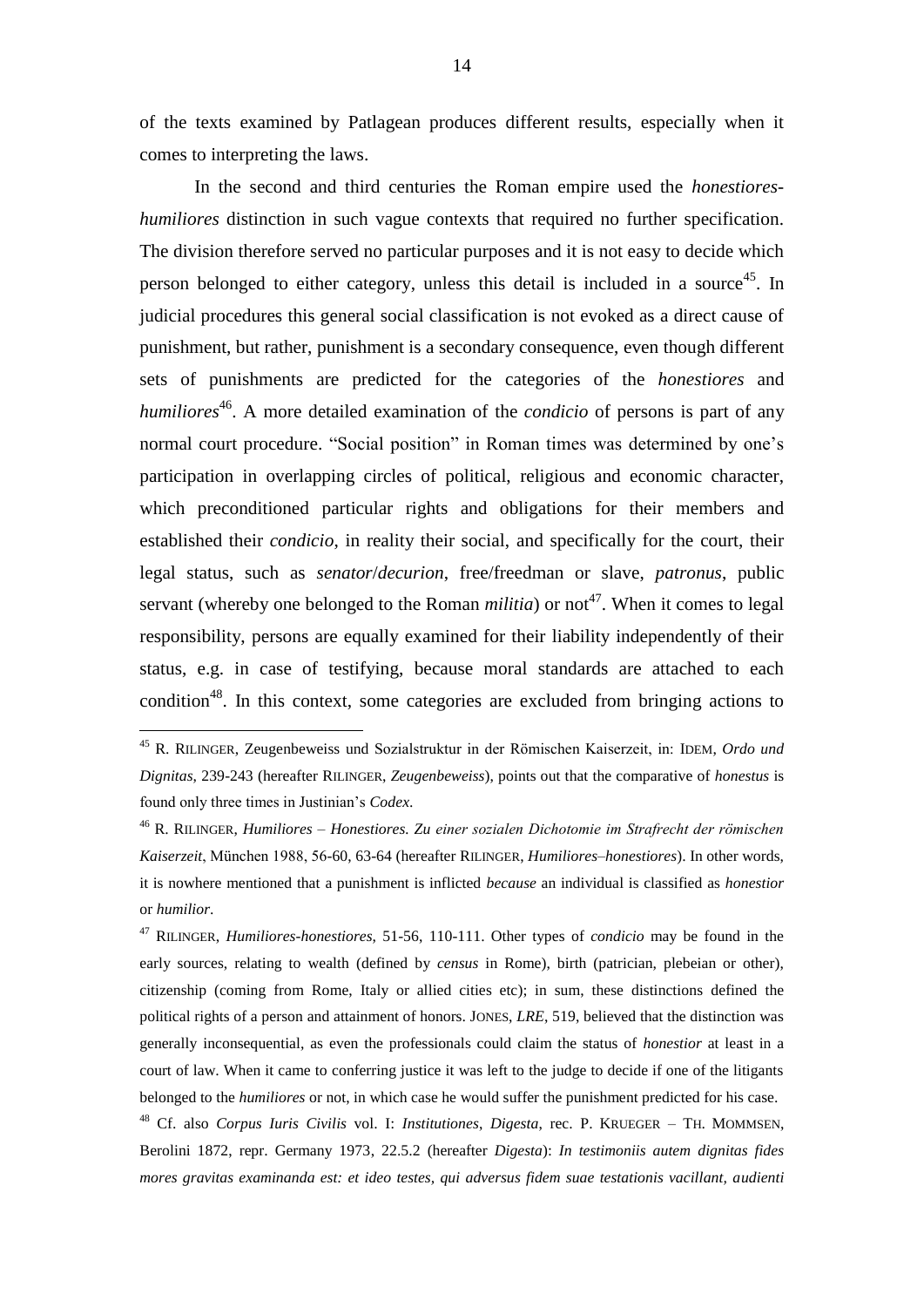of the texts examined by Patlagean produces different results, especially when it comes to interpreting the laws.

In the second and third centuries the Roman empire used the *honestiores-humiliores* distinction in such vague contexts that required no further specification. The division therefore served no particular purposes and it is not easy to decide which person belonged to either category, unless this detail is included in a source[45]. In judicial procedures this general social classification is not evoked as a direct cause of punishment, but rather, punishment is a secondary consequence, even though different sets of punishments are predicted for the categories of the *honestiores* and *humiliores*[46]. A more detailed examination of the *condicio* of persons is part of any normal court procedure. "Social position" in Roman times was determined by one's participation in overlapping circles of political, religious and economic character, which preconditioned particular rights and obligations for their members and established their *condicio*, in reality their social, and specifically for the court, their legal status, such as *senator*/*decurion*, free/freedman or slave, *patronus*, public servant (whereby one belonged to the Roman *militia*) or not[47]. When it comes to legal responsibility, persons are equally examined for their liability independently of their status, e.g. in case of testifying, because moral standards are attached to each condition[48]. In this context, some categories are excluded from bringing actions to

---

[45] R. RILINGER, Zeugenbeweiss und Sozialstruktur in der Römischen Kaiserzeit, in: IDEM, *Ordo und Dignitas*, 239-243 (hereafter RILINGER, *Zeugenbeweiss*), points out that the comparative of *honestus* is found only three times in Justinian's *Codex*.

[46] R. RILINGER, *Humiliores – Honestiores. Zu einer sozialen Dichotomie im Strafrecht der römischen Kaiserzeit*, München 1988, 56-60, 63-64 (hereafter RILINGER, *Humiliores–honestiores*). In other words, it is nowhere mentioned that a punishment is inflicted *because* an individual is classified as *honestior* or *humilior*.

[47] RILINGER, *Humiliores-honestiores*, 51-56, 110-111. Other types of *condicio* may be found in the early sources, relating to wealth (defined by *census* in Rome), birth (patrician, plebeian or other), citizenship (coming from Rome, Italy or allied cities etc); in sum, these distinctions defined the political rights of a person and attainment of honors. JONES, *LRE*, 519, believed that the distinction was generally inconsequential, as even the professionals could claim the status of *honestior* at least in a court of law. When it came to conferring justice it was left to the judge to decide if one of the litigants belonged to the *humiliores* or not, in which case he would suffer the punishment predicted for his case.

[48] Cf. also *Corpus Iuris Civilis* vol. I: *Institutiones*, *Digesta*, rec. P. KRUEGER – TH. MOMMSEN, Berolini 1872, repr. Germany 1973, 22.5.2 (hereafter *Digesta*): *In testimoniis autem dignitas fides mores gravitas examinanda est: et ideo testes, qui adversus fidem suae testationis vacillant, audienti*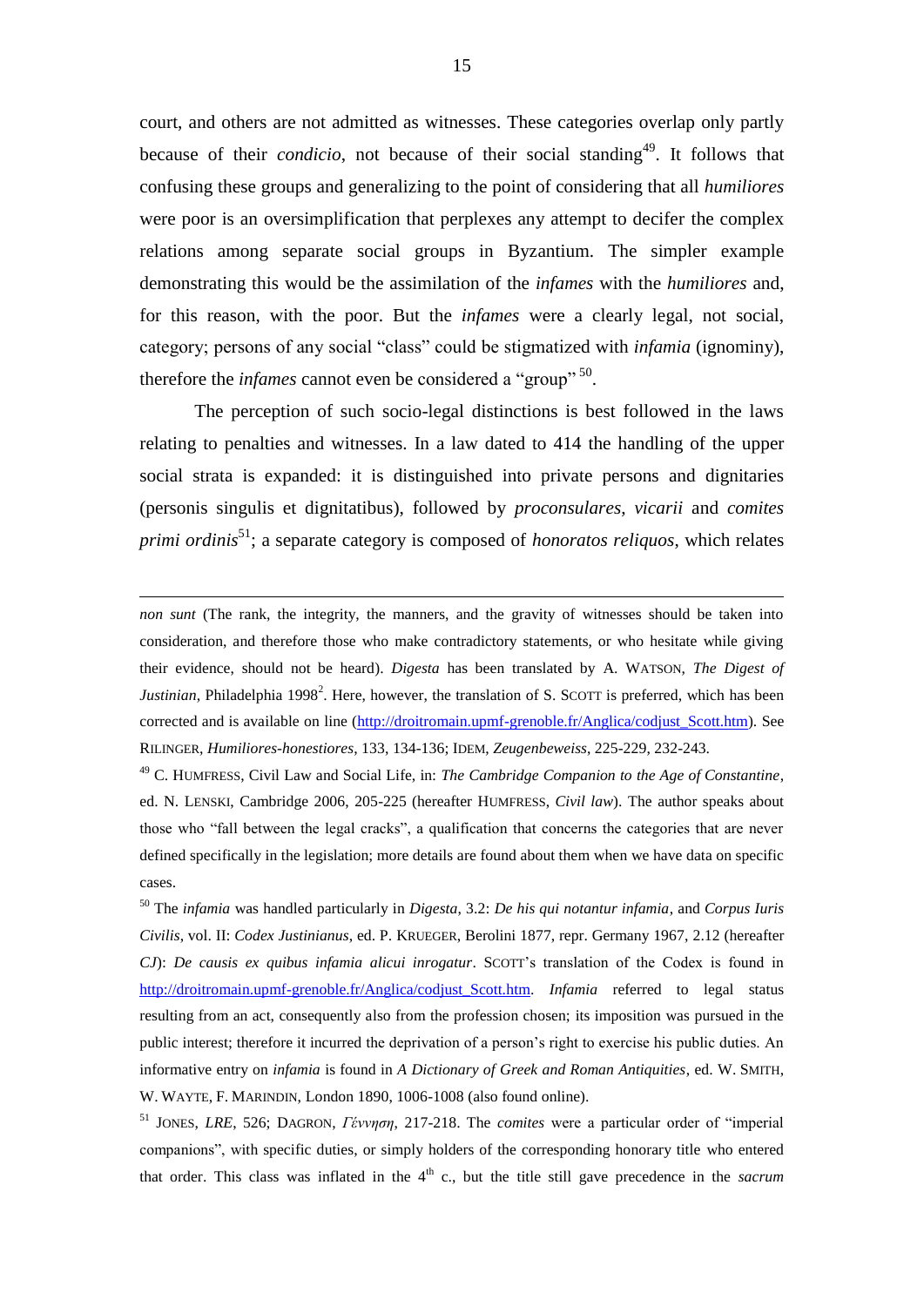court, and others are not admitted as witnesses. These categories overlap only partly because of their *condicio*, not because of their social standing[49]. It follows that confusing these groups and generalizing to the point of considering that all *humiliores* were poor is an oversimplification that perplexes any attempt to decifer the complex relations among separate social groups in Byzantium. The simpler example demonstrating this would be the assimilation of the *infames* with the *humiliores* and, for this reason, with the poor. But the *infames* were a clearly legal, not social, category; persons of any social "class" could be stigmatized with *infamia* (ignominy), therefore the *infames* cannot even be considered a "group"[50].

The perception of such socio-legal distinctions is best followed in the laws relating to penalties and witnesses. In a law dated to 414 the handling of the upper social strata is expanded: it is distinguished into private persons and dignitaries (personis singulis et dignitatibus), followed by *proconsulares*, *vicarii* and *comites primi ordinis*[51]; a separate category is composed of *honoratos reliquos*, which relates

---

*non sunt* (The rank, the integrity, the manners, and the gravity of witnesses should be taken into consideration, and therefore those who make contradictory statements, or who hesitate while giving their evidence, should not be heard). *Digesta* has been translated by A. WATSON, *The Digest of Justinian*, Philadelphia 1998[2]. Here, however, the translation of S. SCOTT is preferred, which has been corrected and is available on line (http://droitromain.upmf-grenoble.fr/Anglica/codjust_Scott.htm). See RILINGER, *Humiliores-honestiores*, 133, 134-136; IDEM, *Zeugenbeweiss*, 225-229, 232-243.

[49] C. HUMFRESS, Civil Law and Social Life, in: *The Cambridge Companion to the Age of Constantine*, ed. N. LENSKI, Cambridge 2006, 205-225 (hereafter HUMFRESS, *Civil law*). The author speaks about those who "fall between the legal cracks", a qualification that concerns the categories that are never defined specifically in the legislation; more details are found about them when we have data on specific cases.

[50] The *infamia* was handled particularly in *Digesta*, 3.2: *De his qui notantur infamia*, and *Corpus Iuris Civilis*, vol. II: *Codex Justinianus*, ed. P. KRUEGER, Berolini 1877, repr. Germany 1967, 2.12 (hereafter *CJ*): *De causis ex quibus infamia alicui inrogatur*. SCOTT's translation of the Codex is found in http://droitromain.upmf-grenoble.fr/Anglica/codjust_Scott.htm. *Infamia* referred to legal status resulting from an act, consequently also from the profession chosen; its imposition was pursued in the public interest; therefore it incurred the deprivation of a person's right to exercise his public duties. An informative entry on *infamia* is found in *A Dictionary of Greek and Roman Antiquities*, ed. W. SMITH, W. WAYTE, F. MARINDIN, London 1890, 1006-1008 (also found online).

[51] JONES, *LRE*, 526; DAGRON, *Γέννηση*, 217-218. The *comites* were a particular order of "imperial companions", with specific duties, or simply holders of the corresponding honorary title who entered that order. This class was inflated in the 4th c., but the title still gave precedence in the *sacrum*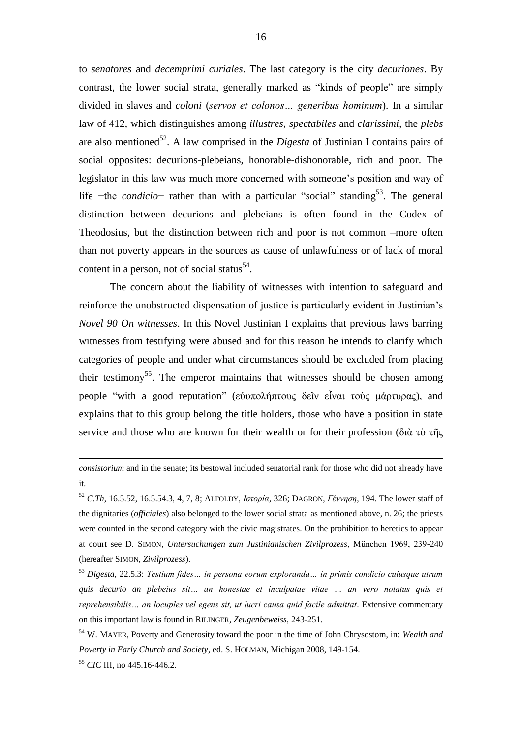to *senatores* and *decemprimi curiales*. The last category is the city *decuriones*. By contrast, the lower social strata, generally marked as "kinds of people" are simply divided in slaves and *coloni* (*servos et colonos… generibus hominum*). In a similar law of 412, which distinguishes among *illustres*, *spectabiles* and *clarissimi*, the *plebs* are also mentioned[52]. A law comprised in the *Digesta* of Justinian I contains pairs of social opposites: decurions-plebeians, honorable-dishonorable, rich and poor. The legislator in this law was much more concerned with someone's position and way of life −the *condicio*− rather than with a particular "social" standing[53]. The general distinction between decurions and plebeians is often found in the Codex of Theodosius, but the distinction between rich and poor is not common –more often than not poverty appears in the sources as cause of unlawfulness or of lack of moral content in a person, not of social status[54].

The concern about the liability of witnesses with intention to safeguard and reinforce the unobstructed dispensation of justice is particularly evident in Justinian's *Novel 90 On witnesses*. In this Novel Justinian I explains that previous laws barring witnesses from testifying were abused and for this reason he intends to clarify which categories of people and under what circumstances should be excluded from placing their testimony[55]. The emperor maintains that witnesses should be chosen among people "with a good reputation" (εὐυπολήπτους δεῖν εἶναι τοὺς μάρτυρας), and explains that to this group belong the title holders, those who have a position in state service and those who are known for their wealth or for their profession (διὰ τὸ τῆς

---

*consistorium* and in the senate; its bestowal included senatorial rank for those who did not already have it.

[52] *C.Th*, 16.5.52, 16.5.54.3, 4, 7, 8; ALFOLDY, *Ιστορία*, 326; DAGRON, *Γέννηση*, 194. The lower staff of the dignitaries (*officiales*) also belonged to the lower social strata as mentioned above, n. 26; the priests were counted in the second category with the civic magistrates. On the prohibition to heretics to appear at court see D. SIMON, *Untersuchungen zum Justinianischen Zivilprozess*, München 1969, 239-240 (hereafter SIMON, *Zivilprozess*).

[53] *Digesta*, 22.5.3: *Testium fides… in persona eorum exploranda… in primis condicio cuiusque utrum quis decurio an plebeius sit… an honestae et inculpatae vitae … an vero notatus quis et reprehensibilis… an locuples vel egens sit, ut lucri causa quid facile admittat*. Extensive commentary on this important law is found in RILINGER, *Zeugenbeweiss*, 243-251.

[54] W. MAYER, Poverty and Generosity toward the poor in the time of John Chrysostom, in: *Wealth and Poverty in Early Church and Society*, ed. S. HOLMAN, Michigan 2008, 149-154.

[55] *CIC* III, no 445.16-446.2.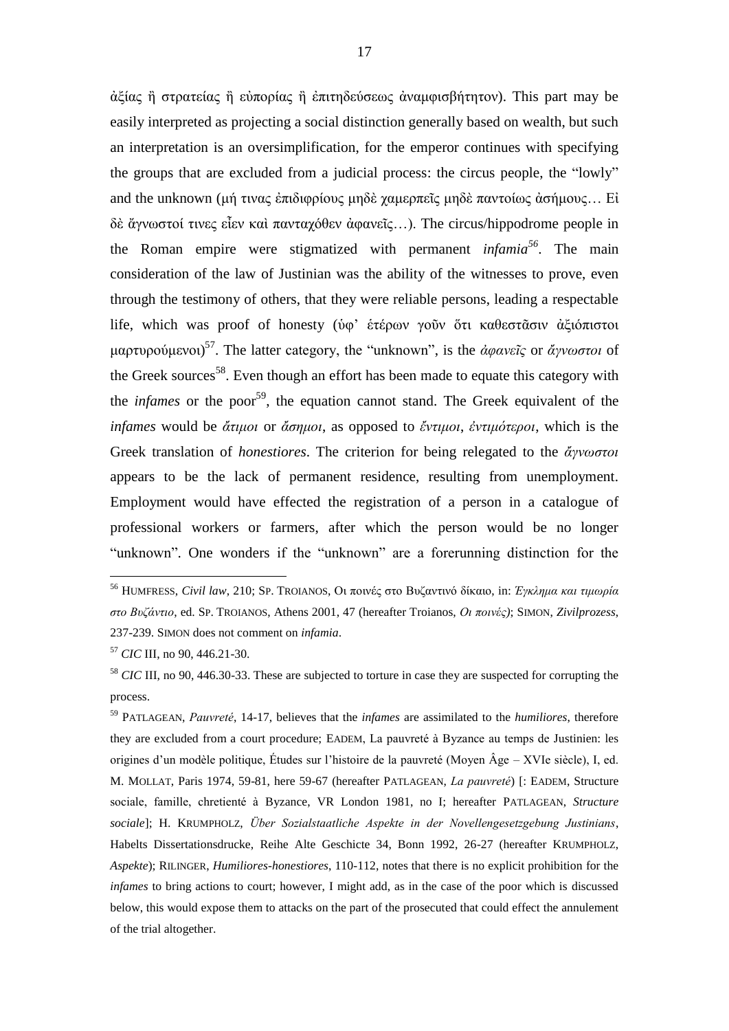ἀξίας ἢ στρατείας ἢ εὐπορίας ἢ ἐπιτηδεύσεως ἀναμφισβήτητον). This part may be easily interpreted as projecting a social distinction generally based on wealth, but such an interpretation is an oversimplification, for the emperor continues with specifying the groups that are excluded from a judicial process: the circus people, the "lowly" and the unknown (μή τινας ἐπιδιφρίους μηδὲ χαμερπεῖς μηδὲ παντοίως ἀσήμους… Εἰ δὲ ἄγνωστοί τινες εἶεν καὶ πανταχόθεν ἀφανεῖς…). The circus/hippodrome people in the Roman empire were stigmatized with permanent *infamia*[56]. The main consideration of the law of Justinian was the ability of the witnesses to prove, even through the testimony of others, that they were reliable persons, leading a respectable life, which was proof of honesty (ὑφ' ἑτέρων γοῦν ὅτι καθεστᾶσιν ἀξιόπιστοι μαρτυρούμενοι)[57]. The latter category, the "unknown", is the *ἀφανεῖς* or *ἄγνωστοι* of the Greek sources[58]. Even though an effort has been made to equate this category with the *infames* or the poor[59], the equation cannot stand. The Greek equivalent of the *infames* would be *ἄτιμοι* or *ἄσημοι*, as opposed to *ἔντιμοι*, *ἐντιμότεροι*, which is the Greek translation of *honestiores*. The criterion for being relegated to the *ἄγνωστοι* appears to be the lack of permanent residence, resulting from unemployment. Employment would have effected the registration of a person in a catalogue of professional workers or farmers, after which the person would be no longer "unknown". One wonders if the "unknown" are a forerunning distinction for the

---

[56] HUMFRESS, *Civil law*, 210; SP. TROIANOS, Οι ποινές στο Βυζαντινό δίκαιο, in: *Έγκλημα και τιμωρία στο Βυζάντιο*, ed. SP. TROIANOS, Athens 2001, 47 (hereafter Troianos, *Οι ποινές)*; SIMON, *Zivilprozess*, 237-239. SIMON does not comment on *infamia*.

[57] *CIC* III, no 90, 446.21-30.

[58] *CIC* III, no 90, 446.30-33. These are subjected to torture in case they are suspected for corrupting the process.

[59] PATLAGEAN, *Pauvreté*, 14-17, believes that the *infames* are assimilated to the *humiliores*, therefore they are excluded from a court procedure; EADEM, La pauvreté à Byzance au temps de Justinien: les origines d'un modèle politique, Études sur l'histoire de la pauvreté (Moyen Âge – XVIe siècle), I, ed. M. MOLLAT, Paris 1974, 59-81, here 59-67 (hereafter PATLAGEAN, *La pauvreté*) [: EADEM, Structure sociale, famille, chretienté à Byzance, VR London 1981, no I; hereafter PATLAGEAN, *Structure sociale*]; H. KRUMPHOLZ, *Über Sozialstaatliche Aspekte in der Novellengesetzgebung Justinians*, Habelts Dissertationsdrucke, Reihe Alte Geschicte 34, Bonn 1992, 26-27 (hereafter KRUMPHOLZ, *Aspekte*); RILINGER, *Humiliores-honestiores*, 110-112, notes that there is no explicit prohibition for the *infames* to bring actions to court; however, I might add, as in the case of the poor which is discussed below, this would expose them to attacks on the part of the prosecuted that could effect the annulement of the trial altogether.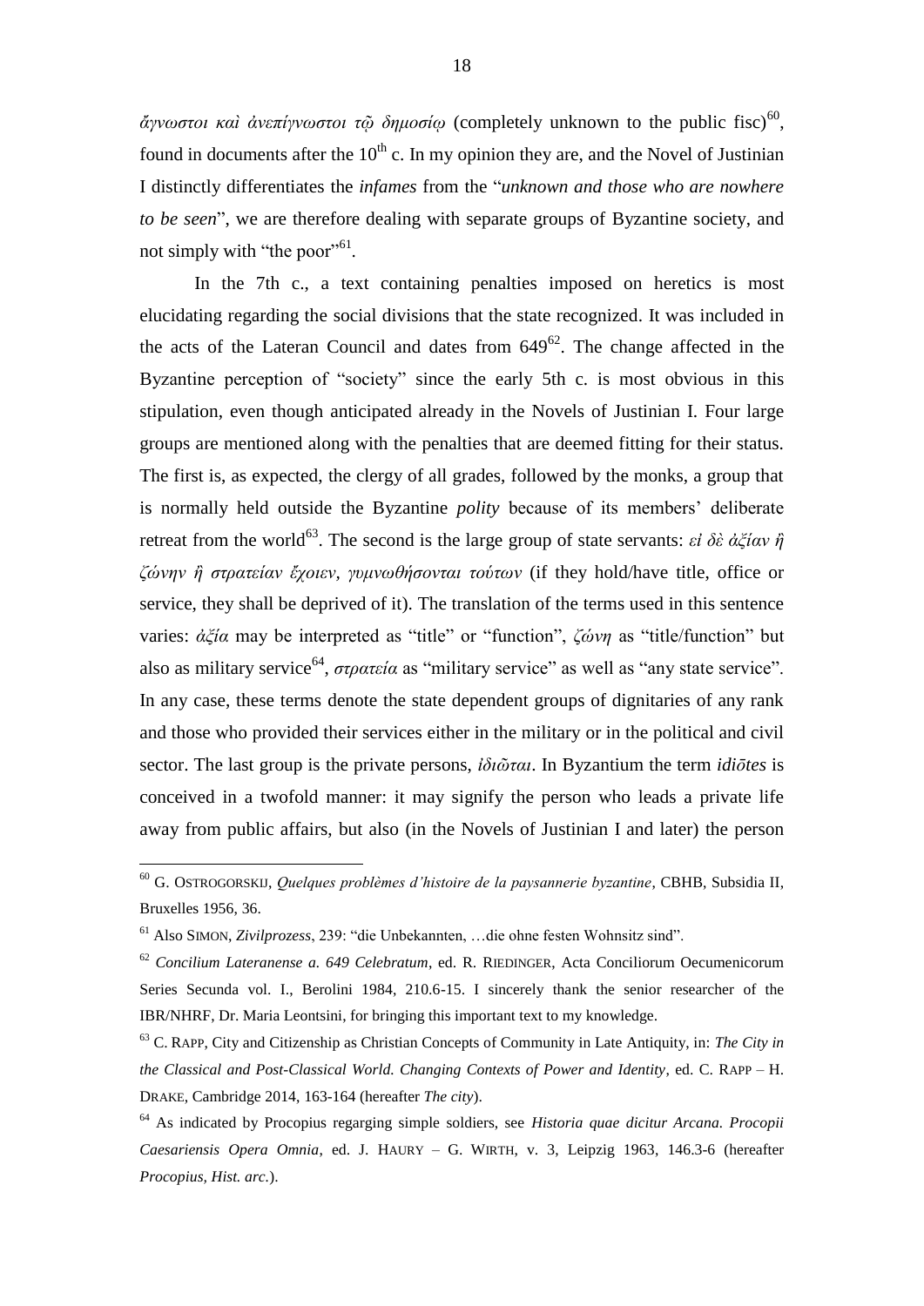*ἄγνωστοι καὶ ἀνεπίγνωστοι τῷ δημοσίῳ* (completely unknown to the public fisc)[60], found in documents after the 10th c. In my opinion they are, and the Novel of Justinian I distinctly differentiates the *infames* from the "*unknown and those who are nowhere to be seen*", we are therefore dealing with separate groups of Byzantine society, and not simply with "the poor"[61].

In the 7th c., a text containing penalties imposed on heretics is most elucidating regarding the social divisions that the state recognized. It was included in the acts of the Lateran Council and dates from 649[62]. The change affected in the Byzantine perception of "society" since the early 5th c. is most obvious in this stipulation, even though anticipated already in the Novels of Justinian I. Four large groups are mentioned along with the penalties that are deemed fitting for their status. The first is, as expected, the clergy of all grades, followed by the monks, a group that is normally held outside the Byzantine *polity* because of its members' deliberate retreat from the world[63]. The second is the large group of state servants: *εἰ δὲ ἀξίαν ἢ ζώνην ἢ στρατείαν ἔχοιεν, γυμνωθήσονται τούτων* (if they hold/have title, office or service, they shall be deprived of it). The translation of the terms used in this sentence varies: *ἀξία* may be interpreted as "title" or "function", *ζώνη* as "title/function" but also as military service[64], *στρατεία* as "military service" as well as "any state service". In any case, these terms denote the state dependent groups of dignitaries of any rank and those who provided their services either in the military or in the political and civil sector. The last group is the private persons, *ἰδιῶται*. In Byzantium the term *idiōtes* is conceived in a twofold manner: it may signify the person who leads a private life away from public affairs, but also (in the Novels of Justinian I and later) the person

---

[60] G. OSTROGORSKIJ, *Quelques problèmes d'histoire de la paysannerie byzantine*, CBHB, Subsidia II, Bruxelles 1956, 36.

[61] Also SIMON, *Zivilprozess*, 239: "die Unbekannten, …die ohne festen Wohnsitz sind".

[62] *Concilium Lateranense a. 649 Celebratum*, ed. R. RIEDINGER, Acta Conciliorum Oecumenicorum Series Secunda vol. I., Berolini 1984, 210.6-15. I sincerely thank the senior researcher of the IBR/NHRF, Dr. Maria Leontsini, for bringing this important text to my knowledge.

[63] C. RAPP, City and Citizenship as Christian Concepts of Community in Late Antiquity, in: *The City in the Classical and Post-Classical World. Changing Contexts of Power and Identity*, ed. C. RAPP – H. DRAKE, Cambridge 2014, 163-164 (hereafter *The city*).

[64] As indicated by Procopius regarging simple soldiers, see *Historia quae dicitur Arcana. Procopii Caesariensis Opera Omnia*, ed. J. HAURY – G. WIRTH, v. 3, Leipzig 1963, 146.3-6 (hereafter *Procopius, Hist. arc.*).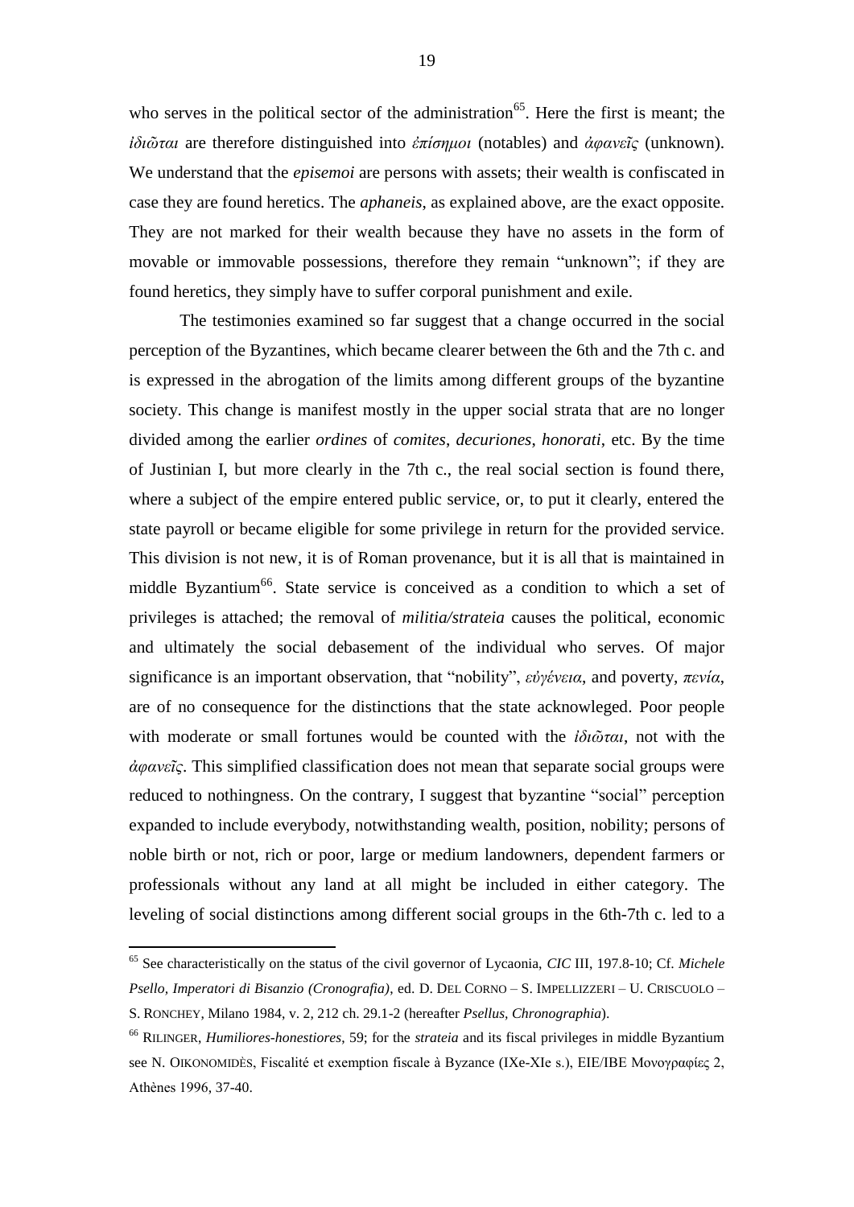who serves in the political sector of the administration[65]. Here the first is meant; the *ἰδιῶται* are therefore distinguished into *ἐπίσημοι* (notables) and *ἀφανεῖς* (unknown). We understand that the *episemoi* are persons with assets; their wealth is confiscated in case they are found heretics. The *aphaneis*, as explained above, are the exact opposite. They are not marked for their wealth because they have no assets in the form of movable or immovable possessions, therefore they remain "unknown"; if they are found heretics, they simply have to suffer corporal punishment and exile.

The testimonies examined so far suggest that a change occurred in the social perception of the Byzantines, which became clearer between the 6th and the 7th c. and is expressed in the abrogation of the limits among different groups of the byzantine society. This change is manifest mostly in the upper social strata that are no longer divided among the earlier *ordines* of *comites*, *decuriones*, *honorati*, etc. By the time of Justinian I, but more clearly in the 7th c., the real social section is found there, where a subject of the empire entered public service, or, to put it clearly, entered the state payroll or became eligible for some privilege in return for the provided service. This division is not new, it is of Roman provenance, but it is all that is maintained in middle Byzantium[66]. State service is conceived as a condition to which a set of privileges is attached; the removal of *militia/strateia* causes the political, economic and ultimately the social debasement of the individual who serves. Of major significance is an important observation, that "nobility", *εὐγένεια*, and poverty, *πενία*, are of no consequence for the distinctions that the state acknowleged. Poor people with moderate or small fortunes would be counted with the *ἰδιῶται*, not with the *ἀφανεῖς*. This simplified classification does not mean that separate social groups were reduced to nothingness. On the contrary, I suggest that byzantine "social" perception expanded to include everybody, notwithstanding wealth, position, nobility; persons of noble birth or not, rich or poor, large or medium landowners, dependent farmers or professionals without any land at all might be included in either category. The leveling of social distinctions among different social groups in the 6th-7th c. led to a

---

[65] See characteristically on the status of the civil governor of Lycaonia, *CIC* III, 197.8-10; Cf. *Michele Psello, Imperatori di Bisanzio (Cronografia)*, ed. D. DEL CORNO – S. IMPELLIZZERI – U. CRISCUOLO – S. RONCHEY, Milano 1984, v. 2, 212 ch. 29.1-2 (hereafter *Psellus, Chronographia*).

[66] RILINGER, *Humiliores-honestiores*, 59; for the *strateia* and its fiscal privileges in middle Byzantium see N. OIKONOMIDÈS, Fiscalité et exemption fiscale à Byzance (IXe-XIe s.), EIE/IBE Μονογραφίες 2, Athènes 1996, 37-40.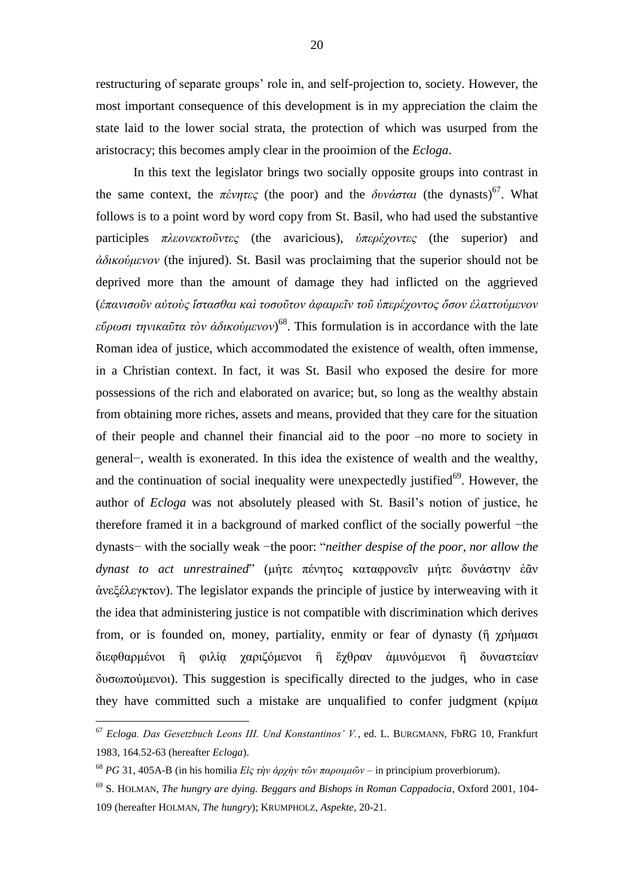restructuring of separate groups' role in, and self-projection to, society. However, the most important consequence of this development is in my appreciation the claim the state laid to the lower social strata, the protection of which was usurped from the aristocracy; this becomes amply clear in the prooimion of the *Ecloga*.

In this text the legislator brings two socially opposite groups into contrast in the same context, the *πένητες* (the poor) and the *δυνάσται* (the dynasts)[67]. What follows is to a point word by word copy from St. Basil, who had used the substantive participles *πλεονεκτοῦντες* (the avaricious), *ὑπερέχοντες* (the superior) and *ἀδικούμενον* (the injured). St. Basil was proclaiming that the superior should not be deprived more than the amount of damage they had inflicted on the aggrieved (*ἐπανισοῦν αὐτοὺς ἵστασθαι καὶ τοσοῦτον ἀφαιρεῖν τοῦ ὑπερέχοντος ὅσον ἐλαττούμενον εὕρωσι τηνικαῦτα τὸν ἀδικούμενον*)[68]. This formulation is in accordance with the late Roman idea of justice, which accommodated the existence of wealth, often immense, in a Christian context. In fact, it was St. Basil who exposed the desire for more possessions of the rich and elaborated on avarice; but, so long as the wealthy abstain from obtaining more riches, assets and means, provided that they care for the situation of their people and channel their financial aid to the poor –no more to society in general−, wealth is exonerated. In this idea the existence of wealth and the wealthy, and the continuation of social inequality were unexpectedly justified[69]. However, the author of *Ecloga* was not absolutely pleased with St. Basil's notion of justice, he therefore framed it in a background of marked conflict of the socially powerful −the dynasts− with the socially weak −the poor: "*neither despise of the poor, nor allow the dynast to act unrestrained*" (μήτε πένητος καταφρονεῖν μήτε δυνάστην ἐᾶν ἀνεξέλεγκτον). The legislator expands the principle of justice by interweaving with it the idea that administering justice is not compatible with discrimination which derives from, or is founded on, money, partiality, enmity or fear of dynasty (ἢ χρήμασι διεφθαρμένοι ἢ φιλίᾳ χαριζόμενοι ἢ ἔχθραν ἀμυνόμενοι ἢ δυναστείαν δυσωπούμενοι). This suggestion is specifically directed to the judges, who in case they have committed such a mistake are unqualified to confer judgment (κρίμα

---

[67] *Ecloga. Das Gesetzbuch Leons III. Und Konstantinos' V.*, ed. L. BURGMANN, FbRG 10, Frankfurt 1983, 164.52-63 (hereafter *Ecloga*).

[68] *PG* 31, 405A-B (in his homilia *Εἰς τὴν ἀρχὴν τῶν παροιμιῶν* – in principium proverbiorum).

[69] S. HOLMAN, *The hungry are dying. Beggars and Bishops in Roman Cappadocia*, Oxford 2001, 104-109 (hereafter HOLMAN, *The hungry*); KRUMPHOLZ, *Aspekte*, 20-21.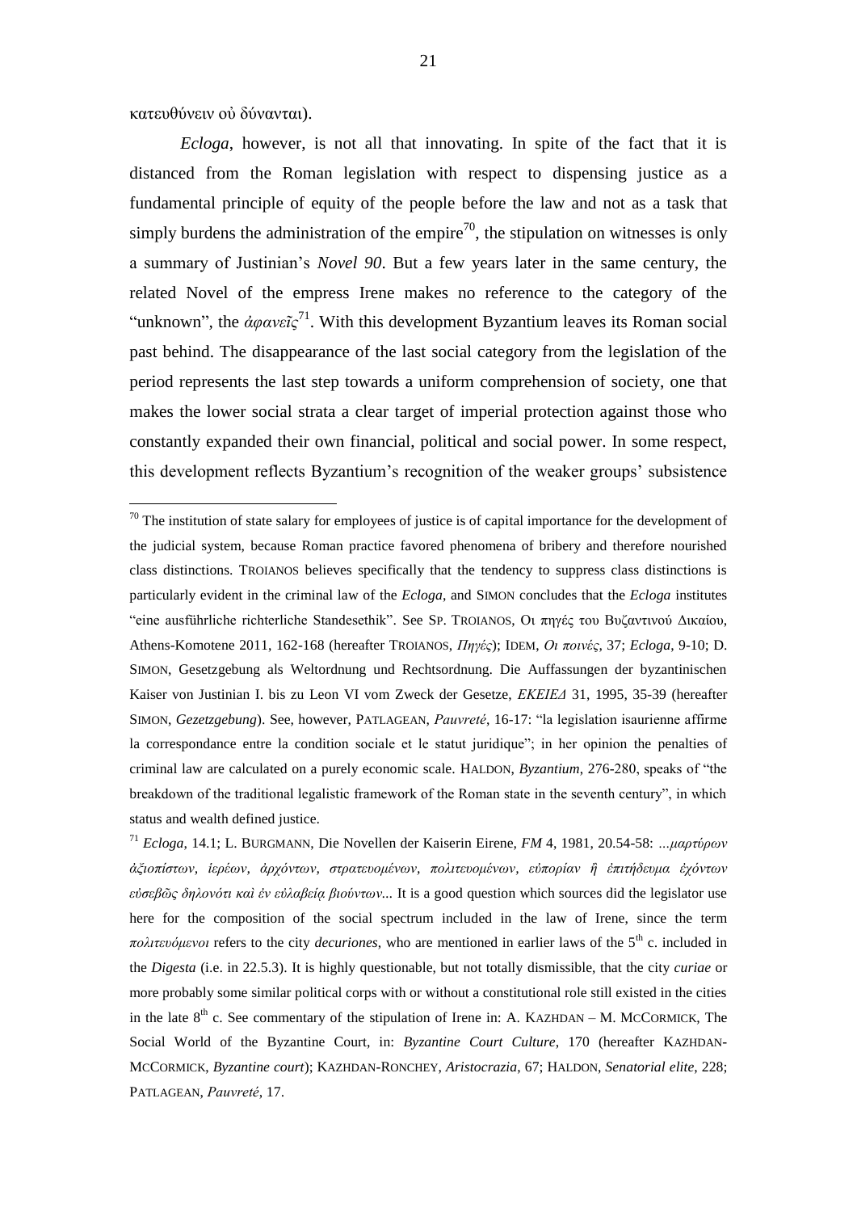κατευθύνειν οὐ δύνανται).

*Ecloga*, however, is not all that innovating. In spite of the fact that it is distanced from the Roman legislation with respect to dispensing justice as a fundamental principle of equity of the people before the law and not as a task that simply burdens the administration of the empire[70], the stipulation on witnesses is only a summary of Justinian's *Novel 90*. But a few years later in the same century, the related Novel of the empress Irene makes no reference to the category of the "unknown", the *ἀφανεῖς*[71]. With this development Byzantium leaves its Roman social past behind. The disappearance of the last social category from the legislation of the period represents the last step towards a uniform comprehension of society, one that makes the lower social strata a clear target of imperial protection against those who constantly expanded their own financial, political and social power. In some respect, this development reflects Byzantium's recognition of the weaker groups' subsistence

---

[70] The institution of state salary for employees of justice is of capital importance for the development of the judicial system, because Roman practice favored phenomena of bribery and therefore nourished class distinctions. TROIANOS believes specifically that the tendency to suppress class distinctions is particularly evident in the criminal law of the *Ecloga*, and SIMON concludes that the *Ecloga* institutes "eine ausführliche richterliche Standesethik". See SP. TROIANOS, Οι πηγές του Βυζαντινού Δικαίου, Athens-Komotene 2011, 162-168 (hereafter TROIANOS, *Πηγές*); IDEM, *Οι ποινές*, 37; *Ecloga*, 9-10; D. SIMON, Gesetzgebung als Weltordnung und Rechtsordnung. Die Auffassungen der byzantinischen Kaiser von Justinian I. bis zu Leon VI vom Zweck der Gesetze, *ΕΚΕΙΕΔ* 31, 1995, 35-39 (hereafter SIMON, *Gezetzgebung*). See, however, PATLAGEAN, *Pauvreté*, 16-17: "la legislation isaurienne affirme la correspondance entre la condition sociale et le statut juridique"; in her opinion the penalties of criminal law are calculated on a purely economic scale. HALDON, *Byzantium*, 276-280, speaks of "the breakdown of the traditional legalistic framework of the Roman state in the seventh century", in which status and wealth defined justice.

[71] *Ecloga*, 14.1; L. BURGMANN, Die Novellen der Kaiserin Eirene, *FM* 4, 1981, 20.54-58: *...μαρτύρων ἀξιοπίστων, ἱερέων, ἀρχόντων, στρατευομένων, πολιτευομένων, εὐπορίαν ἢ ἐπιτήδευμα ἐχόντων εὐσεβῶς δηλονότι καὶ ἐν εὐλαβείᾳ βιούντων...* It is a good question which sources did the legislator use here for the composition of the social spectrum included in the law of Irene, since the term *πολιτευόμενοι* refers to the city *decuriones*, who are mentioned in earlier laws of the 5th c. included in the *Digesta* (i.e. in 22.5.3). It is highly questionable, but not totally dismissible, that the city *curiae* or more probably some similar political corps with or without a constitutional role still existed in the cities in the late 8th c. See commentary of the stipulation of Irene in: A. KAZHDAN – M. MCCORMICK, The Social World of the Byzantine Court, in: *Byzantine Court Culture*, 170 (hereafter KAZHDAN-MCCORMICK, *Byzantine court*); KAZHDAN-RONCHEY, *Aristocrazia*, 67; HALDON, *Senatorial elite*, 228; PATLAGEAN, *Pauvreté*, 17.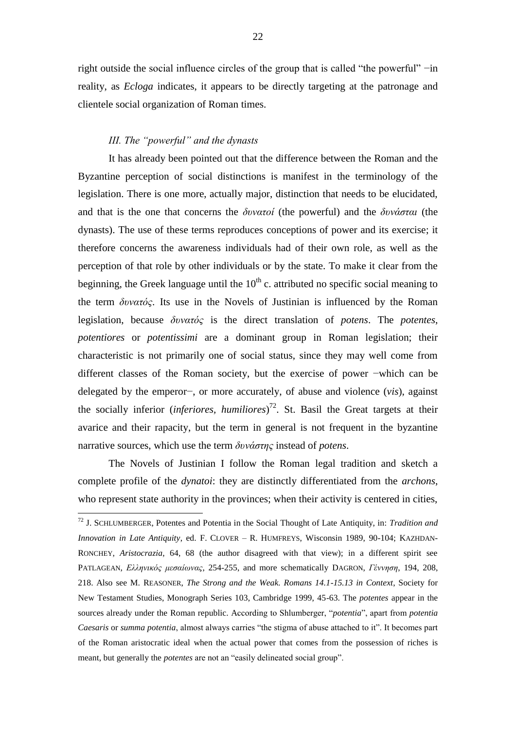right outside the social influence circles of the group that is called "the powerful" −in reality, as *Ecloga* indicates, it appears to be directly targeting at the patronage and clientele social organization of Roman times.

### *III. The "powerful" and the dynasts*

It has already been pointed out that the difference between the Roman and the Byzantine perception of social distinctions is manifest in the terminology of the legislation. There is one more, actually major, distinction that needs to be elucidated, and that is the one that concerns the *δυνατοί* (the powerful) and the *δυνάσται* (the dynasts). The use of these terms reproduces conceptions of power and its exercise; it therefore concerns the awareness individuals had of their own role, as well as the perception of that role by other individuals or by the state. To make it clear from the beginning, the Greek language until the 10th c. attributed no specific social meaning to the term *δυνατός*. Its use in the Novels of Justinian is influenced by the Roman legislation, because *δυνατός* is the direct translation of *potens*. The *potentes*, *potentiores* or *potentissimi* are a dominant group in Roman legislation; their characteristic is not primarily one of social status, since they may well come from different classes of the Roman society, but the exercise of power −which can be delegated by the emperor−, or more accurately, of abuse and violence (*vis*), against the socially inferior (*inferiores*, *humiliores*)[72]. St. Basil the Great targets at their avarice and their rapacity, but the term in general is not frequent in the byzantine narrative sources, which use the term *δυνάστης* instead of *potens*.

The Novels of Justinian I follow the Roman legal tradition and sketch a complete profile of the *dynatoi*: they are distinctly differentiated from the *archons*, who represent state authority in the provinces; when their activity is centered in cities,

---

[72] J. SCHLUMBERGER, Potentes and Potentia in the Social Thought of Late Antiquity, in: *Tradition and Innovation in Late Antiquity*, ed. F. CLOVER – R. HUMFREYS, Wisconsin 1989, 90-104; KAZHDAN-RONCHEY, *Aristocrazia*, 64, 68 (the author disagreed with that view); in a different spirit see PATLAGEAN, *Ελληνικός μεσαίωνας*, 254-255, and more schematically DAGRON, *Γέννηση*, 194, 208, 218. Also see M. REASONER, *The Strong and the Weak. Romans 14.1-15.13 in Context*, Society for New Testament Studies, Monograph Series 103, Cambridge 1999, 45-63. The *potentes* appear in the sources already under the Roman republic. According to Shlumberger, "*potentia*", apart from *potentia Caesaris* or *summa potentia*, almost always carries "the stigma of abuse attached to it". It becomes part of the Roman aristocratic ideal when the actual power that comes from the possession of riches is meant, but generally the *potentes* are not an "easily delineated social group".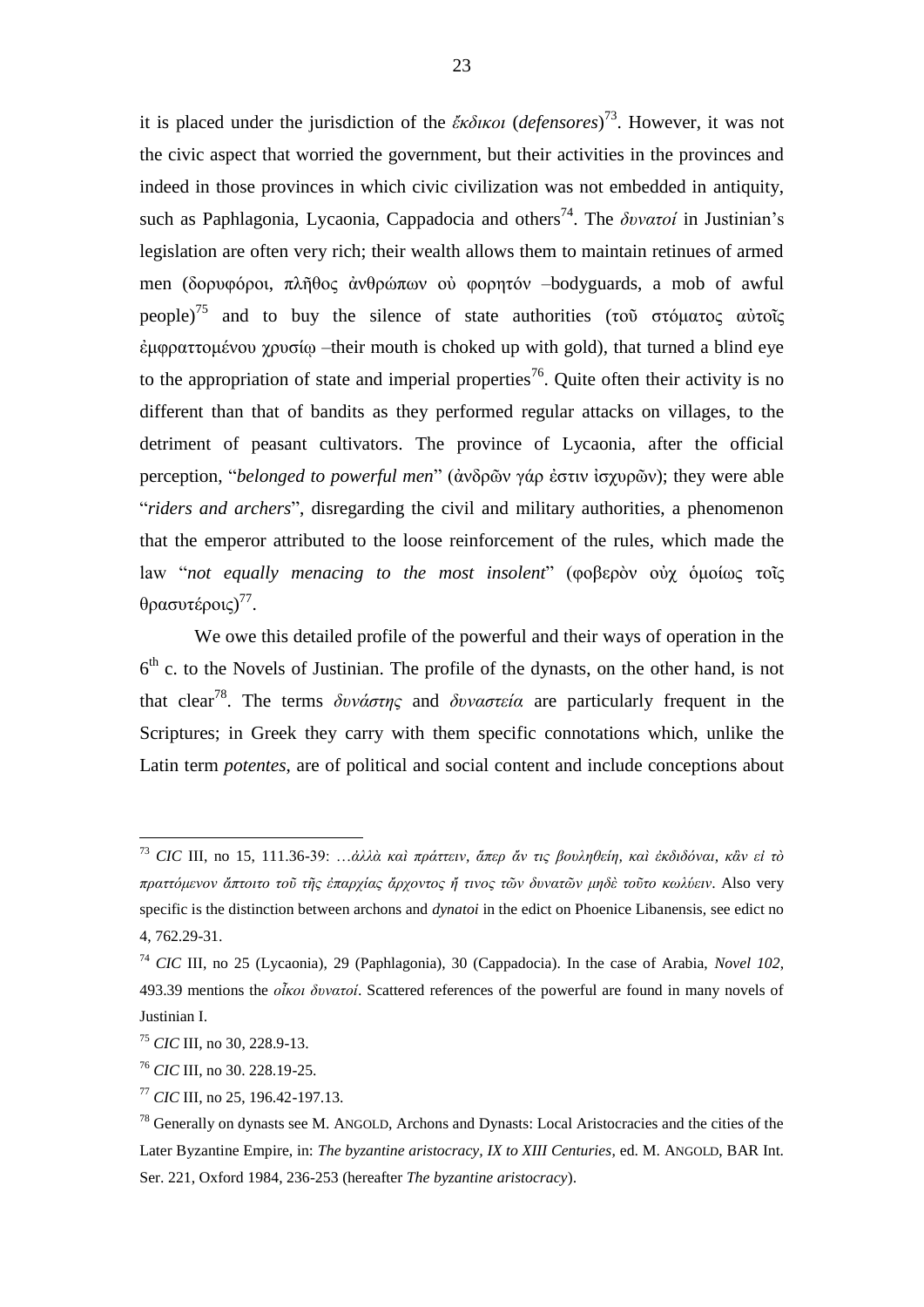it is placed under the jurisdiction of the *ἔκδικοι* (***defensores***)[73]. However, it was not the civic aspect that worried the government, but their activities in the provinces and indeed in those provinces in which civic civilization was not embedded in antiquity, such as Paphlagonia, Lycaonia, Cappadocia and others[74]. The *δυνατοί* in Justinian's legislation are often very rich; their wealth allows them to maintain retinues of armed men (δορυφόροι, πλῆθος ἀνθρώπων οὐ φορητόν –bodyguards, a mob of awful people)[75] and to buy the silence of state authorities (τοῦ στόματος αὐτοῖς ἐμφραττομένου χρυσίῳ –their mouth is choked up with gold), that turned a blind eye to the appropriation of state and imperial properties[76]. Quite often their activity is no different than that of bandits as they performed regular attacks on villages, to the detriment of peasant cultivators. The province of Lycaonia, after the official perception, "*belonged to powerful men*" (ἀνδρῶν γάρ ἐστιν ἰσχυρῶν); they were able "*riders and archers*", disregarding the civil and military authorities, a phenomenon that the emperor attributed to the loose reinforcement of the rules, which made the law "*not equally menacing to the most insolent*" (φοβερὸν οὐχ ὁμοίως τοῖς θρασυτέροις)[77].

We owe this detailed profile of the powerful and their ways of operation in the 6th c. to the Novels of Justinian. The profile of the dynasts, on the other hand, is not that clear[78]. The terms *δυνάστης* and *δυναστεία* are particularly frequent in the Scriptures; in Greek they carry with them specific connotations which, unlike the Latin term *potentes*, are of political and social content and include conceptions about

---

[73] *CIC* III, no 15, 111.36-39: *…ἀλλὰ καὶ πράττειν, ἅπερ ἄν τις βουληθείη, καὶ ἐκδιδόναι, κἂν εἰ τὸ πραττόμενον ἅπτοιτο τοῦ τῆς ἐπαρχίας ἄρχοντος ἤ τινος τῶν δυνατῶν μηδὲ τοῦτο κωλύειν*. Also very specific is the distinction between archons and *dynatoi* in the edict on Phoenice Libanensis, see edict no 4, 762.29-31.

[74] *CIC* III, no 25 (Lycaonia), 29 (Paphlagonia), 30 (Cappadocia). In the case of Arabia, *Novel 102*, 493.39 mentions the *οἶκοι δυνατοί*. Scattered references of the powerful are found in many novels of Justinian I.

[75] *CIC* III, no 30, 228.9-13.

[76] *CIC* III, no 30. 228.19-25.

[77] *CIC* III, no 25, 196.42-197.13.

[78] Generally on dynasts see M. ANGOLD, Archons and Dynasts: Local Aristocracies and the cities of the Later Byzantine Empire, in: *The byzantine aristocracy, IX to XIII Centuries*, ed. M. ANGOLD, BAR Int. Ser. 221, Oxford 1984, 236-253 (hereafter *The byzantine aristocracy*).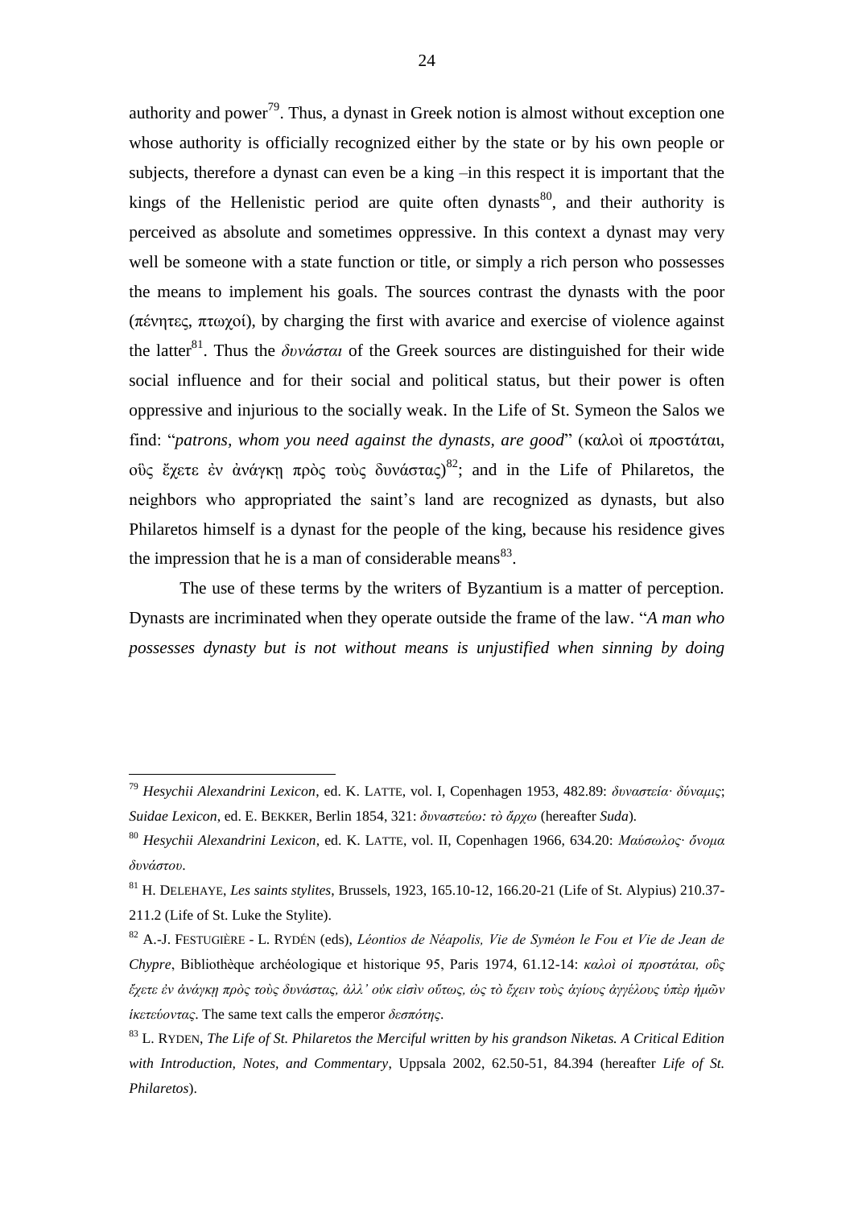authority and power[79]. Thus, a dynast in Greek notion is almost without exception one whose authority is officially recognized either by the state or by his own people or subjects, therefore a dynast can even be a king –in this respect it is important that the kings of the Hellenistic period are quite often dynasts[80], and their authority is perceived as absolute and sometimes oppressive. In this context a dynast may very well be someone with a state function or title, or simply a rich person who possesses the means to implement his goals. The sources contrast the dynasts with the poor (πένητες, πτωχοί), by charging the first with avarice and exercise of violence against the latter[81]. Thus the *δυνάσται* of the Greek sources are distinguished for their wide social influence and for their social and political status, but their power is often oppressive and injurious to the socially weak. In the Life of St. Symeon the Salos we find: "*patrons, whom you need against the dynasts, are good*" (καλοὶ οἱ προστάται, οὓς ἔχετε ἐν ἀνάγκῃ πρὸς τοὺς δυνάστας)[82]; and in the Life of Philaretos, the neighbors who appropriated the saint's land are recognized as dynasts, but also Philaretos himself is a dynast for the people of the king, because his residence gives the impression that he is a man of considerable means[83].

The use of these terms by the writers of Byzantium is a matter of perception. Dynasts are incriminated when they operate outside the frame of the law. "*A man who possesses dynasty but is not without means is unjustified when sinning by doing*

---

[79] *Hesychii Alexandrini Lexicon*, ed. K. LATTE, vol. I, Copenhagen 1953, 482.89: *δυναστεία· δύναμις*; *Suidae Lexicon*, ed. E. BEKKER, Berlin 1854, 321: *δυναστεύω: τὸ ἄρχω* (hereafter *Suda*).

[80] *Hesychii Alexandrini Lexicon*, ed. K. LATTE, vol. II, Copenhagen 1966, 634.20: *Μαύσωλος· ὄνομα δυνάστου*.

[81] H. DELEHAYE, *Les saints stylites*, Brussels, 1923, 165.10-12, 166.20-21 (Life of St. Alypius) 210.37-211.2 (Life of St. Luke the Stylite).

[82] A.-J. FESTUGIÈRE - L. RYDÉN (eds), *Léontios de Néapolis, Vie de Syméon le Fou et Vie de Jean de Chypre*, Bibliothèque archéologique et historique 95, Paris 1974, 61.12-14: *καλοὶ οἱ προστάται, οὓς ἔχετε ἐν ἀνάγκῃ πρὸς τοὺς δυνάστας, ἀλλ' οὐκ εἰσὶν οὕτως, ὡς τὸ ἔχειν τοὺς ἁγίους ἀγγέλους ὑπὲρ ἡμῶν ἱκετεύοντας*. The same text calls the emperor *δεσπότης*.

[83] L. RYDEN, *The Life of St. Philaretos the Merciful written by his grandson Niketas. A Critical Edition with Introduction, Notes, and Commentary*, Uppsala 2002, 62.50-51, 84.394 (hereafter *Life of St. Philaretos*).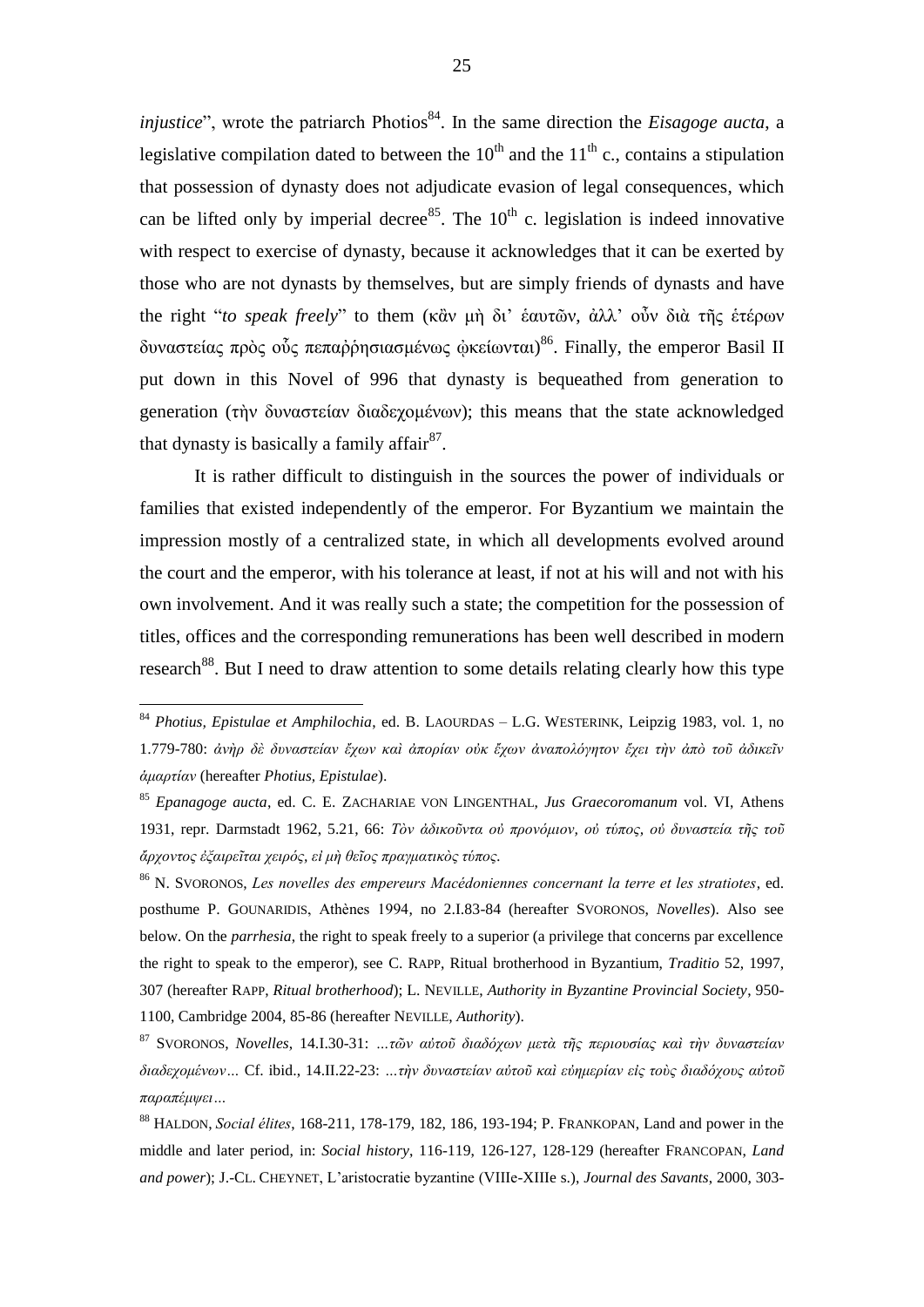*injustice*", wrote the patriarch Photios[84]. In the same direction the *Eisagoge aucta*, a legislative compilation dated to between the 10[th] and the 11[th] c., contains a stipulation that possession of dynasty does not adjudicate evasion of legal consequences, which can be lifted only by imperial decree[85]. The 10[th] c. legislation is indeed innovative with respect to exercise of dynasty, because it acknowledges that it can be exerted by those who are not dynasts by themselves, but are simply friends of dynasts and have the right "*to speak freely*" to them (κἂν μὴ δι' ἑαυτῶν, ἀλλ' οὖν διὰ τῆς ἑτέρων δυναστείας πρὸς οὓς πεπαῤῥησιασμένως ᾠκείωνται)[86]. Finally, the emperor Basil II put down in this Novel of 996 that dynasty is bequeathed from generation to generation (τὴν δυναστείαν διαδεχομένων); this means that the state acknowledged that dynasty is basically a family affair[87].

It is rather difficult to distinguish in the sources the power of individuals or families that existed independently of the emperor. For Byzantium we maintain the impression mostly of a centralized state, in which all developments evolved around the court and the emperor, with his tolerance at least, if not at his will and not with his own involvement. And it was really such a state; the competition for the possession of titles, offices and the corresponding remunerations has been well described in modern research[88]. But I need to draw attention to some details relating clearly how this type

---

[84] *Photius, Epistulae et Amphilochia*, ed. B. LAOURDAS – L.G. WESTERINK, Leipzig 1983, vol. 1, no 1.779-780: *ἀνὴρ δὲ δυναστείαν ἔχων καὶ ἀπορίαν οὐκ ἔχων ἀναπολόγητον ἔχει τὴν ἀπὸ τοῦ ἀδικεῖν ἁμαρτίαν* (hereafter *Photius, Epistulae*).

[85] *Epanagoge aucta*, ed. C. E. ZACHARIAE VON LINGENTHAL, *Jus Graecoromanum* vol. VI, Athens 1931, repr. Darmstadt 1962, 5.21, 66: *Τὸν ἀδικοῦντα οὐ προνόμιον, οὐ τύπος, οὐ δυναστεία τῆς τοῦ ἄρχοντος ἐξαιρεῖται χειρός, εἰ μὴ θεῖος πραγματικὸς τύπος.*

[86] N. SVORONOS, *Les novelles des empereurs Macédoniennes concernant la terre et les stratiotes*, ed. posthume P. GOUNARIDIS, Athènes 1994, no 2.I.83-84 (hereafter SVORONOS, *Novelles*). Also see below. On the *parrhesia*, the right to speak freely to a superior (a privilege that concerns par excellence the right to speak to the emperor), see C. RAPP, Ritual brotherhood in Byzantium, *Traditio* 52, 1997, 307 (hereafter RAPP, *Ritual brotherhood*); L. NEVILLE, *Authority in Byzantine Provincial Society*, 950-1100, Cambridge 2004, 85-86 (hereafter NEVILLE, *Authority*).

[87] SVORONOS, *Novelles*, 14.I.30-31: *…τῶν αὐτοῦ διαδόχων μετὰ τῆς περιουσίας καὶ τὴν δυναστείαν διαδεχομένων…* Cf. ibid., 14.II.22-23: *…τὴν δυναστείαν αὐτοῦ καὶ εὐημερίαν εἰς τοὺς διαδόχους αὐτοῦ παραπέμψει…*

[88] HALDON, *Social élites*, 168-211, 178-179, 182, 186, 193-194; P. FRANKOPAN, Land and power in the middle and later period, in: *Social history*, 116-119, 126-127, 128-129 (hereafter FRANCOPAN, *Land and power*); J.-CL. CHEYNET, L'aristocratie byzantine (VIIIe-XIIIe s.), *Journal des Savants*, 2000, 303-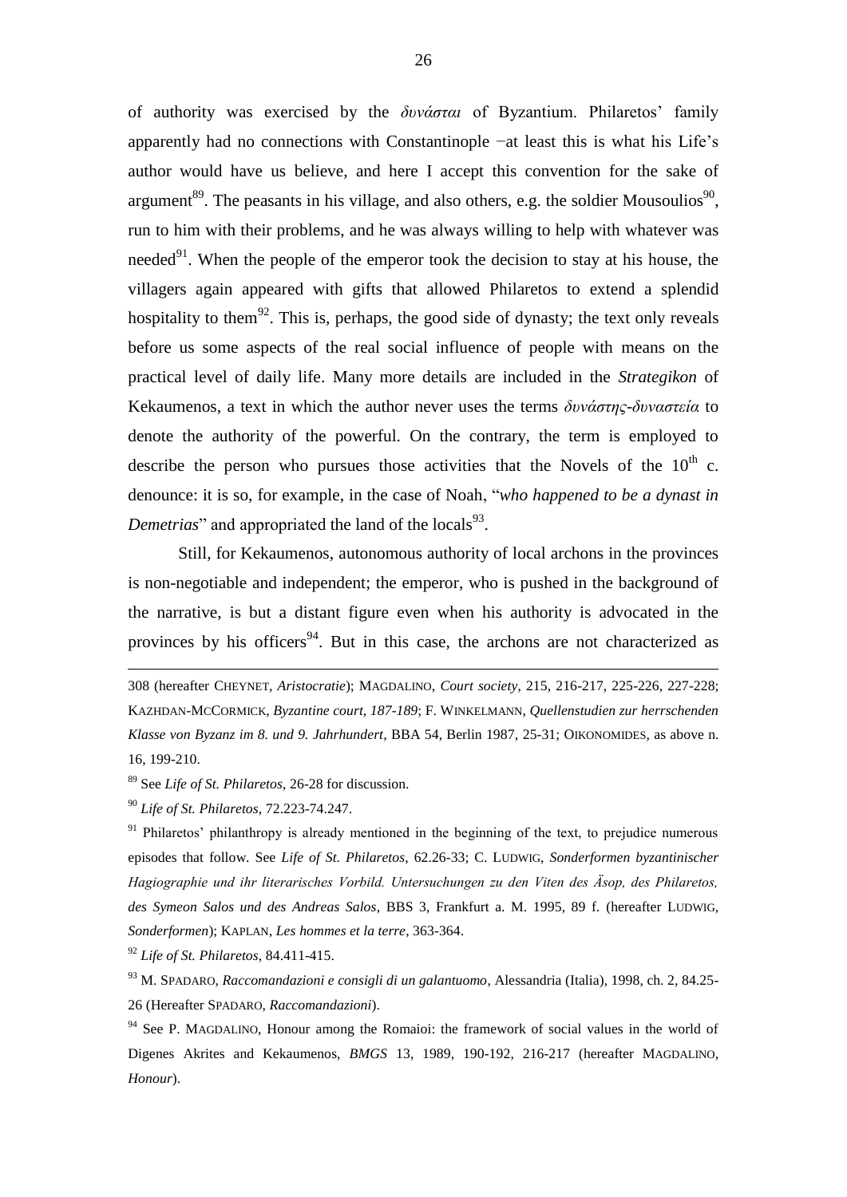of authority was exercised by the *δυνάσται* of Byzantium. Philaretos' family apparently had no connections with Constantinople −at least this is what his Life's author would have us believe, and here I accept this convention for the sake of argument[89]. The peasants in his village, and also others, e.g. the soldier Mousoulios[90], run to him with their problems, and he was always willing to help with whatever was needed[91]. When the people of the emperor took the decision to stay at his house, the villagers again appeared with gifts that allowed Philaretos to extend a splendid hospitality to them[92]. This is, perhaps, the good side of dynasty; the text only reveals before us some aspects of the real social influence of people with means on the practical level of daily life. Many more details are included in the *Strategikon* of Kekaumenos, a text in which the author never uses the terms *δυνάστης-δυναστεία* to denote the authority of the powerful. On the contrary, the term is employed to describe the person who pursues those activities that the Novels of the $10^{th}$ c. denounce: it is so, for example, in the case of Noah, "*who happened to be a dynast in Demetrias*" and appropriated the land of the locals[93].

Still, for Kekaumenos, autonomous authority of local archons in the provinces is non-negotiable and independent; the emperor, who is pushed in the background of the narrative, is but a distant figure even when his authority is advocated in the provinces by his officers[94]. But in this case, the archons are not characterized as

---

308 (hereafter CHEYNET, *Aristocratie*); MAGDALINO, *Court society*, 215, 216-217, 225-226, 227-228; KAZHDAN-MCCORMICK, *Byzantine court, 187-189*; F. WINKELMANN, *Quellenstudien zur herrschenden Klasse von Byzanz im 8. und 9. Jahrhundert*, BBA 54, Berlin 1987, 25-31; OIKONOMIDES, as above n. 16, 199-210.

[89] See *Life of St. Philaretos*, 26-28 for discussion.

[90] *Life of St. Philaretos*, 72.223-74.247.

[91] Philaretos' philanthropy is already mentioned in the beginning of the text, to prejudice numerous episodes that follow. See *Life of St. Philaretos*, 62.26-33; C. LUDWIG, *Sonderformen byzantinischer Hagiographie und ihr literarisches Vorbild. Untersuchungen zu den Viten des Äsop, des Philaretos, des Symeon Salos und des Andreas Salos*, BBS 3, Frankfurt a. M. 1995, 89 f. (hereafter LUDWIG, *Sonderformen*); KAPLAN, *Les hommes et la terre*, 363-364.

[92] *Life of St. Philaretos*, 84.411-415.

[93] M. SPADARO, *Raccomandazioni e consigli di un galantuomo*, Alessandria (Italia), 1998, ch. 2, 84.25-26 (Hereafter SPADARO, *Raccomandazioni*).

[94] See P. MAGDALINO, Honour among the Romaioi: the framework of social values in the world of Digenes Akrites and Kekaumenos, *BMGS* 13, 1989, 190-192, 216-217 (hereafter MAGDALINO, *Honour*).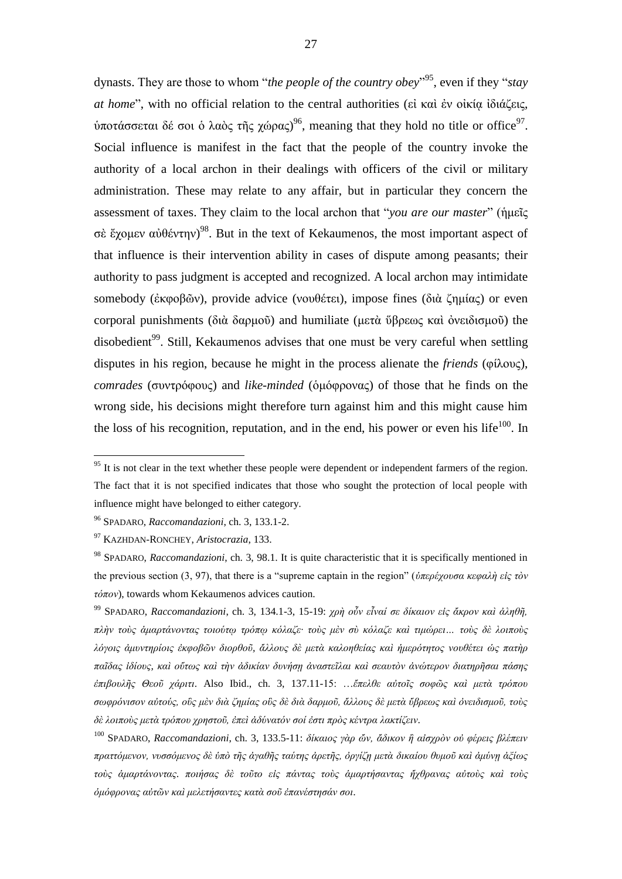dynasts. They are those to whom "*the people of the country obey*"[95], even if they "*stay at home*", with no official relation to the central authorities (εἰ καὶ ἐν οἰκίᾳ ἰδιάζεις, ὑποτάσσεται δέ σοι ὁ λαὸς τῆς χώρας)[96], meaning that they hold no title or office[97]. Social influence is manifest in the fact that the people of the country invoke the authority of a local archon in their dealings with officers of the civil or military administration. These may relate to any affair, but in particular they concern the assessment of taxes. They claim to the local archon that "*you are our master*" (ἡμεῖς σὲ ἔχομεν αὐθέντην)[98]. But in the text of Kekaumenos, the most important aspect of that influence is their intervention ability in cases of dispute among peasants; their authority to pass judgment is accepted and recognized. A local archon may intimidate somebody (ἐκφοβῶν), provide advice (νουθέτει), impose fines (διὰ ζημίας) or even corporal punishments (διὰ δαρμοῦ) and humiliate (μετὰ ὕβρεως καὶ ὀνειδισμοῦ) the disobedient[99]. Still, Kekaumenos advises that one must be very careful when settling disputes in his region, because he might in the process alienate the *friends* (φίλους), *comrades* (συντρόφους) and *like-minded* (ὁμόφρονας) of those that he finds on the wrong side, his decisions might therefore turn against him and this might cause him the loss of his recognition, reputation, and in the end, his power or even his life[100]. In

---

[95] It is not clear in the text whether these people were dependent or independent farmers of the region. The fact that it is not specified indicates that those who sought the protection of local people with influence might have belonged to either category.

[96] SPADARO, *Raccomandazioni*, ch. 3, 133.1-2.

[97] KAZHDAN-RONCHEY, *Aristocrazia*, 133.

[98] SPADARO, *Raccomandazioni*, ch. 3, 98.1. It is quite characteristic that it is specifically mentioned in the previous section (3, 97), that there is a "supreme captain in the region" (*ὑπερέχουσα κεφαλὴ εἰς τὸν τόπον*), towards whom Kekaumenos advices caution.

[99] SPADARO, *Raccomandazioni*, ch. 3, 134.1-3, 15-19: *χρὴ οὖν εἶναί σε δίκαιον εἰς ἄκρον καὶ ἀληθῆ, πλὴν τοὺς ἁμαρτάνοντας τοιούτῳ τρόπῳ κόλαζε· τοὺς μὲν σὺ κόλαζε καὶ τιμώρει… τοὺς δὲ λοιποὺς λόγοις ἀμυντηρίοις ἐκφοβῶν διορθοῦ, ἄλλους δὲ μετὰ καλοηθείας καὶ ἡμερότητος νουθέτει ὡς πατὴρ παῖδας ἰδίους, καὶ οὕτως καὶ τὴν ἀδικίαν δυνήσῃ ἀναστεῖλαι καὶ σεαυτὸν ἀνώτερον διατηρῆσαι πάσης ἐπιβουλῆς Θεοῦ χάριτι*. Also Ibid., ch. 3, 137.11-15: *…ἔπελθε αὐτοῖς σοφῶς καὶ μετὰ τρόπου σωφρόνισον αὐτούς, οὓς μὲν διὰ ζημίας οὓς δὲ διὰ δαρμοῦ, ἄλλους δὲ μετὰ ὕβρεως καὶ ὀνειδισμοῦ, τοὺς δὲ λοιποὺς μετὰ τρόπου χρηστοῦ, ἐπεὶ ἀδύνατόν σοί ἐστι πρὸς κέντρα λακτίζειν*.

[100] SPADARO, *Raccomandazioni*, ch. 3, 133.5-11: *δίκαιος γὰρ ὤν, ἄδικον ἢ αἰσχρὸν οὐ φέρεις βλέπειν πραττόμενον, νυσσόμενος δὲ ὑπὸ τῆς ἀγαθῆς ταύτης ἀρετῆς, ὀργίζῃ μετὰ δικαίου θυμοῦ καὶ ἀμύνῃ ἀξίως τοὺς ἁμαρτάνοντας. ποιήσας δὲ τοῦτο εἰς πάντας τοὺς ἁμαρτήσαντας ἤχθρανας αὐτοὺς καὶ τοὺς ὁμόφρονας αὐτῶν καὶ μελετήσαντες κατὰ σοῦ ἐπανέστησάν σοι*.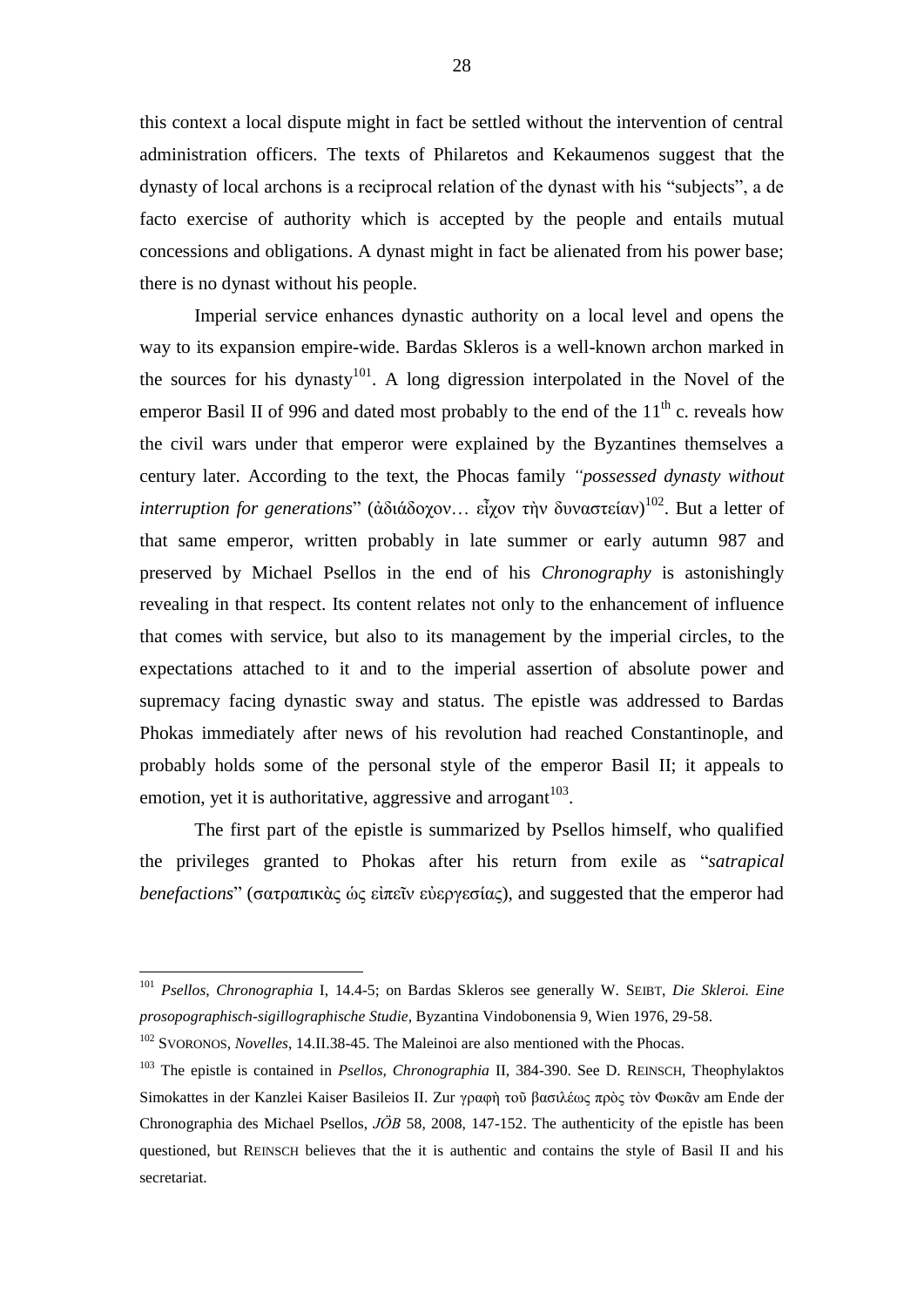this context a local dispute might in fact be settled without the intervention of central administration officers. The texts of Philaretos and Kekaumenos suggest that the dynasty of local archons is a reciprocal relation of the dynast with his "subjects", a de facto exercise of authority which is accepted by the people and entails mutual concessions and obligations. A dynast might in fact be alienated from his power base; there is no dynast without his people.

Imperial service enhances dynastic authority on a local level and opens the way to its expansion empire-wide. Bardas Skleros is a well-known archon marked in the sources for his dynasty[101]. A long digression interpolated in the Novel of the emperor Basil II of 996 and dated most probably to the end of the 11th c. reveals how the civil wars under that emperor were explained by the Byzantines themselves a century later. According to the text, the Phocas family *"possessed dynasty without interruption for generations*" (ἀδιάδοχον… εἶχον τὴν δυναστείαν)[102]. But a letter of that same emperor, written probably in late summer or early autumn 987 and preserved by Michael Psellos in the end of his *Chronography* is astonishingly revealing in that respect. Its content relates not only to the enhancement of influence that comes with service, but also to its management by the imperial circles, to the expectations attached to it and to the imperial assertion of absolute power and supremacy facing dynastic sway and status. The epistle was addressed to Bardas Phokas immediately after news of his revolution had reached Constantinople, and probably holds some of the personal style of the emperor Basil II; it appeals to emotion, yet it is authoritative, aggressive and arrogant[103].

The first part of the epistle is summarized by Psellos himself, who qualified the privileges granted to Phokas after his return from exile as "*satrapical benefactions*" (σατραπικὰς ὡς εἰπεῖν εὐεργεσίας), and suggested that the emperor had

---

[101] *Psellos, Chronographia* I, 14.4-5; on Bardas Skleros see generally W. SEIBT, *Die Skleroi. Eine prosopographisch-sigillographische Studie*, Byzantina Vindobonensia 9, Wien 1976, 29-58.

[102] SVORONOS, *Novelles*, 14.II.38-45. The Maleinoi are also mentioned with the Phocas.

[103] The epistle is contained in *Psellos, Chronographia* II, 384-390. See D. REINSCH, Theophylaktos Simokattes in der Kanzlei Kaiser Basileios II. Zur γραφὴ τοῦ βασιλέως πρὸς τὸν Φωκᾶν am Ende der Chronographia des Michael Psellos, *JÖB* 58, 2008, 147-152. The authenticity of the epistle has been questioned, but REINSCH believes that the it is authentic and contains the style of Basil II and his secretariat.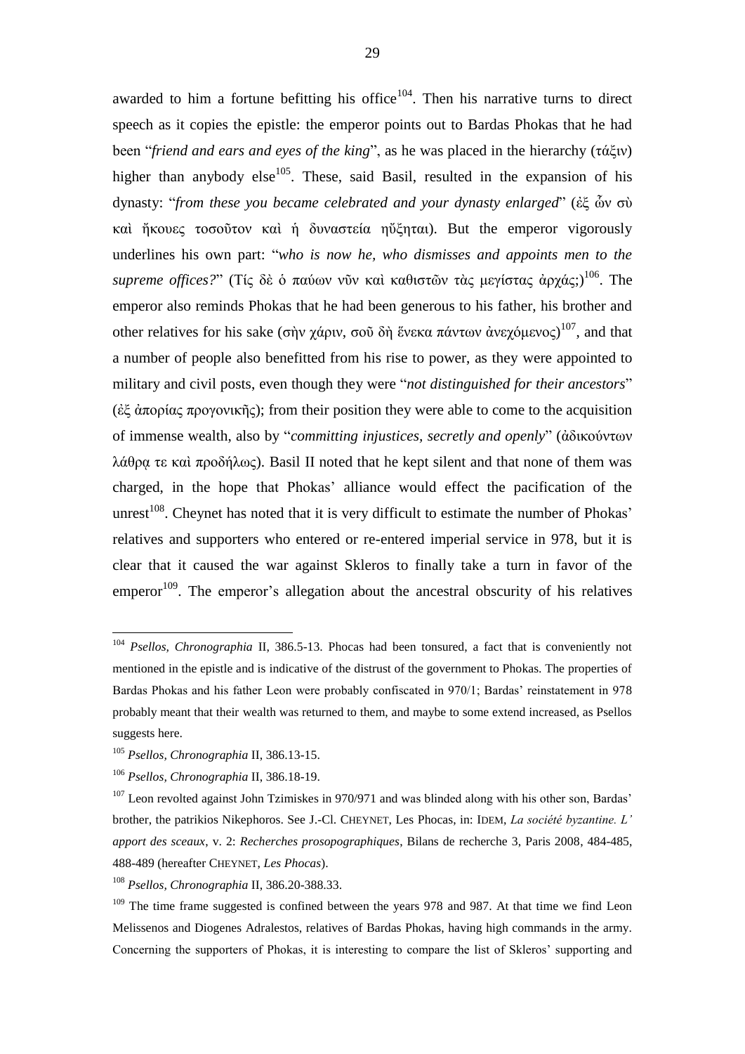awarded to him a fortune befitting his office[104]. Then his narrative turns to direct speech as it copies the epistle: the emperor points out to Bardas Phokas that he had been "*friend and ears and eyes of the king*", as he was placed in the hierarchy (τάξιν) higher than anybody else[105]. These, said Basil, resulted in the expansion of his dynasty: "*from these you became celebrated and your dynasty enlarged*" (ἐξ ὧν σὺ καὶ ἤκουες τοσοῦτον καὶ ἡ δυναστεία ηὔξηται). But the emperor vigorously underlines his own part: "*who is now he, who dismisses and appoints men to the supreme offices?*" (Τίς δὲ ὁ παύων νῦν καὶ καθιστῶν τὰς μεγίστας ἀρχάς;)[106]. The emperor also reminds Phokas that he had been generous to his father, his brother and other relatives for his sake (σὴν χάριν, σοῦ δὴ ἕνεκα πάντων ἀνεχόμενος)[107], and that a number of people also benefitted from his rise to power, as they were appointed to military and civil posts, even though they were "*not distinguished for their ancestors*" (ἐξ ἀπορίας προγονικῆς); from their position they were able to come to the acquisition of immense wealth, also by "*committing injustices, secretly and openly*" (ἀδικούντων λάθρᾳ τε καὶ προδήλως). Basil II noted that he kept silent and that none of them was charged, in the hope that Phokas' alliance would effect the pacification of the unrest[108]. Cheynet has noted that it is very difficult to estimate the number of Phokas' relatives and supporters who entered or re-entered imperial service in 978, but it is clear that it caused the war against Skleros to finally take a turn in favor of the emperor[109]. The emperor's allegation about the ancestral obscurity of his relatives

---

[104] *Psellos, Chronographia* II, 386.5-13. Phocas had been tonsured, a fact that is conveniently not mentioned in the epistle and is indicative of the distrust of the government to Phokas. The properties of Bardas Phokas and his father Leon were probably confiscated in 970/1; Bardas' reinstatement in 978 probably meant that their wealth was returned to them, and maybe to some extend increased, as Psellos suggests here.

[105] *Psellos, Chronographia* II, 386.13-15.

[106] *Psellos, Chronographia* II, 386.18-19.

[107] Leon revolted against John Tzimiskes in 970/971 and was blinded along with his other son, Bardas' brother, the patrikios Nikephoros. See J.-Cl. CHEYNET, Les Phocas, in: IDEM, *La société byzantine. L' apport des sceaux*, v. 2: *Recherches prosopographiques*, Bilans de recherche 3, Paris 2008, 484-485, 488-489 (hereafter CHEYNET, *Les Phocas*).

[108] *Psellos, Chronographia* II, 386.20-388.33.

[109] The time frame suggested is confined between the years 978 and 987. At that time we find Leon Melissenos and Diogenes Adralestos, relatives of Bardas Phokas, having high commands in the army. Concerning the supporters of Phokas, it is interesting to compare the list of Skleros' supporting and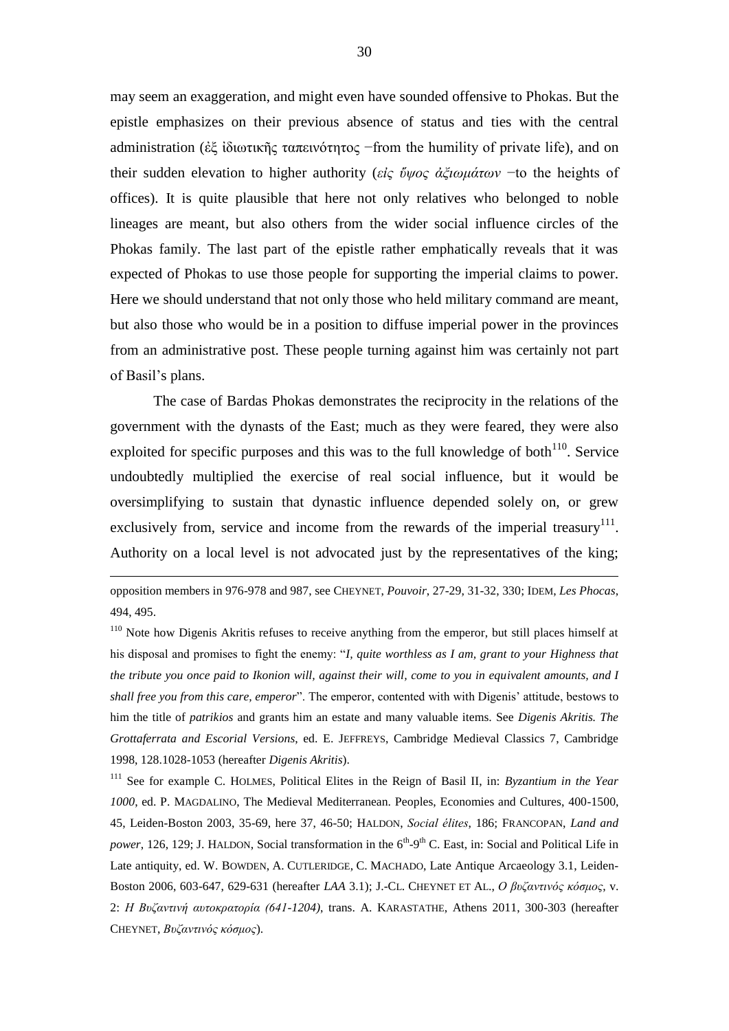may seem an exaggeration, and might even have sounded offensive to Phokas. But the epistle emphasizes on their previous absence of status and ties with the central administration (ἐξ ἰδιωτικῆς ταπεινότητος −from the humility of private life), and on their sudden elevation to higher authority (*εἰς ὕψος ἀξιωμάτων* −to the heights of offices). It is quite plausible that here not only relatives who belonged to noble lineages are meant, but also others from the wider social influence circles of the Phokas family. The last part of the epistle rather emphatically reveals that it was expected of Phokas to use those people for supporting the imperial claims to power. Here we should understand that not only those who held military command are meant, but also those who would be in a position to diffuse imperial power in the provinces from an administrative post. These people turning against him was certainly not part of Basil's plans.

The case of Bardas Phokas demonstrates the reciprocity in the relations of the government with the dynasts of the East; much as they were feared, they were also exploited for specific purposes and this was to the full knowledge of both[110]. Service undoubtedly multiplied the exercise of real social influence, but it would be oversimplifying to sustain that dynastic influence depended solely on, or grew exclusively from, service and income from the rewards of the imperial treasury[111]. Authority on a local level is not advocated just by the representatives of the king;

---

opposition members in 976-978 and 987, see CHEYNET, *Pouvoir*, 27-29, 31-32, 330; IDEM, *Les Phocas*, 494, 495.

[110] Note how Digenis Akritis refuses to receive anything from the emperor, but still places himself at his disposal and promises to fight the enemy: "*I, quite worthless as I am, grant to your Highness that the tribute you once paid to Ikonion will, against their will, come to you in equivalent amounts, and I shall free you from this care, emperor*". The emperor, contented with with Digenis' attitude, bestows to him the title of *patrikios* and grants him an estate and many valuable items. See *Digenis Akritis. The Grottaferrata and Escorial Versions*, ed. E. JEFFREYS, Cambridge Medieval Classics 7, Cambridge 1998, 128.1028-1053 (hereafter *Digenis Akritis*).

[111] See for example C. HOLMES, Political Elites in the Reign of Basil II, in: *Byzantium in the Year 1000*, ed. P. MAGDALINO, The Medieval Mediterranean. Peoples, Economies and Cultures, 400-1500, 45, Leiden-Boston 2003, 35-69, here 37, 46-50; HALDON, *Social élites*, 186; FRANCOPAN, *Land and power*, 126, 129; J. HALDON, Social transformation in the 6th-9th C. East, in: Social and Political Life in Late antiquity, ed. W. BOWDEN, A. CUTLERIDGE, C. MACHADO, Late Antique Arcaeology 3.1, Leiden-Boston 2006, 603-647, 629-631 (hereafter *LAA* 3.1); J.-CL. CHEYNET ET AL., *Ο βυζαντινός κόσμος*, v. 2: *Η Βυζαντινή αυτοκρατορία (641-1204)*, trans. A. KARASTATHE, Athens 2011, 300-303 (hereafter CHEYNET, *Βυζαντινός κόσμος*).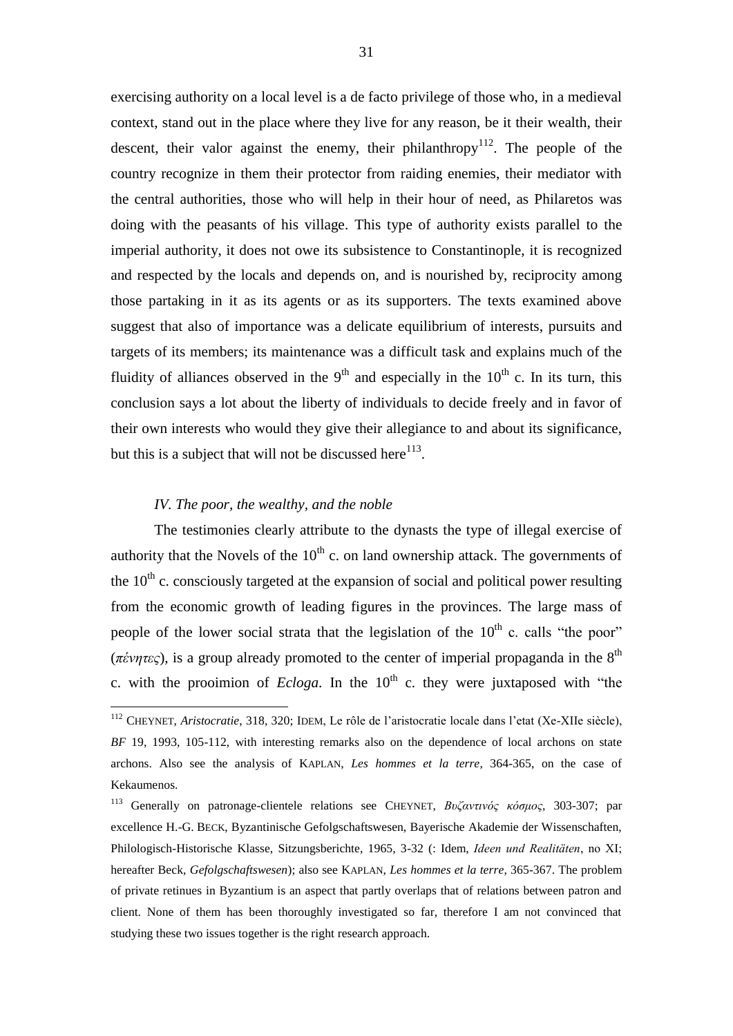exercising authority on a local level is a de facto privilege of those who, in a medieval context, stand out in the place where they live for any reason, be it their wealth, their descent, their valor against the enemy, their philanthropy[112]. The people of the country recognize in them their protector from raiding enemies, their mediator with the central authorities, those who will help in their hour of need, as Philaretos was doing with the peasants of his village. This type of authority exists parallel to the imperial authority, it does not owe its subsistence to Constantinople, it is recognized and respected by the locals and depends on, and is nourished by, reciprocity among those partaking in it as its agents or as its supporters. The texts examined above suggest that also of importance was a delicate equilibrium of interests, pursuits and targets of its members; its maintenance was a difficult task and explains much of the fluidity of alliances observed in the 9th and especially in the 10th c. In its turn, this conclusion says a lot about the liberty of individuals to decide freely and in favor of their own interests who would they give their allegiance to and about its significance, but this is a subject that will not be discussed here[113].

### *IV. The poor, the wealthy, and the noble*

The testimonies clearly attribute to the dynasts the type of illegal exercise of authority that the Novels of the 10th c. on land ownership attack. The governments of the 10th c. consciously targeted at the expansion of social and political power resulting from the economic growth of leading figures in the provinces. The large mass of people of the lower social strata that the legislation of the 10th c. calls "the poor" (*πένητες*), is a group already promoted to the center of imperial propaganda in the 8th c. with the prooimion of *Ecloga*. In the 10th c. they were juxtaposed with "the

---

[112] CHEYNET, *Aristocratie*, 318, 320; IDEM, Le rôle de l'aristocratie locale dans l'etat (Xe-XIIe siècle), *BF* 19, 1993, 105-112, with interesting remarks also on the dependence of local archons on state archons. Also see the analysis of KAPLAN, *Les hommes et la terre*, 364-365, on the case of Kekaumenos.

[113] Generally on patronage-clientele relations see CHEYNET, *Βυζαντινός κόσμος*, 303-307; par excellence H.-G. BECK, Byzantinische Gefolgschaftswesen, Bayerische Akademie der Wissenschaften, Philologisch-Historische Klasse, Sitzungsberichte, 1965, 3-32 (: Idem, *Ideen und Realitäten*, no XI; hereafter Beck, *Gefolgschaftswesen*); also see KAPLAN, *Les hommes et la terre*, 365-367. The problem of private retinues in Byzantium is an aspect that partly overlaps that of relations between patron and client. None of them has been thoroughly investigated so far, therefore I am not convinced that studying these two issues together is the right research approach.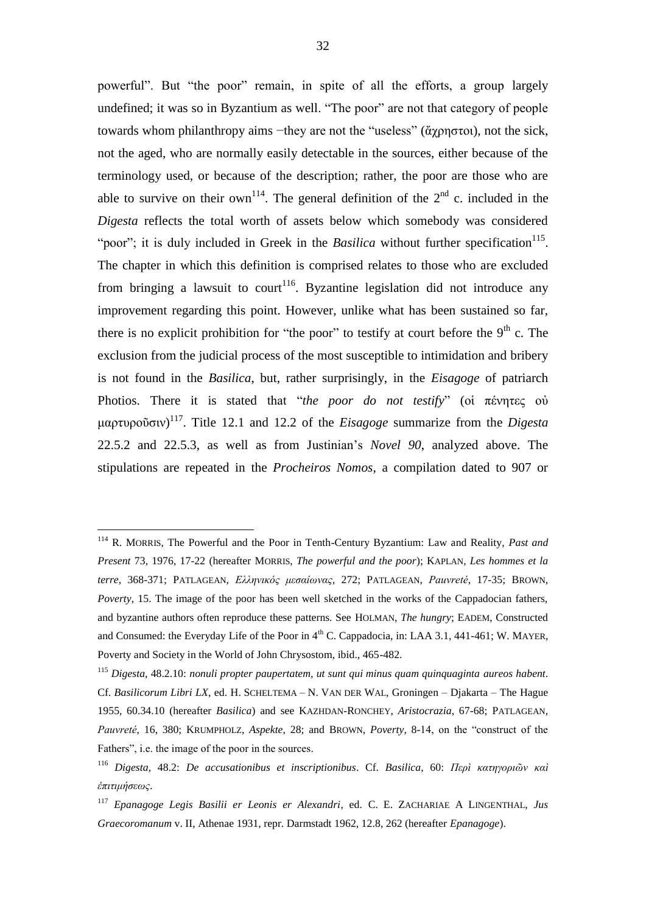powerful". But "the poor" remain, in spite of all the efforts, a group largely undefined; it was so in Byzantium as well. "The poor" are not that category of people towards whom philanthropy aims −they are not the "useless" (ἄχρηστοι), not the sick, not the aged, who are normally easily detectable in the sources, either because of the terminology used, or because of the description; rather, the poor are those who are able to survive on their own[114]. The general definition of the 2nd c. included in the *Digesta* reflects the total worth of assets below which somebody was considered "poor"; it is duly included in Greek in the *Basilica* without further specification[115]. The chapter in which this definition is comprised relates to those who are excluded from bringing a lawsuit to court[116]. Byzantine legislation did not introduce any improvement regarding this point. However, unlike what has been sustained so far, there is no explicit prohibition for "the poor" to testify at court before the 9th c. The exclusion from the judicial process of the most susceptible to intimidation and bribery is not found in the *Basilica*, but, rather surprisingly, in the *Eisagoge* of patriarch Photios. There it is stated that "*the poor do not testify*" (οἱ πένητες οὐ μαρτυροῦσιν)[117]. Title 12.1 and 12.2 of the *Eisagoge* summarize from the *Digesta* 22.5.2 and 22.5.3, as well as from Justinian's *Novel 90*, analyzed above. The stipulations are repeated in the *Procheiros Nomos*, a compilation dated to 907 or

---

[114] R. MORRIS, The Powerful and the Poor in Tenth-Century Byzantium: Law and Reality, *Past and Present* 73, 1976, 17-22 (hereafter MORRIS, *The powerful and the poor*); KAPLAN, *Les hommes et la terre*, 368-371; PATLAGEAN, *Ελληνικός μεσαίωνας*, 272; PATLAGEAN, *Pauvreté*, 17-35; BROWN, *Poverty*, 15. The image of the poor has been well sketched in the works of the Cappadocian fathers, and byzantine authors often reproduce these patterns. See HOLMAN, *The hungry*; EADEM, Constructed and Consumed: the Everyday Life of the Poor in 4th C. Cappadocia, in: LAA 3.1, 441-461; W. MAYER, Poverty and Society in the World of John Chrysostom, ibid., 465-482.

[115] *Digesta*, 48.2.10: *nonuli propter paupertatem, ut sunt qui minus quam quinquaginta aureos habent*. Cf. *Basilicorum Libri LX*, ed. H. SCHELTEMA – N. VAN DER WAL, Groningen – Djakarta – The Hague 1955, 60.34.10 (hereafter *Basilica*) and see KAZHDAN-RONCHEY, *Aristocrazia*, 67-68; PATLAGEAN, *Pauvreté*, 16, 380; KRUMPHOLZ, *Aspekte*, 28; and BROWN, *Poverty*, 8-14, on the "construct of the Fathers", i.e. the image of the poor in the sources.

[116] *Digesta*, 48.2: *De accusationibus et inscriptionibus*. Cf. *Basilica*, 60: *Περὶ κατηγοριῶν καὶ ἐπιτιμήσεως*.

[117] *Epanagoge Legis Basilii er Leonis er Alexandri*, ed. C. E. ZACHARIAE A LINGENTHAL, *Jus Graecoromanum* v. II, Athenae 1931, repr. Darmstadt 1962, 12.8, 262 (hereafter *Epanagoge*).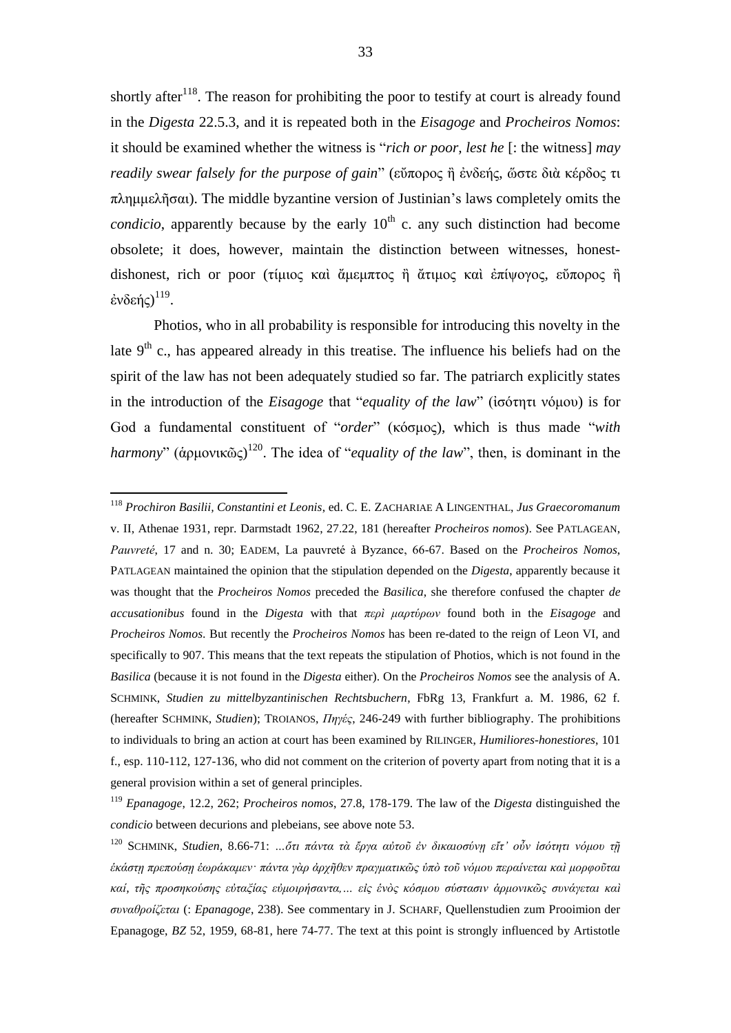shortly after[118]. The reason for prohibiting the poor to testify at court is already found in the *Digesta* 22.5.3, and it is repeated both in the *Eisagoge* and *Procheiros Nomos*: it should be examined whether the witness is "*rich or poor, lest he* [: the witness] *may readily swear falsely for the purpose of gain*" (εὔπορος ἢ ἐνδεής, ὥστε διὰ κέρδος τι πλημμελῆσαι). The middle byzantine version of Justinian's laws completely omits the *condicio*, apparently because by the early 10th c. any such distinction had become obsolete; it does, however, maintain the distinction between witnesses, honest-dishonest, rich or poor (τίμιος καὶ ἄμεμπτος ἢ ἄτιμος καὶ ἐπίψογος, εὔπορος ἢ ἐνδεής)[119].

Photios, who in all probability is responsible for introducing this novelty in the late 9th c., has appeared already in this treatise. The influence his beliefs had on the spirit of the law has not been adequately studied so far. The patriarch explicitly states in the introduction of the *Eisagoge* that "*equality of the law*" (ἰσότητι νόμου) is for God a fundamental constituent of "*order*" (κόσμος), which is thus made "*with harmony*" (ἁρμονικῶς)[120]. The idea of "*equality of the law*", then, is dominant in the

---

[118] *Prochiron Basilii, Constantini et Leonis*, ed. C. E. ZACHARIAE A LINGENTHAL, *Jus Graecoromanum* v. II, Athenae 1931, repr. Darmstadt 1962, 27.22, 181 (hereafter *Procheiros nomos*). See PATLAGEAN, *Pauvreté*, 17 and n. 30; EADEM, La pauvreté à Byzance, 66-67. Based on the *Procheiros Nomos*, PATLAGEAN maintained the opinion that the stipulation depended on the *Digesta*, apparently because it was thought that the *Procheiros Nomos* preceded the *Basilica*, she therefore confused the chapter *de accusationibus* found in the *Digesta* with that *περὶ μαρτύρων* found both in the *Eisagoge* and *Procheiros Nomos*. But recently the *Procheiros Nomos* has been re-dated to the reign of Leon VI, and specifically to 907. This means that the text repeats the stipulation of Photios, which is not found in the *Basilica* (because it is not found in the *Digesta* either). On the *Procheiros Nomos* see the analysis of A. SCHMINK, *Studien zu mittelbyzantinischen Rechtsbuchern*, FbRg 13, Frankfurt a. M. 1986, 62 f. (hereafter SCHMINK, *Studien*); TROIANOS, *Πηγές*, 246-249 with further bibliography. The prohibitions to individuals to bring an action at court has been examined by RILINGER, *Humiliores-honestiores*, 101 f., esp. 110-112, 127-136, who did not comment on the criterion of poverty apart from noting that it is a general provision within a set of general principles.

[119] *Epanagoge*, 12.2, 262; *Procheiros nomos*, 27.8, 178-179. The law of the *Digesta* distinguished the *condicio* between decurions and plebeians, see above note 53.

[120] SCHMINK, *Studien*, 8.66-71: *...ὅτι πάντα τὰ ἔργα αὐτοῦ ἐν δικαιοσύνῃ εἴτ' οὖν ἰσότητι νόμου τῇ ἑκάστῃ πρεπούσῃ ἑωράκαμεν· πάντα γὰρ ἀρχῆθεν πραγματικῶς ὑπὸ τοῦ νόμου περαίνεται καὶ μορφοῦται καί, τῆς προσηκούσης εὐταξίας εὐμοιρήσαντα,... εἰς ἑνὸς κόσμου σύστασιν ἁρμονικῶς συνάγεται καὶ συναθροίζεται* (: *Epanagoge*, 238). See commentary in J. SCHARF, Quellenstudien zum Prooimion der Epanagoge, *BZ* 52, 1959, 68-81, here 74-77. The text at this point is strongly influenced by Artistotle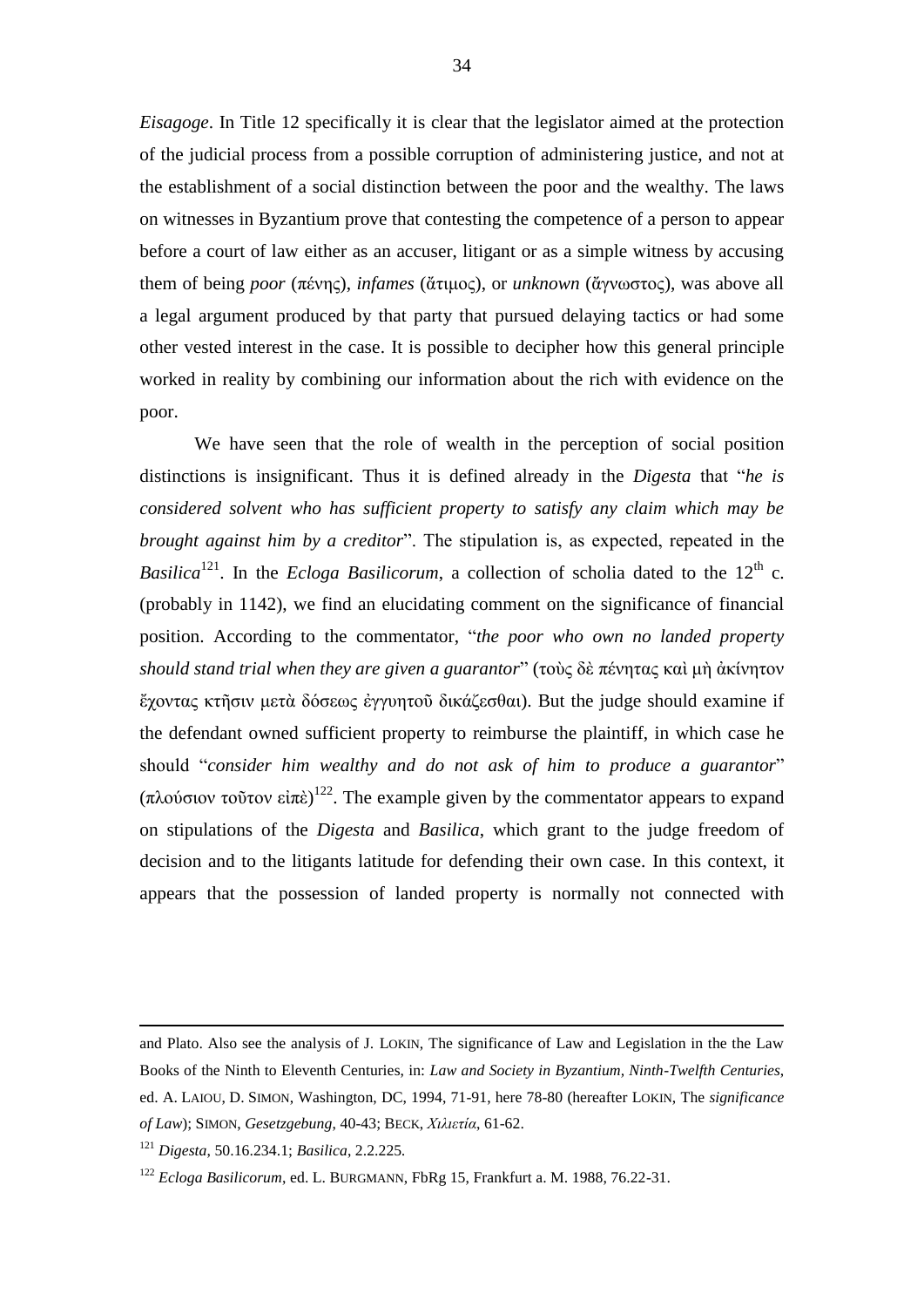*Eisagoge*. In Title 12 specifically it is clear that the legislator aimed at the protection of the judicial process from a possible corruption of administering justice, and not at the establishment of a social distinction between the poor and the wealthy. The laws on witnesses in Byzantium prove that contesting the competence of a person to appear before a court of law either as an accuser, litigant or as a simple witness by accusing them of being *poor* (πένης), *infames* (ἄτιμος), or *unknown* (ἄγνωστος), was above all a legal argument produced by that party that pursued delaying tactics or had some other vested interest in the case. It is possible to decipher how this general principle worked in reality by combining our information about the rich with evidence on the poor.

We have seen that the role of wealth in the perception of social position distinctions is insignificant. Thus it is defined already in the *Digesta* that "*he is considered solvent who has sufficient property to satisfy any claim which may be brought against him by a creditor*". The stipulation is, as expected, repeated in the *Basilica*[121]. In the *Ecloga Basilicorum*, a collection of scholia dated to the 12th c. (probably in 1142), we find an elucidating comment on the significance of financial position. According to the commentator, "*the poor who own no landed property should stand trial when they are given a guarantor*" (τοὺς δὲ πένητας καὶ μὴ ἀκίνητον ἔχοντας κτῆσιν μετὰ δόσεως ἐγγυητοῦ δικάζεσθαι). But the judge should examine if the defendant owned sufficient property to reimburse the plaintiff, in which case he should "*consider him wealthy and do not ask of him to produce a guarantor*" (πλούσιον τοῦτον εἰπὲ)[122]. The example given by the commentator appears to expand on stipulations of the *Digesta* and *Basilica*, which grant to the judge freedom of decision and to the litigants latitude for defending their own case. In this context, it appears that the possession of landed property is normally not connected with

---

and Plato. Also see the analysis of J. LOKIN, The significance of Law and Legislation in the the Law Books of the Ninth to Eleventh Centuries, in: *Law and Society in Byzantium, Ninth-Twelfth Centuries*, ed. A. LAIOU, D. SIMON, Washington, DC, 1994, 71-91, here 78-80 (hereafter LOKIN, The *significance of Law*); SIMON, *Gesetzgebung*, 40-43; BECK, *Χιλιετία*, 61-62.

[121] *Digesta*, 50.16.234.1; *Basilica*, 2.2.225.

[122] *Ecloga Basilicorum*, ed. L. BURGMANN, FbRg 15, Frankfurt a. M. 1988, 76.22-31.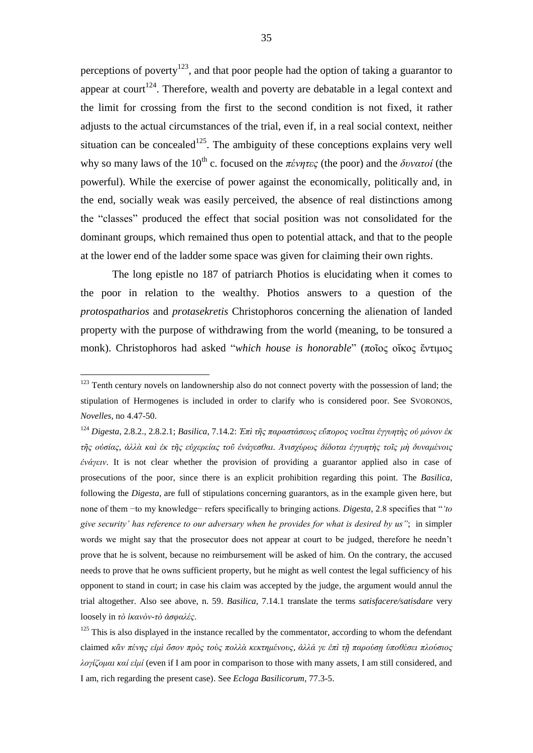perceptions of poverty[123], and that poor people had the option of taking a guarantor to appear at court[124]. Therefore, wealth and poverty are debatable in a legal context and the limit for crossing from the first to the second condition is not fixed, it rather adjusts to the actual circumstances of the trial, even if, in a real social context, neither situation can be concealed[125]. The ambiguity of these conceptions explains very well why so many laws of the 10th c. focused on the *πένητες* (the poor) and the *δυνατοί* (the powerful). While the exercise of power against the economically, politically and, in the end, socially weak was easily perceived, the absence of real distinctions among the "classes" produced the effect that social position was not consolidated for the dominant groups, which remained thus open to potential attack, and that to the people at the lower end of the ladder some space was given for claiming their own rights.

The long epistle no 187 of patriarch Photios is elucidating when it comes to the poor in relation to the wealthy. Photios answers to a question of the *protospatharios* and *protasekretis* Christophoros concerning the alienation of landed property with the purpose of withdrawing from the world (meaning, to be tonsured a monk). Christophoros had asked "*which house is honorable*" (ποῖος οἶκος ἔντιμος

---

[123] Tenth century novels on landownership also do not connect poverty with the possession of land; the stipulation of Hermogenes is included in order to clarify who is considered poor. See SVORONOS, *Novelles*, no 4.47-50.

[124] *Digesta*, 2.8.2., 2.8.2.1; *Basilica*, 7.14.2: *Ἐπὶ τῆς παραστάσεως εὔπορος νοεῖται ἐγγυητὴς οὐ μόνον ἐκ τῆς οὐσίας, ἀλλὰ καὶ ἐκ τῆς εὐχερείας τοῦ ἐνάγεσθαι. Ἀνισχύρως δίδοται ἐγγυητὴς τοῖς μὴ δυναμένοις ἐνάγειν*. It is not clear whether the provision of providing a guarantor applied also in case of prosecutions of the poor, since there is an explicit prohibition regarding this point. The *Basilica*, following the *Digesta*, are full of stipulations concerning guarantors, as in the example given here, but none of them −to my knowledge− refers specifically to bringing actions. *Digesta*, 2.8 specifies that "*'to give security' has reference to our adversary when he provides for what is desired by us"*; in simpler words we might say that the prosecutor does not appear at court to be judged, therefore he needn't prove that he is solvent, because no reimbursement will be asked of him. On the contrary, the accused needs to prove that he owns sufficient property, but he might as well contest the legal sufficiency of his opponent to stand in court; in case his claim was accepted by the judge, the argument would annul the trial altogether. Also see above, n. 59. *Basilica*, 7.14.1 translate the terms *satisfacere/satisdare* very loosely in *τὸ ἱκανὸν-τὸ ἀσφαλές*.

[125] This is also displayed in the instance recalled by the commentator, according to whom the defendant claimed *κἂν πένης εἰμὶ ὅσον πρὸς τοὺς πολλὰ κεκτημένους, ἀλλά γε ἐπὶ τῇ παρούσῃ ὑποθέσει πλούσιος λογίζομαι καί εἰμί* (even if I am poor in comparison to those with many assets, I am still considered, and I am, rich regarding the present case). See *Ecloga Basilicorum*, 77.3-5.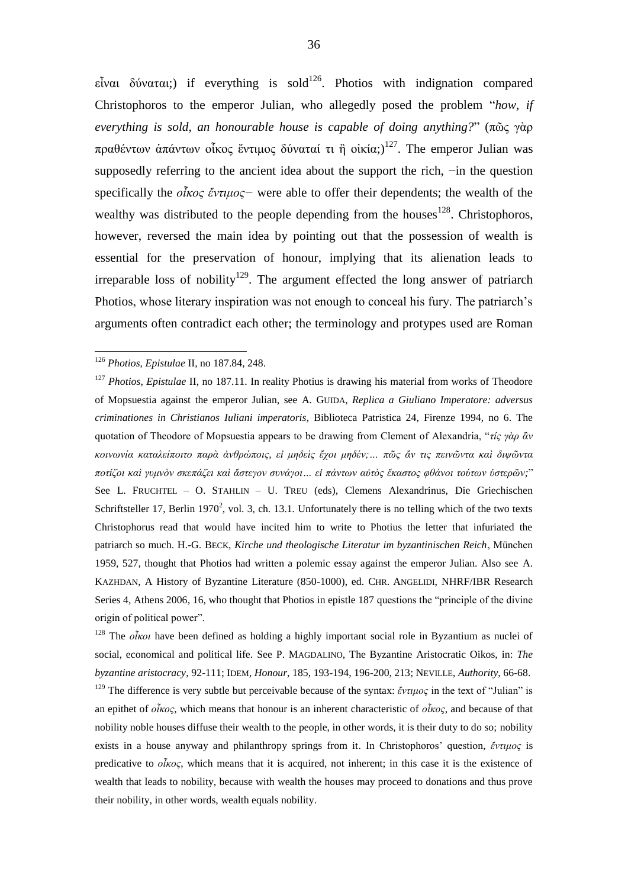εἶναι δύναται;) if everything is sold[126]. Photios with indignation compared Christophoros to the emperor Julian, who allegedly posed the problem "*how, if everything is sold, an honourable house is capable of doing anything?*" (πῶς γὰρ πραθέντων ἁπάντων οἶκος ἔντιμος δύναταί τι ἢ οἰκία;)[127]. The emperor Julian was supposedly referring to the ancient idea about the support the rich, −in the question specifically the *οἶκος ἔντιμος*− were able to offer their dependents; the wealth of the wealthy was distributed to the people depending from the houses[128]. Christophoros, however, reversed the main idea by pointing out that the possession of wealth is essential for the preservation of honour, implying that its alienation leads to irreparable loss of nobility[129]. The argument effected the long answer of patriarch Photios, whose literary inspiration was not enough to conceal his fury. The patriarch's arguments often contradict each other; the terminology and protypes used are Roman

---

[126] *Photios, Epistulae* II, no 187.84, 248.

[127] *Photios, Epistulae* II, no 187.11. In reality Photius is drawing his material from works of Theodore of Mopsuestia against the emperor Julian, see A. GUIDA, *Replica a Giuliano Imperatore: adversus criminationes in Christianos Iuliani imperatoris*, Biblioteca Patristica 24, Firenze 1994, no 6. The quotation of Theodore of Mopsuestia appears to be drawing from Clement of Alexandria, "*τίς γὰρ ἂν κοινωνία καταλείποιτο παρὰ ἀνθρώποις, εἰ μηδεὶς ἔχοι μηδέν;… πῶς ἄν τις πεινῶντα καὶ διψῶντα ποτίζοι καὶ γυμνὸν σκεπάζει καὶ ἄστεγον συνάγοι… εἰ πάντων αὐτὸς ἕκαστος φθάνοι τούτων ὑστερῶν;*" See L. FRUCHTEL – O. STAHLIN – U. TREU (eds), Clemens Alexandrinus, Die Griechischen Schriftsteller 17, Berlin 1970², vol. 3, ch. 13.1. Unfortunately there is no telling which of the two texts Christophorus read that would have incited him to write to Photius the letter that infuriated the patriarch so much. H.-G. BECK, *Kirche und theologische Literatur im byzantinischen Reich*, München 1959, 527, thought that Photios had written a polemic essay against the emperor Julian. Also see A. KAZHDAN, A History of Byzantine Literature (850-1000), ed. CHR. ANGELIDI, NHRF/IBR Research Series 4, Athens 2006, 16, who thought that Photios in epistle 187 questions the "principle of the divine origin of political power".

[128] The *οἶκοι* have been defined as holding a highly important social role in Byzantium as nuclei of social, economical and political life. See P. MAGDALINO, The Byzantine Aristocratic Oikos, in: *The byzantine aristocracy*, 92-111; IDEM, *Honour*, 185, 193-194, 196-200, 213; NEVILLE, *Authority*, 66-68.

[129] The difference is very subtle but perceivable because of the syntax: *ἔντιμος* in the text of "Julian" is an epithet of *οἶκος*, which means that honour is an inherent characteristic of *οἶκος*, and because of that nobility noble houses diffuse their wealth to the people, in other words, it is their duty to do so; nobility exists in a house anyway and philanthropy springs from it. In Christophoros' question, *ἔντιμος* is predicative to *οἶκος*, which means that it is acquired, not inherent; in this case it is the existence of wealth that leads to nobility, because with wealth the houses may proceed to donations and thus prove their nobility, in other words, wealth equals nobility.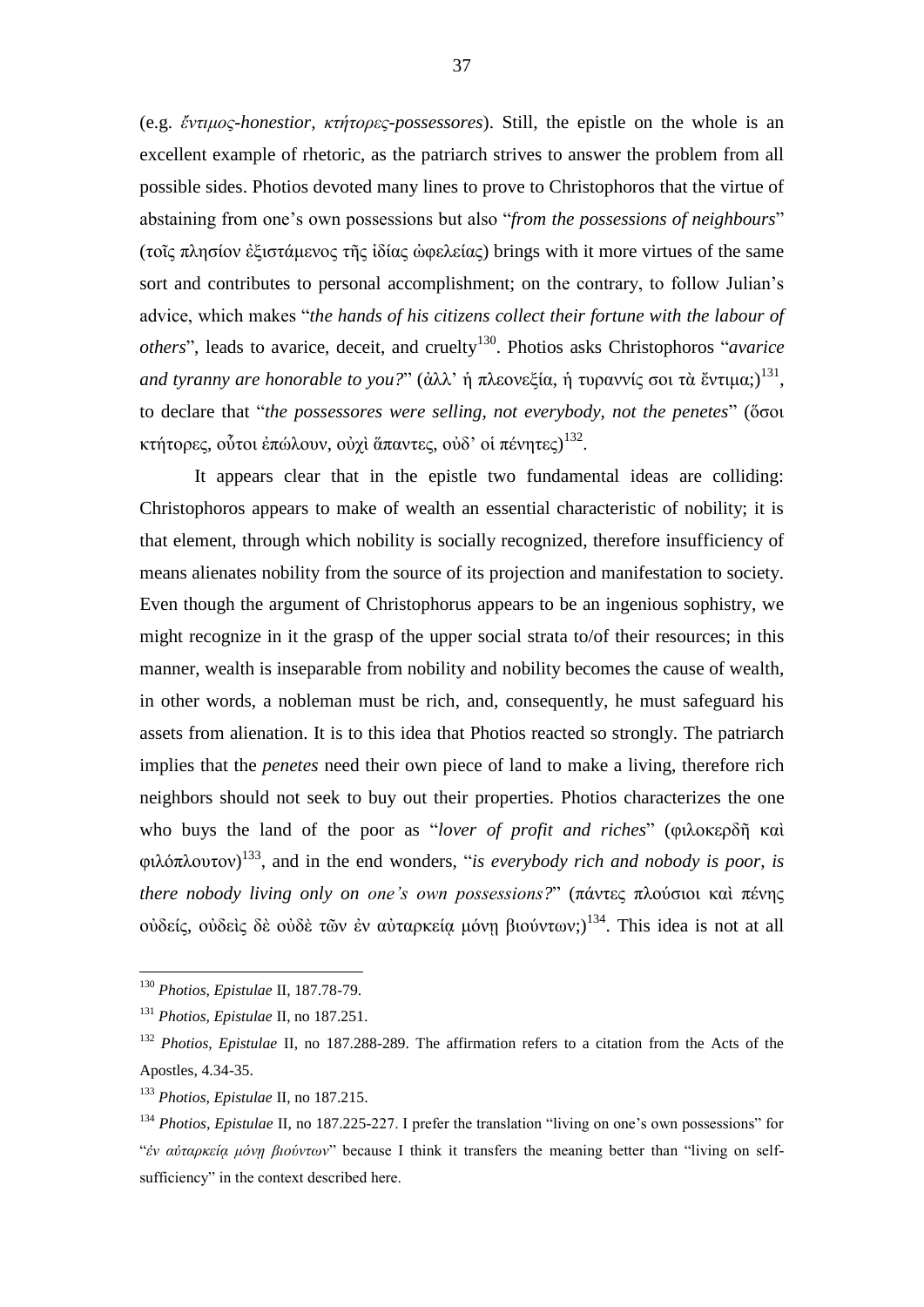(e.g. *ἔντιμος-honestior, κτήτορες-possessores*). Still, the epistle on the whole is an excellent example of rhetoric, as the patriarch strives to answer the problem from all possible sides. Photios devoted many lines to prove to Christophoros that the virtue of abstaining from one's own possessions but also "*from the possessions of neighbours*" (τοῖς πλησίον ἐξιστάμενος τῆς ἰδίας ὠφελείας) brings with it more virtues of the same sort and contributes to personal accomplishment; on the contrary, to follow Julian's advice, which makes "*the hands of his citizens collect their fortune with the labour of others*", leads to avarice, deceit, and cruelty[130]. Photios asks Christophoros "*avarice and tyranny are honorable to you?*" (ἀλλ' ἡ πλεονεξία, ἡ τυραννίς σοι τὰ ἔντιμα;)[131], to declare that "*the possessores were selling, not everybody, not the penetes*" (ὅσοι κτήτορες, οὗτοι ἐπώλουν, οὐχὶ ἅπαντες, οὐδ' οἱ πένητες)[132].

It appears clear that in the epistle two fundamental ideas are colliding: Christophoros appears to make of wealth an essential characteristic of nobility; it is that element, through which nobility is socially recognized, therefore insufficiency of means alienates nobility from the source of its projection and manifestation to society. Even though the argument of Christophorus appears to be an ingenious sophistry, we might recognize in it the grasp of the upper social strata to/of their resources; in this manner, wealth is inseparable from nobility and nobility becomes the cause of wealth, in other words, a nobleman must be rich, and, consequently, he must safeguard his assets from alienation. It is to this idea that Photios reacted so strongly. The patriarch implies that the *penetes* need their own piece of land to make a living, therefore rich neighbors should not seek to buy out their properties. Photios characterizes the one who buys the land of the poor as "*lover of profit and riches*" (φιλοκερδῆ καὶ φιλόπλουτον)[133], and in the end wonders, "*is everybody rich and nobody is poor, is there nobody living only on one's own possessions?*" (πάντες πλούσιοι καὶ πένης οὐδείς, οὐδεὶς δὲ οὐδὲ τῶν ἐν αὐταρκείᾳ μόνῃ βιούντων;)[134]. This idea is not at all

---

[130] *Photios, Epistulae* II, 187.78-79.

[131] *Photios, Epistulae* II, no 187.251.

[132] *Photios, Epistulae* II, no 187.288-289. The affirmation refers to a citation from the Acts of the Apostles, 4.34-35.

[133] *Photios, Epistulae* II, no 187.215.

[134] *Photios, Epistulae* II, no 187.225-227. I prefer the translation "living on one's own possessions" for "*ἐν αὐταρκείᾳ μόνῃ βιούντων*" because I think it transfers the meaning better than "living on self-sufficiency" in the context described here.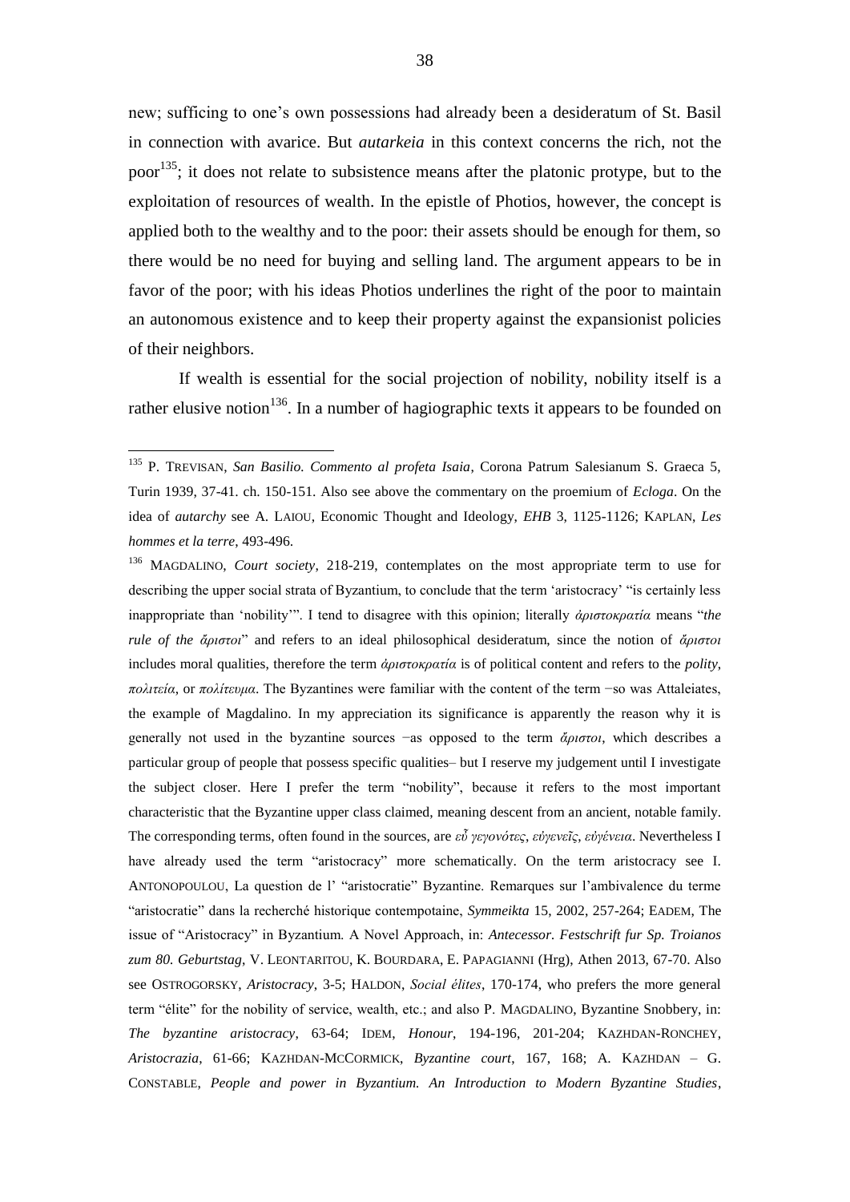new; sufficing to one's own possessions had already been a desideratum of St. Basil in connection with avarice. But *autarkeia* in this context concerns the rich, not the poor[135]; it does not relate to subsistence means after the platonic protype, but to the exploitation of resources of wealth. In the epistle of Photios, however, the concept is applied both to the wealthy and to the poor: their assets should be enough for them, so there would be no need for buying and selling land. The argument appears to be in favor of the poor; with his ideas Photios underlines the right of the poor to maintain an autonomous existence and to keep their property against the expansionist policies of their neighbors.

If wealth is essential for the social projection of nobility, nobility itself is a rather elusive notion[136]. In a number of hagiographic texts it appears to be founded on

---

[135] P. TREVISAN, *San Basilio. Commento al profeta Isaia*, Corona Patrum Salesianum S. Graeca 5, Turin 1939, 37-41. ch. 150-151. Also see above the commentary on the proemium of *Ecloga*. On the idea of *autarchy* see A. LAIOU, Economic Thought and Ideology, *EHB* 3, 1125-1126; KAPLAN, *Les hommes et la terre*, 493-496.

[136] MAGDALINO, *Court society*, 218-219, contemplates on the most appropriate term to use for describing the upper social strata of Byzantium, to conclude that the term 'aristocracy' "is certainly less inappropriate than 'nobility'". I tend to disagree with this opinion; literally *ἀριστοκρατία* means "*the rule of the ἄριστοι*" and refers to an ideal philosophical desideratum, since the notion of *ἄριστοι* includes moral qualities, therefore the term *ἀριστοκρατία* is of political content and refers to the *polity*, *πολιτεία*, or *πολίτευμα*. The Byzantines were familiar with the content of the term −so was Attaleiates, the example of Magdalino. In my appreciation its significance is apparently the reason why it is generally not used in the byzantine sources −as opposed to the term *ἄριστοι*, which describes a particular group of people that possess specific qualities– but I reserve my judgement until I investigate the subject closer. Here I prefer the term "nobility", because it refers to the most important characteristic that the Byzantine upper class claimed, meaning descent from an ancient, notable family. The corresponding terms, often found in the sources, are *εὖ γεγονότες*, *εὐγενεῖς*, *εὐγένεια*. Nevertheless I have already used the term "aristocracy" more schematically. On the term aristocracy see I. ANTONOPOULOU, La question de l' "aristocratie" Byzantine. Remarques sur l'ambivalence du terme "aristocratie" dans la recherché historique contempotaine, *Symmeikta* 15, 2002, 257-264; EADEM, The issue of "Aristocracy" in Byzantium. A Novel Approach, in: *Antecessor. Festschrift fur Sp. Troianos zum 80. Geburtstag*, V. LEONTARITOU, K. BOURDARA, E. PAPAGIANNI (Hrg), Athen 2013, 67-70. Also see OSTROGORSKY, *Aristocracy*, 3-5; HALDON, *Social élites*, 170-174, who prefers the more general term "élite" for the nobility of service, wealth, etc.; and also P. MAGDALINO, Byzantine Snobbery, in: *The byzantine aristocracy*, 63-64; IDEM, *Honour*, 194-196, 201-204; KAZHDAN-RONCHEY, *Aristocrazia*, 61-66; KAZHDAN-MCCORMICK, *Byzantine court*, 167, 168; A. KAZHDAN – G. CONSTABLE, *People and power in Byzantium. An Introduction to Modern Byzantine Studies*,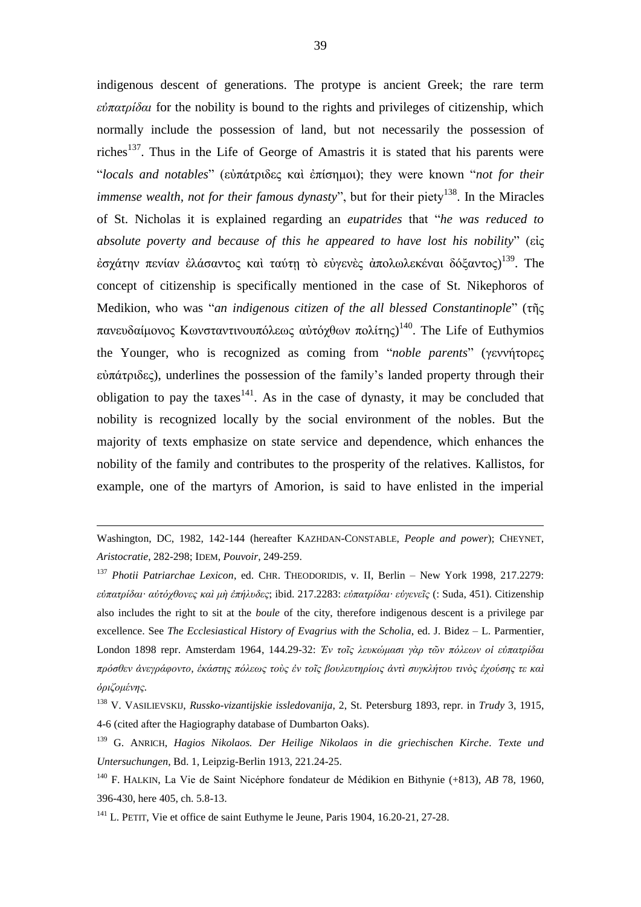indigenous descent of generations. The protype is ancient Greek; the rare term *εὐπατρίδαι* for the nobility is bound to the rights and privileges of citizenship, which normally include the possession of land, but not necessarily the possession of riches[137]. Thus in the Life of George of Amastris it is stated that his parents were "*locals and notables*" (εὐπάτριδες καὶ ἐπίσημοι); they were known "*not for their immense wealth, not for their famous dynasty*", but for their piety[138]. In the Miracles of St. Nicholas it is explained regarding an *eupatrides* that "*he was reduced to absolute poverty and because of this he appeared to have lost his nobility*" (εἰς ἐσχάτην πενίαν ἐλάσαντος καὶ ταύτῃ τὸ εὐγενὲς ἀπολωλεκέναι δόξαντος)[139]. The concept of citizenship is specifically mentioned in the case of St. Nikephoros of Medikion, who was "*an indigenous citizen of the all blessed Constantinople*" (τῆς πανευδαίμονος Κωνσταντινουπόλεως αὐτόχθων πολίτης)[140]. The Life of Euthymios the Younger, who is recognized as coming from "*noble parents*" (γεννήτορες εὐπάτριδες), underlines the possession of the family's landed property through their obligation to pay the taxes[141]. As in the case of dynasty, it may be concluded that nobility is recognized locally by the social environment of the nobles. But the majority of texts emphasize on state service and dependence, which enhances the nobility of the family and contributes to the prosperity of the relatives. Kallistos, for example, one of the martyrs of Amorion, is said to have enlisted in the imperial

---

Washington, DC, 1982, 142-144 (hereafter KAZHDAN-CONSTABLE, *People and power*); CHEYNET, *Aristocratie*, 282-298; IDEM, *Pouvoir*, 249-259.

[137] *Photii Patriarchae Lexicon*, ed. CHR. THEODORIDIS, v. II, Berlin – New York 1998, 217.2279: *εὐπατρίδαι· αὐτόχθονες καὶ μὴ ἐπήλυδες*; ibid. 217.2283: *εὐπατρίδαι· εὐγενεῖς* (: Suda, 451). Citizenship also includes the right to sit at the *boule* of the city, therefore indigenous descent is a privilege par excellence. See *The Ecclesiastical History of Evagrius with the Scholia*, ed. J. Bidez – L. Parmentier, London 1898 repr. Amsterdam 1964, 144.29-32: *Ἐν τοῖς λευκώμασι γὰρ τῶν πόλεων οἱ εὐπατρίδαι πρόσθεν ἀνεγράφοντο, ἑκάστης πόλεως τοὺς ἐν τοῖς βουλευτηρίοις ἀντὶ συγκλήτου τινὸς ἐχούσης τε καὶ ὁριζομένης*.

[138] V. VASILIEVSKIJ, *Russko-vizantijskie issledovanija*, 2, St. Petersburg 1893, repr. in *Trudy* 3, 1915, 4-6 (cited after the Hagiography database of Dumbarton Oaks).

[139] G. ANRICH, *Hagios Nikolaos. Der Heilige Nikolaos in die griechischen Kirche*. *Texte und Untersuchungen*, Bd. 1, Leipzig-Berlin 1913, 221.24-25.

[140] F. HALKIN, La Vie de Saint Nicéphore fondateur de Médikion en Bithynie (+813), *AB* 78, 1960, 396-430, here 405, ch. 5.8-13.

[141] L. PETIT, Vie et office de saint Euthyme le Jeune, Paris 1904, 16.20-21, 27-28.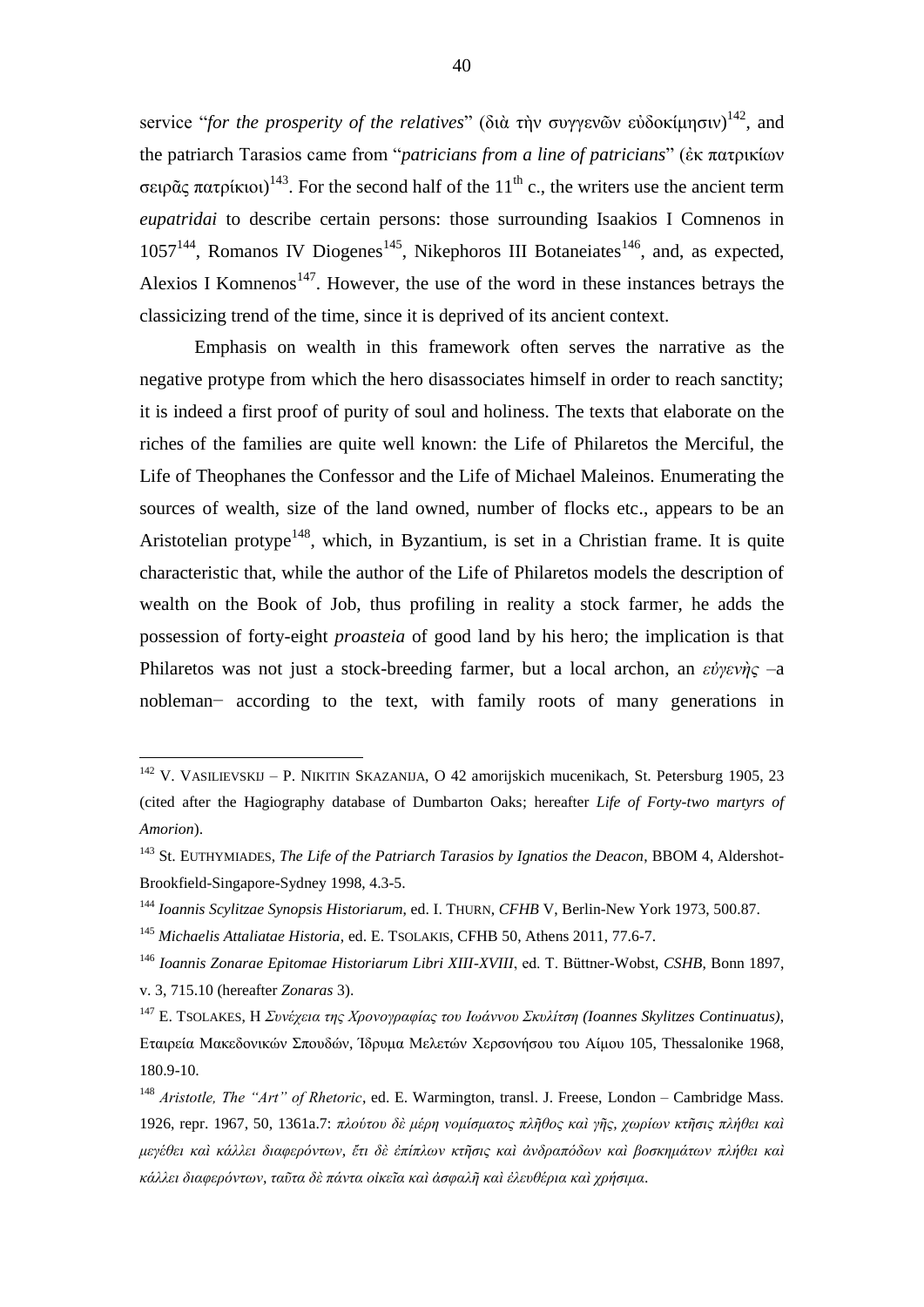service "*for the prosperity of the relatives*" (διὰ τὴν συγγενῶν εὐδοκίμησιν)[142], and the patriarch Tarasios came from "*patricians from a line of patricians*" (ἐκ πατρικίων σειρᾶς πατρίκιοι)[143]. For the second half of the 11th c., the writers use the ancient term *eupatridai* to describe certain persons: those surrounding Isaakios I Comnenos in 1057[144], Romanos IV Diogenes[145], Nikephoros III Botaneiates[146], and, as expected, Alexios I Komnenos[147]. However, the use of the word in these instances betrays the classicizing trend of the time, since it is deprived of its ancient context.

Emphasis on wealth in this framework often serves the narrative as the negative protype from which the hero disassociates himself in order to reach sanctity; it is indeed a first proof of purity of soul and holiness. The texts that elaborate on the riches of the families are quite well known: the Life of Philaretos the Merciful, the Life of Theophanes the Confessor and the Life of Michael Maleinos. Enumerating the sources of wealth, size of the land owned, number of flocks etc., appears to be an Aristotelian protype[148], which, in Byzantium, is set in a Christian frame. It is quite characteristic that, while the author of the Life of Philaretos models the description of wealth on the Book of Job, thus profiling in reality a stock farmer, he adds the possession of forty-eight *proasteia* of good land by his hero; the implication is that Philaretos was not just a stock-breeding farmer, but a local archon, an *εὐγενὴς* –a nobleman− according to the text, with family roots of many generations in

---

[142] V. Vasilievskij – P. Nikitin Skazanija, O 42 amorijskich mucenikach, St. Petersburg 1905, 23 (cited after the Hagiography database of Dumbarton Oaks; hereafter *Life of Forty-two martyrs of Amorion*).

[143] St. Euthymiades, *The Life of the Patriarch Tarasios by Ignatios the Deacon*, BBOM 4, Aldershot-Brookfield-Singapore-Sydney 1998, 4.3-5.

[144] *Ioannis Scylitzae Synopsis Historiarum*, ed. I. Thurn, *CFHB* V, Berlin-New York 1973, 500.87.

[145] *Michaelis Attaliatae Historia*, ed. E. Tsolakis, CFHB 50, Athens 2011, 77.6-7.

[146] *Ioannis Zonarae Epitomae Historiarum Libri XIII-XVIII*, ed. T. Büttner-Wobst, *CSHB*, Bonn 1897, v. 3, 715.10 (hereafter *Zonaras* 3).

[147] E. Tsolakes, Η *Συνέχεια της Χρονογραφίας του Ιωάννου Σκυλίτση (Ioannes Skylitzes Continuatus)*, Εταιρεία Μακεδονικών Σπουδών, Ίδρυμα Μελετών Χερσονήσου του Αίμου 105, Thessalonike 1968, 180.9-10.

[148] *Aristotle, The "Art" of Rhetoric*, ed. E. Warmington, transl. J. Freese, London – Cambridge Mass. 1926, repr. 1967, 50, 1361a.7: *πλούτου δὲ μέρη νομίσματος πλῆθος καὶ γῆς, χωρίων κτῆσις πλήθει καὶ μεγέθει καὶ κάλλει διαφερόντων, ἔτι δὲ ἐπίπλων κτῆσις καὶ ἀνδραπόδων καὶ βοσκημάτων πλήθει καὶ κάλλει διαφερόντων, ταῦτα δὲ πάντα οἰκεῖα καὶ ἀσφαλῆ καὶ ἐλευθέρια καὶ χρήσιμα.*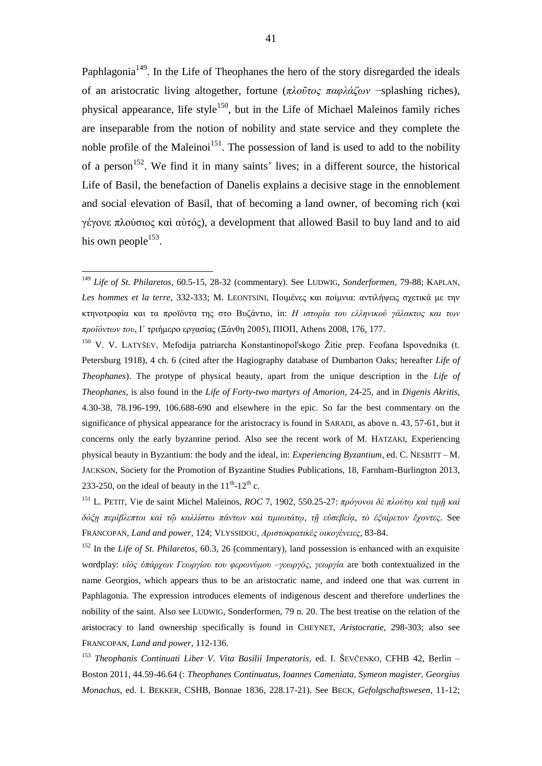Paphlagonia[149]. In the Life of Theophanes the hero of the story disregarded the ideals of an aristocratic living altogether, fortune (*πλοῦτος παφλάζων* −splashing riches), physical appearance, life style[150], but in the Life of Michael Maleinos family riches are inseparable from the notion of nobility and state service and they complete the noble profile of the Maleinoi[151]. The possession of land is used to add to the nobility of a person[152]. We find it in many saints' lives; in a different source, the historical Life of Basil, the benefaction of Danelis explains a decisive stage in the ennoblement and social elevation of Basil, that of becoming a land owner, of becoming rich (καὶ γέγονε πλούσιος καὶ αὐτός), a development that allowed Basil to buy land and to aid his own people[153].

---

[149] *Life of St. Philaretos*, 60.5-15, 28-32 (commentary). See LUDWIG, *Sonderformen*, 79-88; KAPLAN, *Les hommes et la terre*, 332-333; M. LEONTSINI, Ποιμένες και ποίμνια: αντιλήψεις σχετικά με την κτηνοτροφία και τα προϊόντα της στο Βυζάντιο, in: *Η ιστορία του ελληνικού γάλακτος και των προϊόντων του*, Ι΄ τριήμερο εργασίας (Ξάνθη 2005), ΠΙΟΠ, Athens 2008, 176, 177.

[150] V. V. LATYŠEV, Mefodija patriarcha Konstantinopol'skogo Žitie prep. Feofana Ispovednika (t. Petersburg 1918), 4 ch. 6 (cited after the Hagiography database of Dumbarton Oaks; hereafter *Life of Theophanes*). The protype of physical beauty, apart from the unique description in the *Life of Theophanes*, is also found in the *Life of Forty-two martyrs of Amorion*, 24-25, and in *Digenis Akritis*, 4.30-38, 78.196-199, 106.688-690 and elsewhere in the epic. So far the best commentary on the significance of physical appearance for the aristocracy is found in SARADI, as above n. 43, 57-61, but it concerns only the early byzantine period. Also see the recent work of M. HATZAKI, Experiencing physical beauty in Byzantium: the body and the ideal, in: *Experiencing Byzantium*, ed. C. NESBITT – M. JACKSON, Society for the Promotion of Byzantine Studies Publications, 18, Farnham-Burlington 2013, 233-250, on the ideal of beauty in the $11^{th}$-$12^{th}$ c.

[151] L. PETIT, Vie de saint Michel Maleinos, *ROC* 7, 1902, 550.25-27: *πρόγονοι δὲ πλούτῳ καὶ τιμῇ καὶ δόξῃ περίβλεπτοι καὶ τῷ καλλίστῳ πάντων καὶ τιμιωτάτῳ, τῇ εὐσεβείᾳ, τὸ ἐξαίρετον ἔχοντες*. See FRANCOPAN, *Land and power*, 124; VLYSSIDOU, *Αριστοκρατικές οικογένειες*, 83-84.

[152] In the *Life of St. Philaretos*, 60.3, 26 (commentary), land possession is enhanced with an exquisite wordplay: *υἱὸς ὑπάρχων Γεωργίου του φερωνύμου –γεωργός, γεωργία* are both contextualized in the name Georgios, which appears thus to be an aristocratic name, and indeed one that was current in Paphlagonia. The expression introduces elements of indigenous descent and therefore underlines the nobility of the saint. Also see LUDWIG, Sonderformen, 79 n. 20. The best treatise on the relation of the aristocracy to land ownership specifically is found in CHEYNET, *Aristocratie*, 298-303; also see FRANCOPAN, *Land and power*, 112-136.

[153] *Theophanis Continuati Liber V. Vita Basilii Imperatoris*, ed. I. ŠEVČENKO, CFHB 42, Berlin – Boston 2011, 44.59-46.64 (: *Theophanes Continuatus, Ioannes Cameniata, Symeon magister, Georgius Monachus*, ed. I. BEKKER, CSHB, Bonnae 1836, 228.17-21). See BECK, *Gefolgschaftswesen*, 11-12;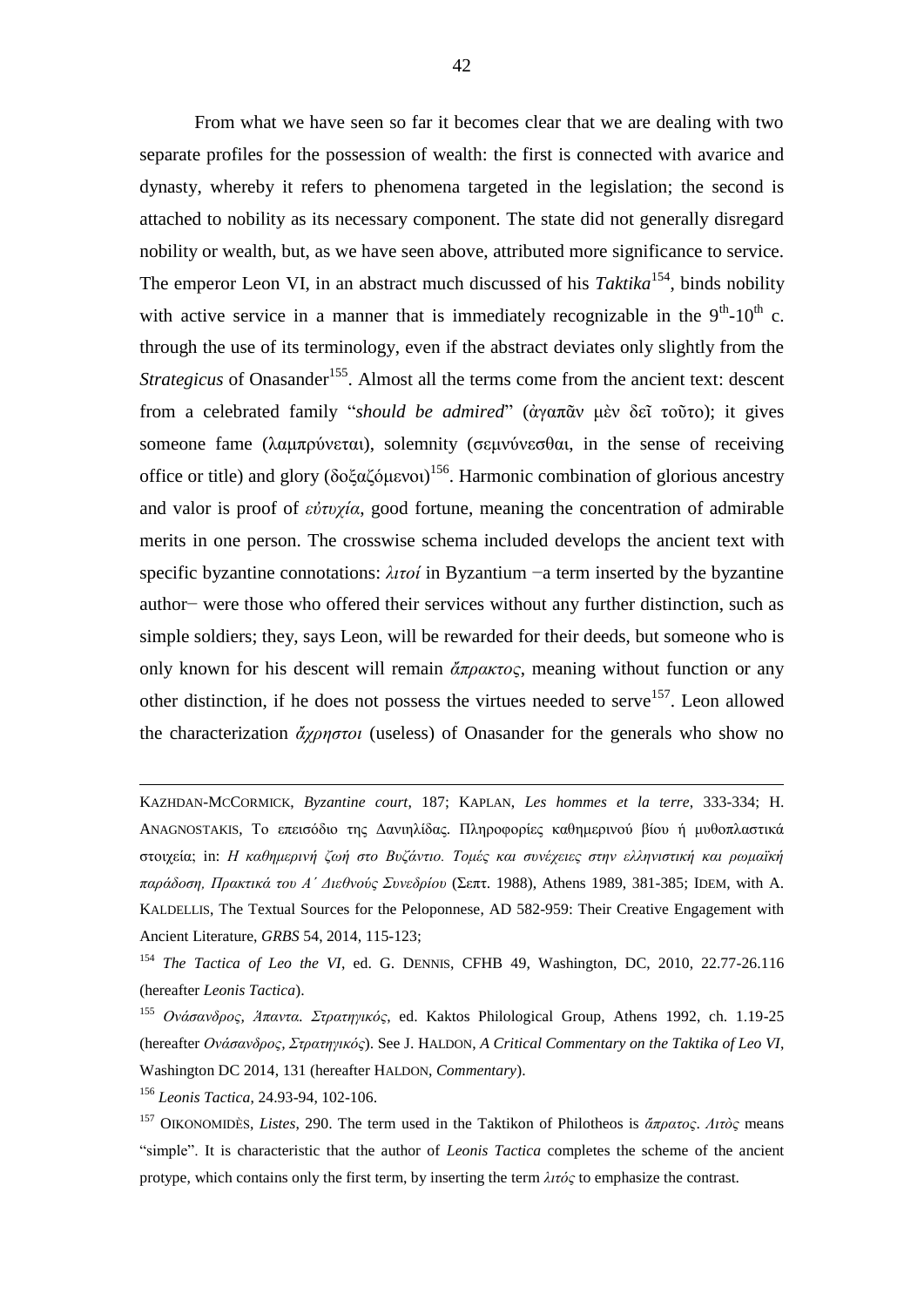From what we have seen so far it becomes clear that we are dealing with two separate profiles for the possession of wealth: the first is connected with avarice and dynasty, whereby it refers to phenomena targeted in the legislation; the second is attached to nobility as its necessary component. The state did not generally disregard nobility or wealth, but, as we have seen above, attributed more significance to service. The emperor Leon VI, in an abstract much discussed of his ***Taktika***[154], binds nobility with active service in a manner that is immediately recognizable in the 9th-10th c. through the use of its terminology, even if the abstract deviates only slightly from the *Strategicus* of Onasander[155]. Almost all the terms come from the ancient text: descent from a celebrated family "*should be admired*" (ἀγαπᾶν μὲν δεῖ τοῦτο); it gives someone fame (λαμπρύνεται), solemnity (σεμνύνεσθαι, in the sense of receiving office or title) and glory (δοξαζόμενοι)[156]. Harmonic combination of glorious ancestry and valor is proof of *εὐτυχία*, good fortune, meaning the concentration of admirable merits in one person. The crosswise schema included develops the ancient text with specific byzantine connotations: *λιτοί* in Byzantium −a term inserted by the byzantine author− were those who offered their services without any further distinction, such as simple soldiers; they, says Leon, will be rewarded for their deeds, but someone who is only known for his descent will remain *ἄπρακτος*, meaning without function or any other distinction, if he does not possess the virtues needed to serve[157]. Leon allowed the characterization *ἄχρηστοι* (useless) of Onasander for the generals who show no

---

KAZHDAN-MCCORMICK, *Byzantine court*, 187; KAPLAN, *Les hommes et la terre*, 333-334; H. ANAGNOSTAKIS, Το επεισόδιο της Δανιηλίδας. Πληροφορίες καθημερινού βίου ή μυθοπλαστικά στοιχεία; in: *Η καθημερινή ζωή στο Βυζάντιο. Τομές και συνέχειες στην ελληνιστική και ρωμαϊκή παράδοση, Πρακτικά του Α΄ Διεθνούς Συνεδρίου* (Σεπτ. 1988), Athens 1989, 381-385; IDEM, with A. KALDELLIS, The Textual Sources for the Peloponnese, AD 582-959: Their Creative Engagement with Ancient Literature, *GRBS* 54, 2014, 115-123;

[154] *The Tactica of Leon the VI*, ed. G. DENNIS, CFHB 49, Washington, DC, 2010, 22.77-26.116 (hereafter *Leonis Tactica*).

[155] *Ονάσανδρος, Ἅπαντα. Στρατηγικός*, ed. Kaktos Philological Group, Athens 1992, ch. 1.19-25 (hereafter *Ονάσανδρος, Στρατηγικός*). See J. HALDON, *A Critical Commentary on the Taktika of Leo VI*, Washington DC 2014, 131 (hereafter HALDON, *Commentary*).

[156] *Leonis Tactica*, 24.93-94, 102-106.

[157] OIKONOMIDÈS, *Listes*, 290. The term used in the Taktikon of Philotheos is *ἄπρατος*. *Λιτὸς* means "simple". It is characteristic that the author of *Leonis Tactica* completes the scheme of the ancient protype, which contains only the first term, by inserting the term *λιτός* to emphasize the contrast.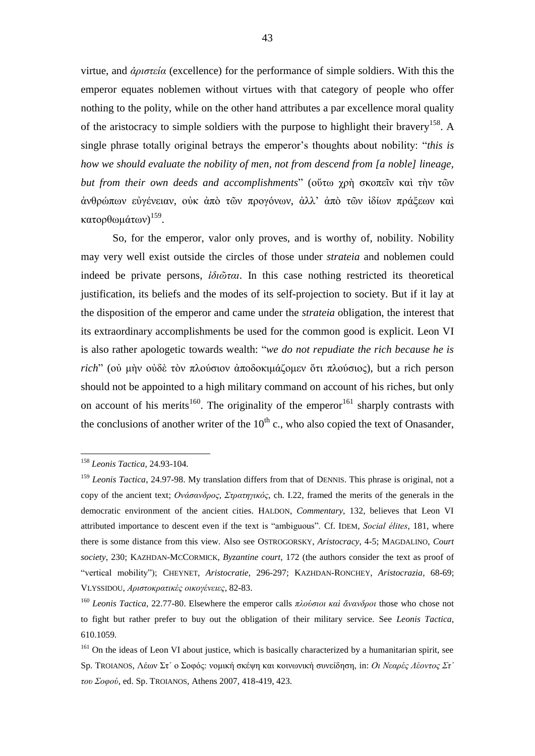virtue, and *ἀριστεία* (excellence) for the performance of simple soldiers. With this the emperor equates noblemen without virtues with that category of people who offer nothing to the polity, while on the other hand attributes a par excellence moral quality of the aristocracy to simple soldiers with the purpose to highlight their bravery[158]. A single phrase totally original betrays the emperor's thoughts about nobility: "*this is how we should evaluate the nobility of men, not from descend from [a noble] lineage, but from their own deeds and accomplishments*" (οὕτω χρὴ σκοπεῖν καὶ τὴν τῶν ἀνθρώπων εὐγένειαν, οὐκ ἀπὸ τῶν προγόνων, ἀλλ' ἀπὸ τῶν ἰδίων πράξεων καὶ κατορθωμάτων)[159].

So, for the emperor, valor only proves, and is worthy of, nobility. Nobility may very well exist outside the circles of those under *strateia* and noblemen could indeed be private persons, *ἰδιῶται*. In this case nothing restricted its theoretical justification, its beliefs and the modes of its self-projection to society. But if it lay at the disposition of the emperor and came under the *strateia* obligation, the interest that its extraordinary accomplishments be used for the common good is explicit. Leon VI is also rather apologetic towards wealth: "*we do not repudiate the rich because he is rich*" (οὐ μὴν οὐδὲ τὸν πλούσιον ἀποδοκιμάζομεν ὅτι πλούσιος), but a rich person should not be appointed to a high military command on account of his riches, but only on account of his merits[160]. The originality of the emperor[161] sharply contrasts with the conclusions of another writer of the 10th c., who also copied the text of Onasander,

---

[158] *Leonis Tactica*, 24.93-104.

[159] *Leonis Tactica*, 24.97-98. My translation differs from that of DENNIS. This phrase is original, not a copy of the ancient text; *Ονάσανδρος*, *Στρατηγικός*, ch. I.22, framed the merits of the generals in the democratic environment of the ancient cities. HALDON, *Commentary*, 132, believes that Leon VI attributed importance to descent even if the text is "ambiguous". Cf. IDEM, *Social élites*, 181, where there is some distance from this view. Also see OSTROGORSKY, *Aristocracy*, 4-5; MAGDALINO, *Court society*, 230; KAZHDAN-MCCORMICK, *Byzantine court*, 172 (the authors consider the text as proof of "vertical mobility"); CHEYNET, *Aristocratie*, 296-297; KAZHDAN-RONCHEY, *Aristocrazia*, 68-69; VLYSSIDOU, *Αριστοκρατικές οικογένειες*, 82-83.

[160] *Leonis Tactica*, 22.77-80. Elsewhere the emperor calls *πλούσιοι καὶ ἄνανδροι* those who chose not to fight but rather prefer to buy out the obligation of their military service. See *Leonis Tactica*, 610.1059.

[161] On the ideas of Leon VI about justice, which is basically characterized by a humanitarian spirit, see Sp. TROIANOS, Λέων Στ΄ ο Σοφός: νομική σκέψη και κοινωνική συνείδηση, in: *Οι Νεαρές Λέοντος Στ΄ του Σοφού*, ed. Sp. TROIANOS, Athens 2007, 418-419, 423.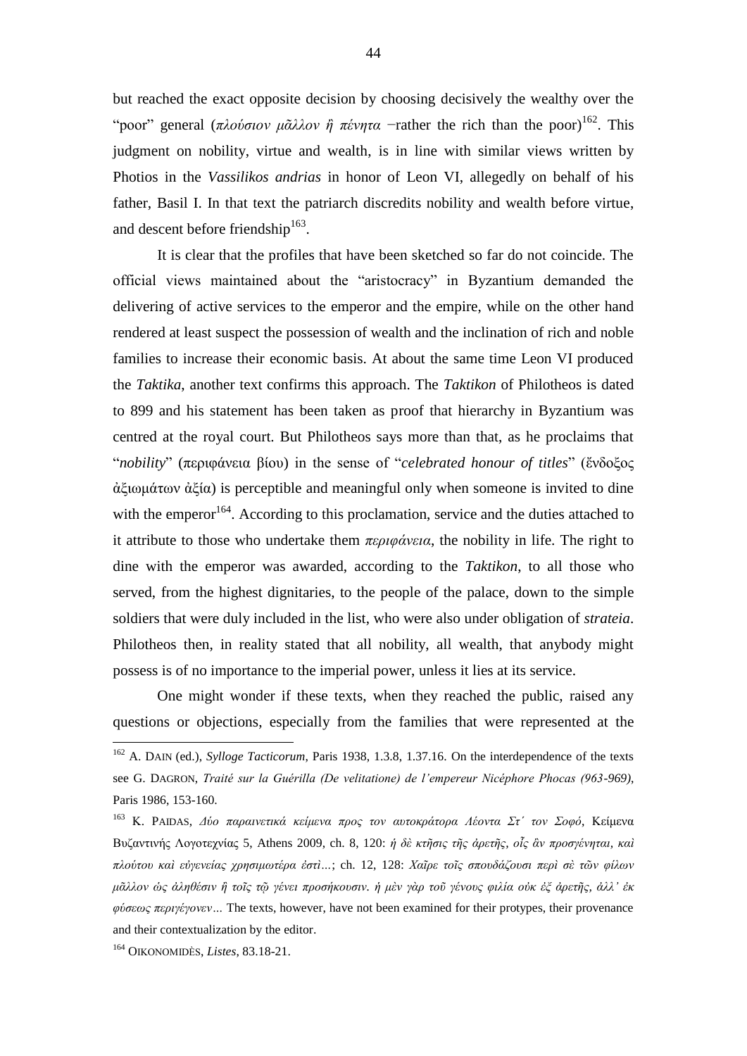but reached the exact opposite decision by choosing decisively the wealthy over the "poor" general (*πλούσιον μᾶλλον ἢ πένητα* –rather the rich than the poor)[162]. This judgment on nobility, virtue and wealth, is in line with similar views written by Photios in the *Vassilikos andrias* in honor of Leon VI, allegedly on behalf of his father, Basil I. In that text the patriarch discredits nobility and wealth before virtue, and descent before friendship[163].

It is clear that the profiles that have been sketched so far do not coincide. The official views maintained about the "aristocracy" in Byzantium demanded the delivering of active services to the emperor and the empire, while on the other hand rendered at least suspect the possession of wealth and the inclination of rich and noble families to increase their economic basis. At about the same time Leon VI produced the *Taktika*, another text confirms this approach. The *Taktikon* of Philotheos is dated to 899 and his statement has been taken as proof that hierarchy in Byzantium was centred at the royal court. But Philotheos says more than that, as he proclaims that "*nobility*" (περιφάνεια βίου) in the sense of "*celebrated honour of titles*" (ἔνδοξος ἀξιωμάτων ἀξία) is perceptible and meaningful only when someone is invited to dine with the emperor[164]. According to this proclamation, service and the duties attached to it attribute to those who undertake them *περιφάνεια*, the nobility in life. The right to dine with the emperor was awarded, according to the *Taktikon*, to all those who served, from the highest dignitaries, to the people of the palace, down to the simple soldiers that were duly included in the list, who were also under obligation of *strateia*. Philotheos then, in reality stated that all nobility, all wealth, that anybody might possess is of no importance to the imperial power, unless it lies at its service.

One might wonder if these texts, when they reached the public, raised any questions or objections, especially from the families that were represented at the

---

[162] A. DAIN (ed.), *Sylloge Tacticorum*, Paris 1938, 1.3.8, 1.37.16. On the interdependence of the texts see G. DAGRON, *Traité sur la Guérilla (De velitatione) de l'empereur Nicéphore Phocas (963-969)*, Paris 1986, 153-160.

[163] K. PAIDAS, *Δύο παραινετικά κείμενα προς τον αυτοκράτορα Λέοντα Στ΄ τον Σοφό*, Κείμενα Βυζαντινής Λογοτεχνίας 5, Athens 2009, ch. 8, 120: *ἡ δὲ κτῆσις τῆς ἀρετῆς, οἷς ἂν προσγένηται, καὶ πλούτου καὶ εὐγενείας χρησιμωτέρα ἐστὶ…*; ch. 12, 128: *Χαῖρε τοῖς σπουδάζουσι περὶ σὲ τῶν φίλων μᾶλλον ὡς ἀληθέσιν ἢ τοῖς τῷ γένει προσήκουσιν. ἡ μὲν γὰρ τοῦ γένους φιλία οὐκ ἐξ ἀρετῆς, ἀλλ' ἐκ φύσεως περιγέγονεν…* The texts, however, have not been examined for their protypes, their provenance and their contextualization by the editor.

[164] OIKONOMIDÈS, *Listes*, 83.18-21.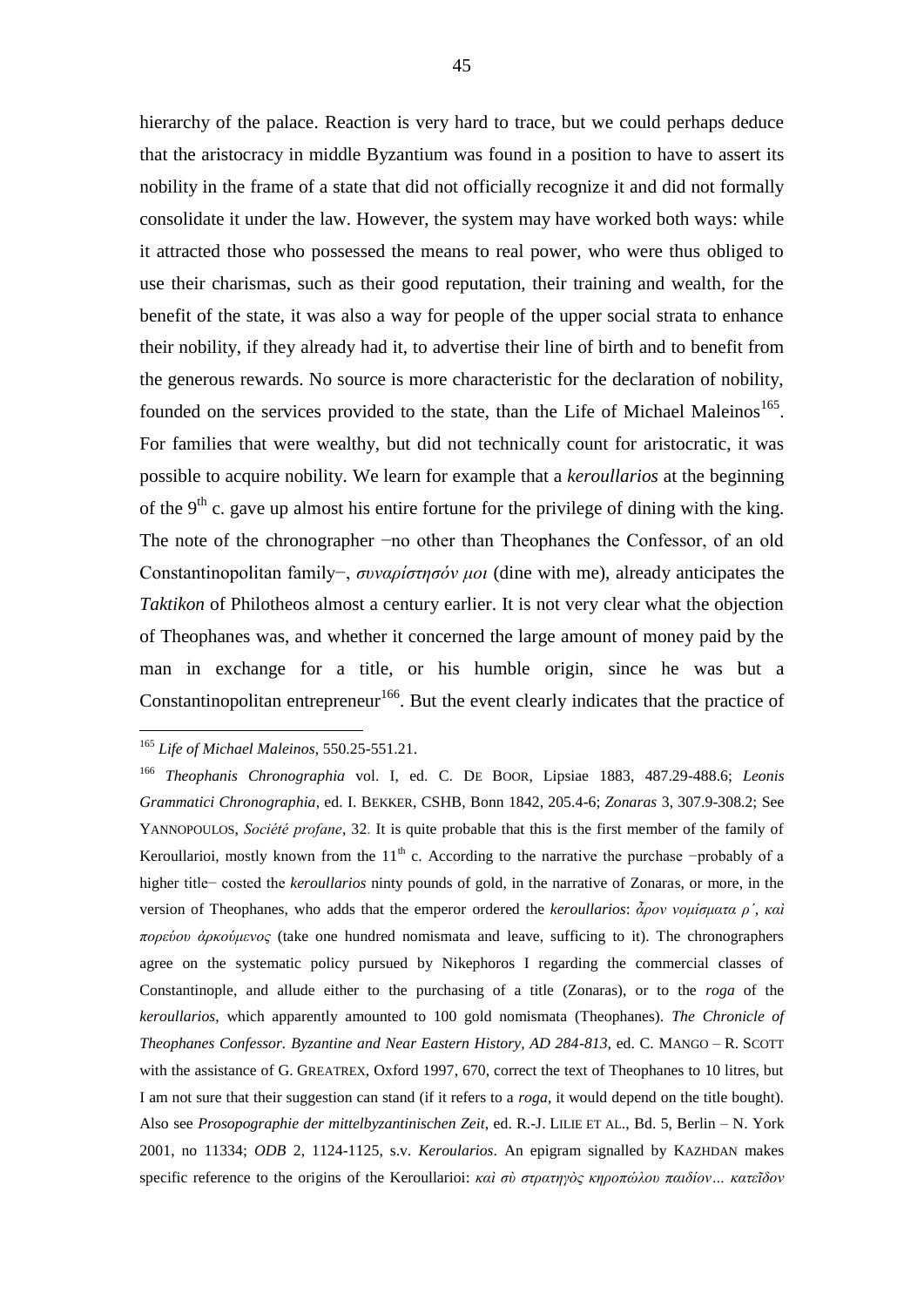hierarchy of the palace. Reaction is very hard to trace, but we could perhaps deduce that the aristocracy in middle Byzantium was found in a position to have to assert its nobility in the frame of a state that did not officially recognize it and did not formally consolidate it under the law. However, the system may have worked both ways: while it attracted those who possessed the means to real power, who were thus obliged to use their charismas, such as their good reputation, their training and wealth, for the benefit of the state, it was also a way for people of the upper social strata to enhance their nobility, if they already had it, to advertise their line of birth and to benefit from the generous rewards. No source is more characteristic for the declaration of nobility, founded on the services provided to the state, than the Life of Michael Maleinos[165]. For families that were wealthy, but did not technically count for aristocratic, it was possible to acquire nobility. We learn for example that a *keroullarios* at the beginning of the 9th c. gave up almost his entire fortune for the privilege of dining with the king. The note of the chronographer −no other than Theophanes the Confessor, of an old Constantinopolitan family−, *συναρίστησόν μοι* (dine with me), already anticipates the *Taktikon* of Philotheos almost a century earlier. It is not very clear what the objection of Theophanes was, and whether it concerned the large amount of money paid by the man in exchange for a title, or his humble origin, since he was but a Constantinopolitan entrepreneur[166]. But the event clearly indicates that the practice of

---

[165] *Life of Michael Maleinos*, 550.25-551.21.

[166] *Theophanis Chronographia* vol. I, ed. C. DE BOOR, Lipsiae 1883, 487.29-488.6; *Leonis Grammatici Chronographia*, ed. I. BEKKER, CSHB, Bonn 1842, 205.4-6; *Zonaras* 3, 307.9-308.2; See YANNOPOULOS, *Société profane*, 32. It is quite probable that this is the first member of the family of Keroullarioi, mostly known from the 11th c. According to the narrative the purchase −probably of a higher title− costed the *keroullarios* ninty pounds of gold, in the narrative of Zonaras, or more, in the version of Theophanes, who adds that the emperor ordered the *keroullarios*: *ἆρον νομίσματα ρ΄, καὶ πορεύου ἀρκούμενος* (take one hundred nomismata and leave, sufficing to it). The chronographers agree on the systematic policy pursued by Nikephoros I regarding the commercial classes of Constantinople, and allude either to the purchasing of a title (Zonaras), or to the *roga* of the *keroullarios*, which apparently amounted to 100 gold nomismata (Theophanes). *The Chronicle of Theophanes Confessor. Byzantine and Near Eastern History, AD 284-813*, ed. C. MANGO – R. SCOTT with the assistance of G. GREATREX, Oxford 1997, 670, correct the text of Theophanes to 10 litres, but I am not sure that their suggestion can stand (if it refers to a *roga*, it would depend on the title bought). Also see *Prosopographie der mittelbyzantinischen Zeit*, ed. R.-J. LILIE ET AL., Bd. 5, Berlin – N. York 2001, no 11334; *ODB* 2, 1124-1125, s.v. *Keroularios*. An epigram signalled by KAZHDAN makes specific reference to the origins of the Keroullarioi: *καὶ σὺ στρατηγὸς κηροπώλου παιδίον… κατεῖδον*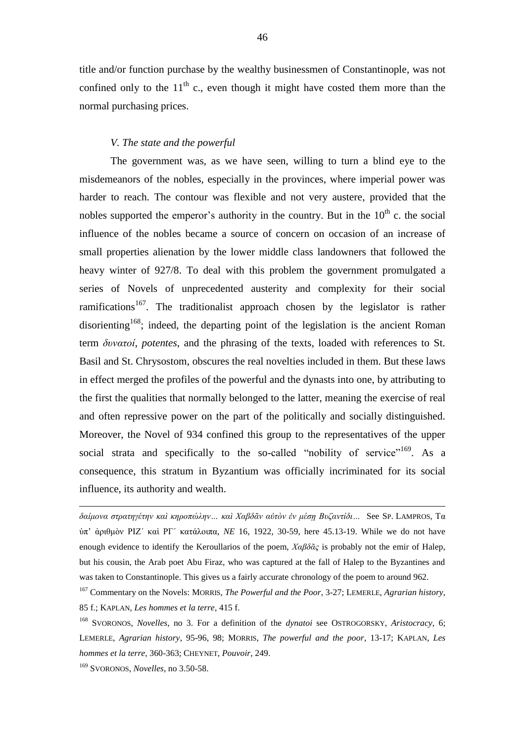title and/or function purchase by the wealthy businessmen of Constantinople, was not confined only to the 11th c., even though it might have costed them more than the normal purchasing prices.

### *V. The state and the powerful*

The government was, as we have seen, willing to turn a blind eye to the misdemeanors of the nobles, especially in the provinces, where imperial power was harder to reach. The contour was flexible and not very austere, provided that the nobles supported the emperor's authority in the country. But in the 10th c. the social influence of the nobles became a source of concern on occasion of an increase of small properties alienation by the lower middle class landowners that followed the heavy winter of 927/8. To deal with this problem the government promulgated a series of Novels of unprecedented austerity and complexity for their social ramifications[167]. The traditionalist approach chosen by the legislator is rather disorienting[168]; indeed, the departing point of the legislation is the ancient Roman term *δυνατοί*, *potentes*, and the phrasing of the texts, loaded with references to St. Basil and St. Chrysostom, obscures the real novelties included in them. But these laws in effect merged the profiles of the powerful and the dynasts into one, by attributing to the first the qualities that normally belonged to the latter, meaning the exercise of real and often repressive power on the part of the politically and socially distinguished. Moreover, the Novel of 934 confined this group to the representatives of the upper social strata and specifically to the so-called "nobility of service"[169]. As a consequence, this stratum in Byzantium was officially incriminated for its social influence, its authority and wealth.

---

*δαίμονα στρατηγέτην καὶ κηροπώλην… καὶ Χαβδᾶν αὐτὸν ἐν μέσῃ Βυζαντίδι…* See SP. LAMPROS, Τα ὑπ' ἀριθμὸν ΡΙΖ´ καὶ ΡΓ´ κατάλοιπα, *NE* 16, 1922, 30-59, here 45.13-19. While we do not have enough evidence to identify the Keroullarios of the poem, *Χαβδᾶς* is probably not the emir of Halep, but his cousin, the Arab poet Abu Firaz, who was captured at the fall of Halep to the Byzantines and was taken to Constantinople. This gives us a fairly accurate chronology of the poem to around 962.

[167] Commentary on the Novels: MORRIS, *The Powerful and the Poor*, 3-27; LEMERLE, *Agrarian history*, 85 f.; KAPLAN, *Les hommes et la terre*, 415 f.

[168] SVORONOS, *Novelles*, no 3. For a definition of the *dynatoi* see OSTROGORSKY, *Aristocracy*, 6; LEMERLE, *Agrarian history*, 95-96, 98; MORRIS, *The powerful and the poor*, 13-17; KAPLAN, *Les hommes et la terre*, 360-363; CHEYNET, *Pouvoir*, 249.

[169] SVORONOS, *Novelles*, no 3.50-58.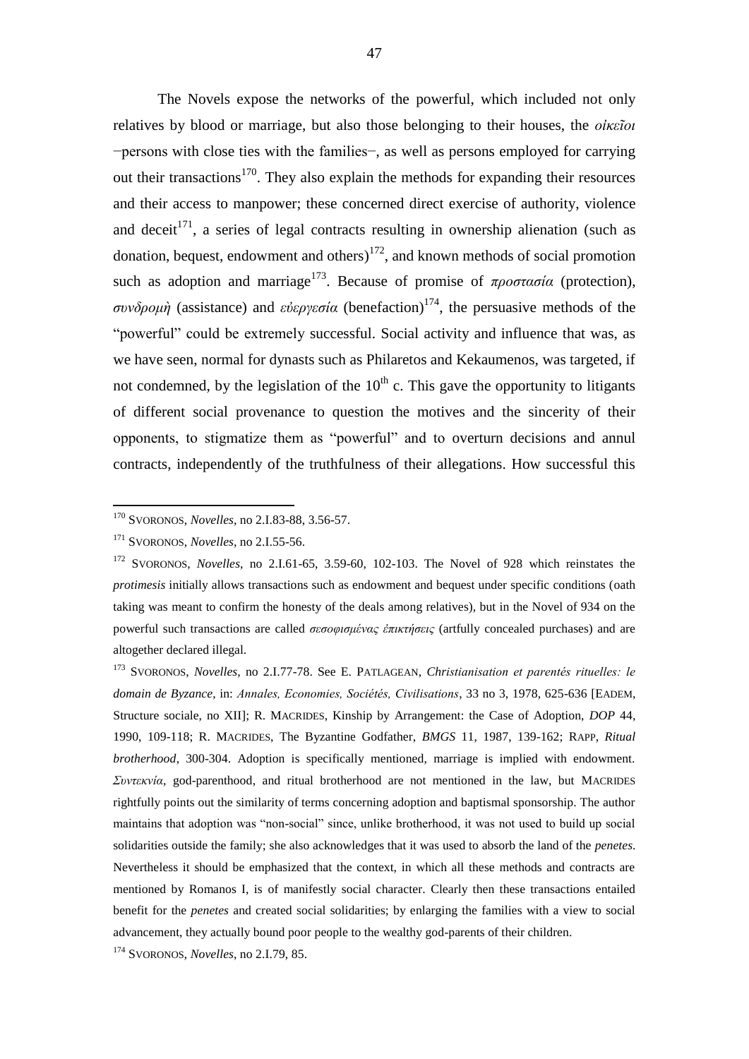The Novels expose the networks of the powerful, which included not only relatives by blood or marriage, but also those belonging to their houses, the *οἰκεῖοι* −persons with close ties with the families−, as well as persons employed for carrying out their transactions[170]. They also explain the methods for expanding their resources and their access to manpower; these concerned direct exercise of authority, violence and deceit[171], a series of legal contracts resulting in ownership alienation (such as donation, bequest, endowment and others)[172], and known methods of social promotion such as adoption and marriage[173]. Because of promise of *προστασία* (protection), *συνδρομὴ* (assistance) and *εὐεργεσία* (benefaction)[174], the persuasive methods of the "powerful" could be extremely successful. Social activity and influence that was, as we have seen, normal for dynasts such as Philaretos and Kekaumenos, was targeted, if not condemned, by the legislation of the 10th c. This gave the opportunity to litigants of different social provenance to question the motives and the sincerity of their opponents, to stigmatize them as "powerful" and to overturn decisions and annul contracts, independently of the truthfulness of their allegations. How successful this

---

[170] SVORONOS, *Novelles*, no 2.I.83-88, 3.56-57.

[171] SVORONOS, *Novelles*, no 2.I.55-56.

[172] SVORONOS, *Novelles*, no 2.I.61-65, 3.59-60, 102-103. The Novel of 928 which reinstates the *protimesis* initially allows transactions such as endowment and bequest under specific conditions (oath taking was meant to confirm the honesty of the deals among relatives), but in the Novel of 934 on the powerful such transactions are called *σεσοφισμένας ἐπικτήσεις* (artfully concealed purchases) and are altogether declared illegal.

[173] SVORONOS, *Novelles*, no 2.I.77-78. See E. PATLAGEAN, *Christianisation et parentés rituelles: le domain de Byzance*, in: *Annales, Economies, Sociétés, Civilisations*, 33 no 3, 1978, 625-636 [EADEM, Structure sociale, no XII]; R. MACRIDES, Kinship by Arrangement: the Case of Adoption, *DOP* 44, 1990, 109-118; R. MACRIDES, The Byzantine Godfather, *BMGS* 11, 1987, 139-162; RAPP, *Ritual brotherhood*, 300-304. Adoption is specifically mentioned, marriage is implied with endowment. *Συντεκνία*, god-parenthood, and ritual brotherhood are not mentioned in the law, but MACRIDES rightfully points out the similarity of terms concerning adoption and baptismal sponsorship. The author maintains that adoption was "non-social" since, unlike brotherhood, it was not used to build up social solidarities outside the family; she also acknowledges that it was used to absorb the land of the *penetes*. Nevertheless it should be emphasized that the context, in which all these methods and contracts are mentioned by Romanos I, is of manifestly social character. Clearly then these transactions entailed benefit for the *penetes* and created social solidarities; by enlarging the families with a view to social advancement, they actually bound poor people to the wealthy god-parents of their children.

[174] SVORONOS, *Novelles*, no 2.I.79, 85.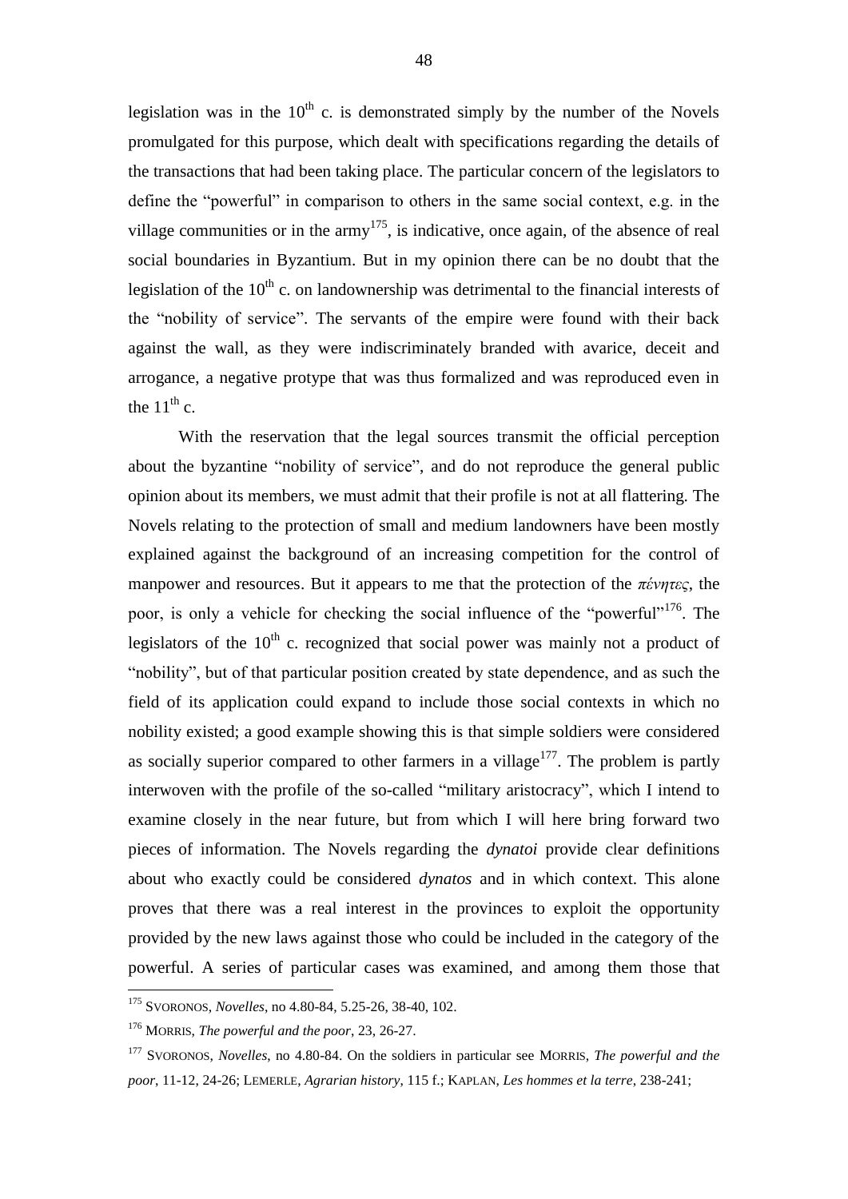legislation was in the 10th c. is demonstrated simply by the number of the Novels promulgated for this purpose, which dealt with specifications regarding the details of the transactions that had been taking place. The particular concern of the legislators to define the "powerful" in comparison to others in the same social context, e.g. in the village communities or in the army[175], is indicative, once again, of the absence of real social boundaries in Byzantium. But in my opinion there can be no doubt that the legislation of the 10th c. on landownership was detrimental to the financial interests of the "nobility of service". The servants of the empire were found with their back against the wall, as they were indiscriminately branded with avarice, deceit and arrogance, a negative protype that was thus formalized and was reproduced even in the 11th c.

With the reservation that the legal sources transmit the official perception about the byzantine "nobility of service", and do not reproduce the general public opinion about its members, we must admit that their profile is not at all flattering. The Novels relating to the protection of small and medium landowners have been mostly explained against the background of an increasing competition for the control of manpower and resources. But it appears to me that the protection of the *πένητες*, the poor, is only a vehicle for checking the social influence of the "powerful"[176]. The legislators of the 10th c. recognized that social power was mainly not a product of "nobility", but of that particular position created by state dependence, and as such the field of its application could expand to include those social contexts in which no nobility existed; a good example showing this is that simple soldiers were considered as socially superior compared to other farmers in a village[177]. The problem is partly interwoven with the profile of the so-called "military aristocracy", which I intend to examine closely in the near future, but from which I will here bring forward two pieces of information. The Novels regarding the *dynatoi* provide clear definitions about who exactly could be considered *dynatos* and in which context. This alone proves that there was a real interest in the provinces to exploit the opportunity provided by the new laws against those who could be included in the category of the powerful. A series of particular cases was examined, and among them those that

---

[175] SVORONOS, *Novelles*, no 4.80-84, 5.25-26, 38-40, 102.

[176] MORRIS, *The powerful and the poor*, 23, 26-27.

[177] SVORONOS, *Novelles*, no 4.80-84. On the soldiers in particular see MORRIS, *The powerful and the poor*, 11-12, 24-26; LEMERLE, *Agrarian history*, 115 f.; KAPLAN, *Les hommes et la terre*, 238-241;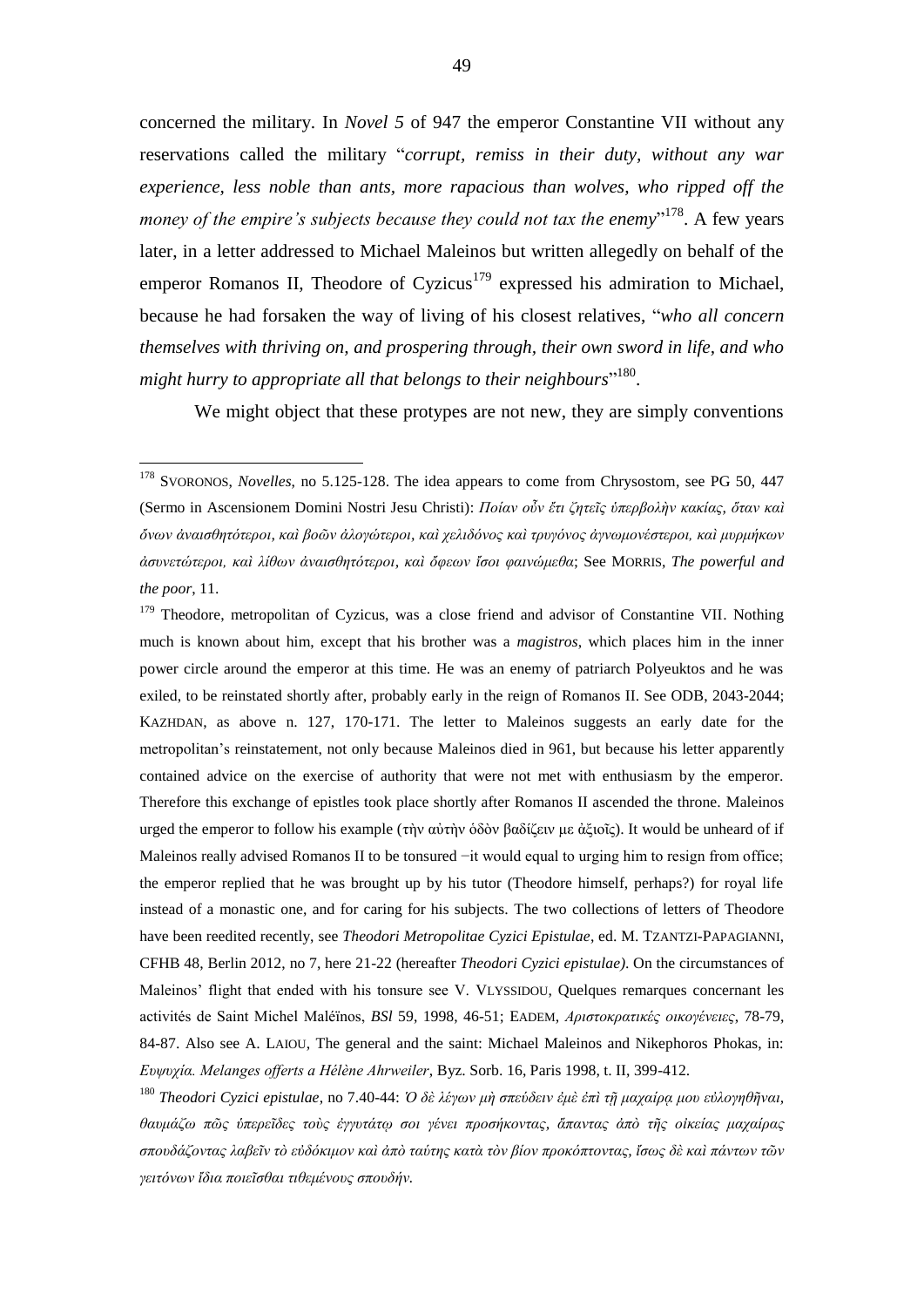concerned the military. In *Novel 5* of 947 the emperor Constantine VII without any reservations called the military "*corrupt, remiss in their duty, without any war experience, less noble than ants, more rapacious than wolves, who ripped off the money of the empire's subjects because they could not tax the enemy*"[178]. A few years later, in a letter addressed to Michael Maleinos but written allegedly on behalf of the emperor Romanos II, Theodore of Cyzicus[179] expressed his admiration to Michael, because he had forsaken the way of living of his closest relatives, "*who all concern themselves with thriving on, and prospering through, their own sword in life, and who might hurry to appropriate all that belongs to their neighbours*"[180].

We might object that these protypes are not new, they are simply conventions

---

[178] SVORONOS, *Novelles*, no 5.125-128. The idea appears to come from Chrysostom, see PG 50, 447 (Sermo in Ascensionem Domini Nostri Jesu Christi): *Ποίαν οὖν ἔτι ζητεῖς ὑπερβολὴν κακίας, ὅταν καὶ ὄνων ἀναισθητότεροι, καὶ βοῶν ἀλογώτεροι, καὶ χελιδόνος καὶ τρυγόνος ἀγνωμονέστεροι, καὶ μυρμήκων ἀσυνετώτεροι, καὶ λίθων ἀναισθητότεροι, καὶ ὄφεων ἴσοι φαινώμεθα*; See MORRIS, *The powerful and the poor*, 11.

[179] Theodore, metropolitan of Cyzicus, was a close friend and advisor of Constantine VII. Nothing much is known about him, except that his brother was a *magistros*, which places him in the inner power circle around the emperor at this time. He was an enemy of patriarch Polyeuktos and he was exiled, to be reinstated shortly after, probably early in the reign of Romanos II. See ODB, 2043-2044; KAZHDAN, as above n. 127, 170-171. The letter to Maleinos suggests an early date for the metropolitan's reinstatement, not only because Maleinos died in 961, but because his letter apparently contained advice on the exercise of authority that were not met with enthusiasm by the emperor. Therefore this exchange of epistles took place shortly after Romanos II ascended the throne. Maleinos urged the emperor to follow his example (τὴν αὐτὴν ὁδὸν βαδίζειν με ἀξιοῖς). It would be unheard of if Maleinos really advised Romanos II to be tonsured –it would equal to urging him to resign from office; the emperor replied that he was brought up by his tutor (Theodore himself, perhaps?) for royal life instead of a monastic one, and for caring for his subjects. The two collections of letters of Theodore have been reedited recently, see *Theodori Metropolitae Cyzici Epistulae*, ed. M. TZANTZI-PAPAGIANNI, CFHB 48, Berlin 2012, no 7, here 21-22 (hereafter *Theodori Cyzici epistulae)*. On the circumstances of Maleinos' flight that ended with his tonsure see V. VLYSSIDOU, Quelques remarques concernant les activités de Saint Michel Maléïnos, *BSl* 59, 1998, 46-51; EADEM, *Αριστοκρατικές οικογένειες*, 78-79, 84-87. Also see A. LAIOU, The general and the saint: Michael Maleinos and Nikephoros Phokas, in: *Ευψυχία. Melanges offerts a Hélène Ahrweiler*, Byz. Sorb. 16, Paris 1998, t. II, 399-412.

[180] *Theodori Cyzici epistulae*, no 7.40-44: *Ὁ δὲ λέγων μὴ σπεύδειν ἐμὲ ἐπὶ τῇ μαχαίρᾳ μου εὐλογηθῆναι, θαυμάζω πῶς ὑπερεῖδες τοὺς ἐγγυτάτῳ σοι γένει προσήκοντας, ἅπαντας ἀπὸ τῆς οἰκείας μαχαίρας σπουδάζοντας λαβεῖν τὸ εὐδόκιμον καὶ ἀπὸ ταύτης κατὰ τὸν βίον προκόπτοντας, ἴσως δὲ καὶ πάντων τῶν γειτόνων ἴδια ποιεῖσθαι τιθεμένους σπουδήν.*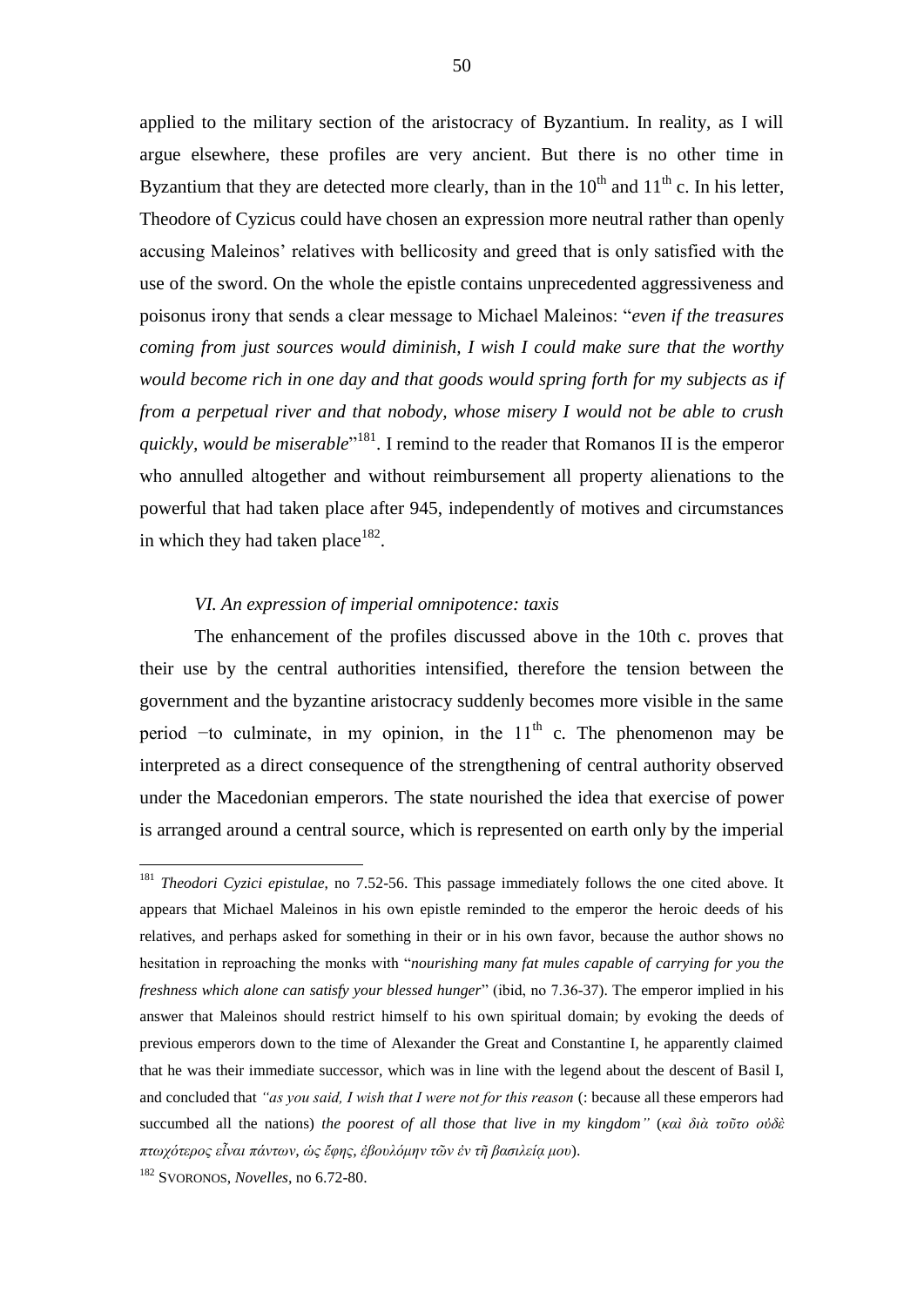applied to the military section of the aristocracy of Byzantium. In reality, as I will argue elsewhere, these profiles are very ancient. But there is no other time in Byzantium that they are detected more clearly, than in the 10th and 11th c. In his letter, Theodore of Cyzicus could have chosen an expression more neutral rather than openly accusing Maleinos' relatives with bellicosity and greed that is only satisfied with the use of the sword. On the whole the epistle contains unprecedented aggressiveness and poisonus irony that sends a clear message to Michael Maleinos: "*even if the treasures coming from just sources would diminish, I wish I could make sure that the worthy would become rich in one day and that goods would spring forth for my subjects as if from a perpetual river and that nobody, whose misery I would not be able to crush quickly, would be miserable*"[181]. I remind to the reader that Romanos II is the emperor who annulled altogether and without reimbursement all property alienations to the powerful that had taken place after 945, independently of motives and circumstances in which they had taken place[182].

*VI. An expression of imperial omnipotence: taxis*

The enhancement of the profiles discussed above in the 10th c. proves that their use by the central authorities intensified, therefore the tension between the government and the byzantine aristocracy suddenly becomes more visible in the same period −to culminate, in my opinion, in the 11th c. The phenomenon may be interpreted as a direct consequence of the strengthening of central authority observed under the Macedonian emperors. The state nourished the idea that exercise of power is arranged around a central source, which is represented on earth only by the imperial

---

[181] *Theodori Cyzici epistulae*, no 7.52-56. This passage immediately follows the one cited above. It appears that Michael Maleinos in his own epistle reminded to the emperor the heroic deeds of his relatives, and perhaps asked for something in their or in his own favor, because the author shows no hesitation in reproaching the monks with "*nourishing many fat mules capable of carrying for you the freshness which alone can satisfy your blessed hunger*" (ibid, no 7.36-37). The emperor implied in his answer that Maleinos should restrict himself to his own spiritual domain; by evoking the deeds of previous emperors down to the time of Alexander the Great and Constantine I, he apparently claimed that he was their immediate successor, which was in line with the legend about the descent of Basil I, and concluded that *"as you said, I wish that I were not for this reason* (: because all these emperors had succumbed all the nations) *the poorest of all those that live in my kingdom"* (*καὶ διὰ τοῦτο οὐδὲ πτωχότερος εἶναι πάντων, ὡς ἔφης, ἐβουλόμην τῶν ἐν τῇ βασιλείᾳ μου*).

[182] SVORONOS, *Novelles*, no 6.72-80.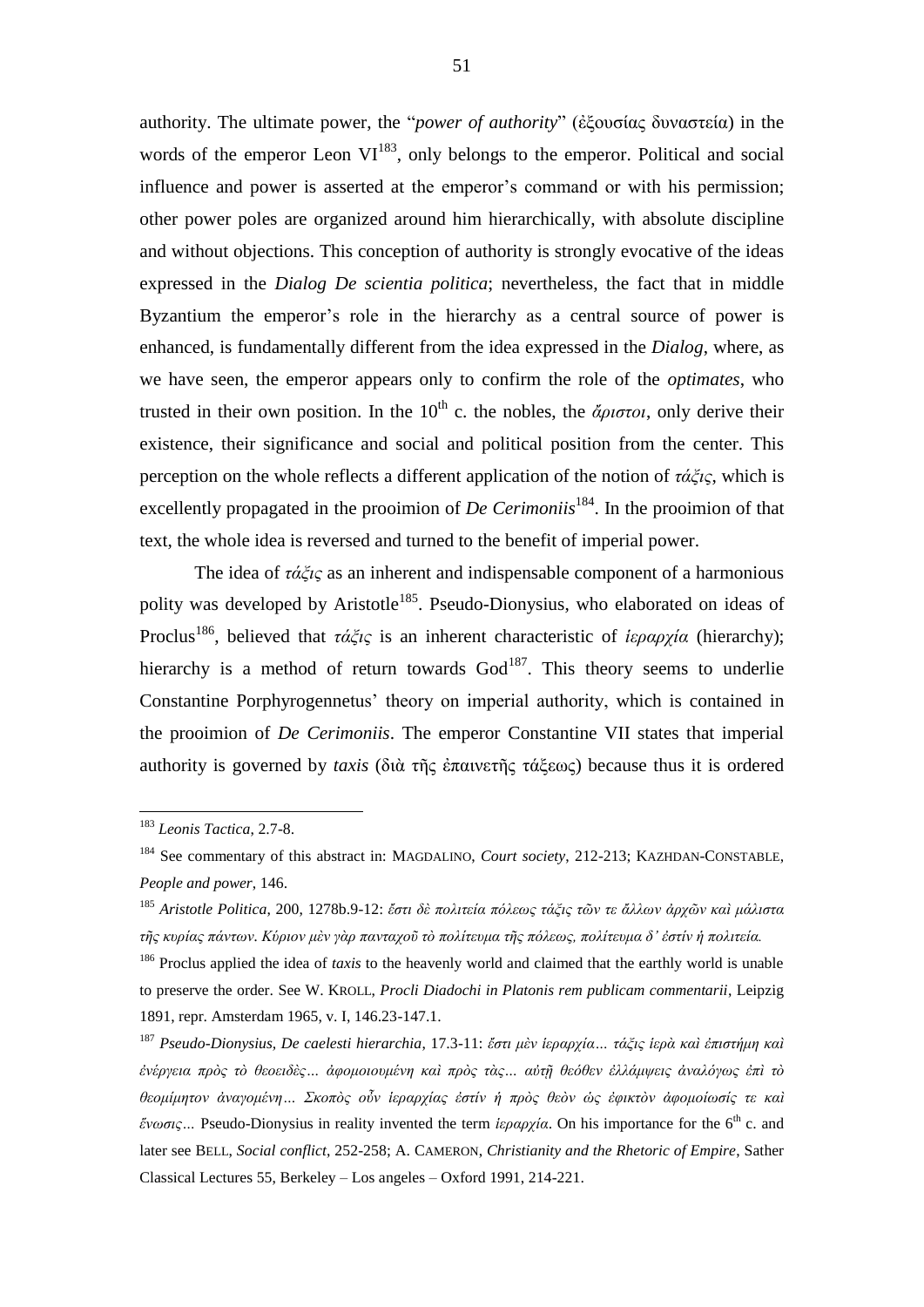authority. The ultimate power, the "*power of authority*" (ἐξουσίας δυναστεία) in the words of the emperor Leon VI[183], only belongs to the emperor. Political and social influence and power is asserted at the emperor's command or with his permission; other power poles are organized around him hierarchically, with absolute discipline and without objections. This conception of authority is strongly evocative of the ideas expressed in the *Dialog De scientia politica*; nevertheless, the fact that in middle Byzantium the emperor's role in the hierarchy as a central source of power is enhanced, is fundamentally different from the idea expressed in the *Dialog*, where, as we have seen, the emperor appears only to confirm the role of the *optimates*, who trusted in their own position. In the 10th c. the nobles, the *ἄριστοι*, only derive their existence, their significance and social and political position from the center. This perception on the whole reflects a different application of the notion of *τάξις*, which is excellently propagated in the prooimion of *De Cerimoniis*[184]. In the prooimion of that text, the whole idea is reversed and turned to the benefit of imperial power.

The idea of *τάξις* as an inherent and indispensable component of a harmonious polity was developed by Aristotle[185]. Pseudo-Dionysius, who elaborated on ideas of Proclus[186], believed that *τάξις* is an inherent characteristic of *ἱεραρχία* (hierarchy); hierarchy is a method of return towards God[187]. This theory seems to underlie Constantine Porphyrogennetus' theory on imperial authority, which is contained in the prooimion of *De Cerimoniis*. The emperor Constantine VII states that imperial authority is governed by *taxis* (διὰ τῆς ἐπαινετῆς τάξεως) because thus it is ordered

---

[183] *Leonis Tactica*, 2.7-8.

[184] See commentary of this abstract in: MAGDALINO, *Court society*, 212-213; KAZHDAN-CONSTABLE, *People and power*, 146.

[185] *Aristotle Politica*, 200, 1278b.9-12: *ἔστι δὲ πολιτεία πόλεως τάξις τῶν τε ἄλλων ἀρχῶν καὶ μάλιστα τῆς κυρίας πάντων. Κύριον μὲν γὰρ πανταχοῦ τὸ πολίτευμα τῆς πόλεως, πολίτευμα δ' ἐστίν ἡ πολιτεία.*

[186] Proclus applied the idea of *taxis* to the heavenly world and claimed that the earthly world is unable to preserve the order. See W. KROLL, *Procli Diadochi in Platonis rem publicam commentarii*, Leipzig 1891, repr. Amsterdam 1965, v. I, 146.23-147.1.

[187] *Pseudo-Dionysius, De caelesti hierarchia*, 17.3-11: *ἔστι μὲν ἱεραρχία… τάξις ἱερὰ καὶ ἐπιστήμη καὶ ἐνέργεια πρὸς τὸ θεοειδὲς… ἀφομοιουμένη καὶ πρὸς τὰς… αὐτῇ θεόθεν ἐλλάμψεις ἀναλόγως ἐπὶ τὸ θεομίμητον ἀναγομένη… Σκοπὸς οὖν ἱεραρχίας ἐστίν ἡ πρὸς θεὸν ὡς ἐφικτὸν ἀφομοίωσίς τε καὶ ἕνωσις…* Pseudo-Dionysius in reality invented the term *ἱεραρχία*. On his importance for the 6th c. and later see BELL, *Social conflict*, 252-258; A. CAMERON, *Christianity and the Rhetoric of Empire*, Sather Classical Lectures 55, Berkeley – Los angeles – Oxford 1991, 214-221.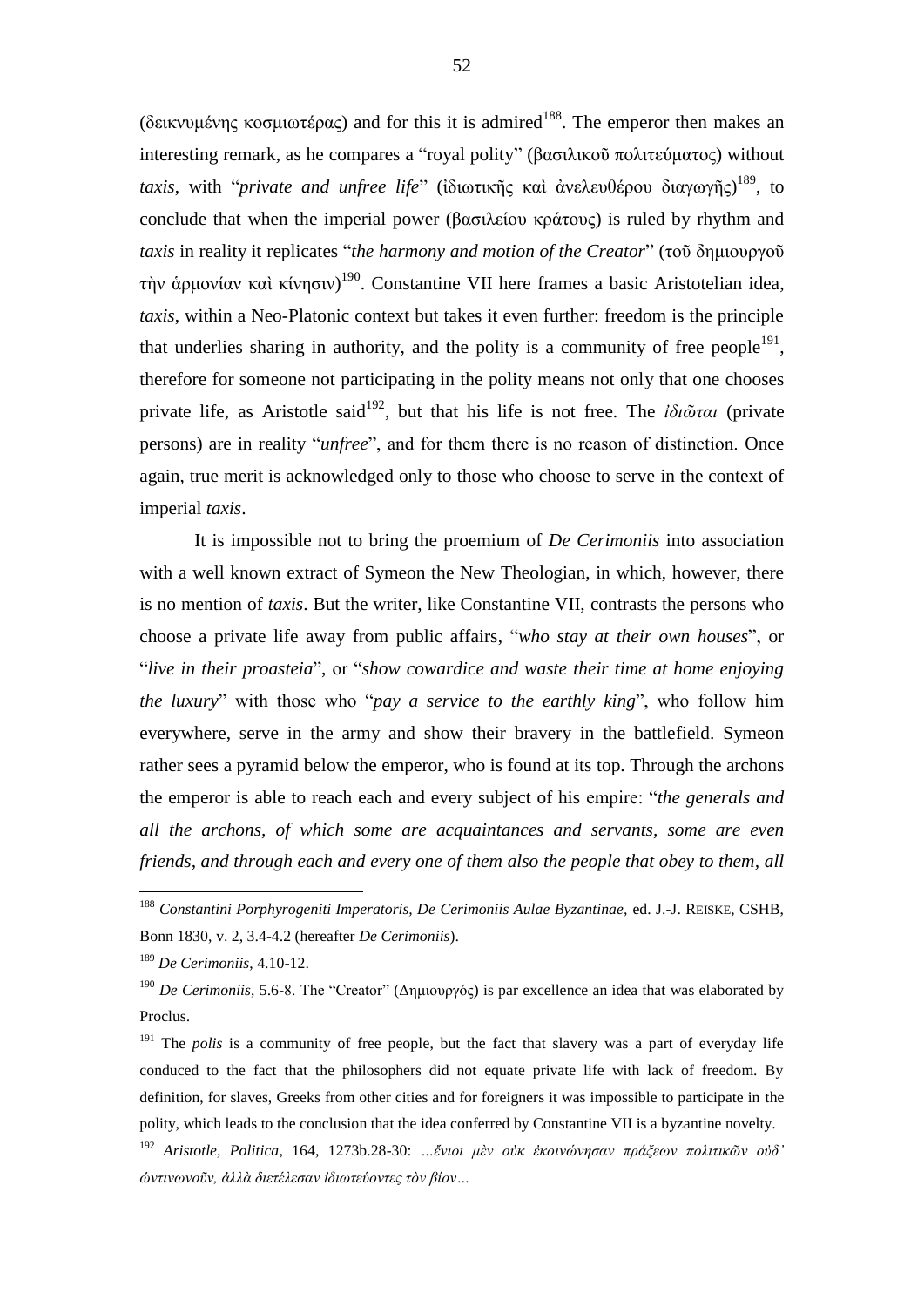(δεικνυμένης κοσμιωτέρας) and for this it is admired[188]. The emperor then makes an interesting remark, as he compares a "royal polity" (βασιλικοῦ πολιτεύματος) without *taxis*, with "*private and unfree life*" (ἰδιωτικῆς καὶ ἀνελευθέρου διαγωγῆς)[189], to conclude that when the imperial power (βασιλείου κράτους) is ruled by rhythm and *taxis* in reality it replicates "*the harmony and motion of the Creator*" (τοῦ δημιουργοῦ τὴν ἁρμονίαν καὶ κίνησιν)[190]. Constantine VII here frames a basic Aristotelian idea, *taxis*, within a Neo-Platonic context but takes it even further: freedom is the principle that underlies sharing in authority, and the polity is a community of free people[191], therefore for someone not participating in the polity means not only that one chooses private life, as Aristotle said[192], but that his life is not free. The *ἰδιῶται* (private persons) are in reality "*unfree*", and for them there is no reason of distinction. Once again, true merit is acknowledged only to those who choose to serve in the context of imperial *taxis*.

It is impossible not to bring the proemium of *De Cerimoniis* into association with a well known extract of Symeon the New Theologian, in which, however, there is no mention of *taxis*. But the writer, like Constantine VII, contrasts the persons who choose a private life away from public affairs, "*who stay at their own houses*", or "*live in their proasteia*", or "*show cowardice and waste their time at home enjoying the luxury*" with those who "*pay a service to the earthly king*", who follow him everywhere, serve in the army and show their bravery in the battlefield. Symeon rather sees a pyramid below the emperor, who is found at its top. Through the archons the emperor is able to reach each and every subject of his empire: "*the generals and all the archons, of which some are acquaintances and servants, some are even friends, and through each and every one of them also the people that obey to them, all*

---

[188] *Constantini Porphyrogeniti Imperatoris, De Cerimoniis Aulae Byzantinae*, ed. J.-J. REISKE, CSHB, Bonn 1830, v. 2, 3.4-4.2 (hereafter *De Cerimoniis*).

[189] *De Cerimoniis*, 4.10-12.

[190] *De Cerimoniis*, 5.6-8. The "Creator" (Δημιουργός) is par excellence an idea that was elaborated by Proclus.

[191] The *polis* is a community of free people, but the fact that slavery was a part of everyday life conduced to the fact that the philosophers did not equate private life with lack of freedom. By definition, for slaves, Greeks from other cities and for foreigners it was impossible to participate in the polity, which leads to the conclusion that the idea conferred by Constantine VII is a byzantine novelty.

[192] *Aristotle, Politica*, 164, 1273b.28-30: *…ἔνιοι μὲν οὐκ ἐκοινώνησαν πράξεων πολιτικῶν οὐδ' ὡντινωνοῦν, ἀλλὰ διετέλεσαν ἰδιωτεύοντες τὸν βίον…*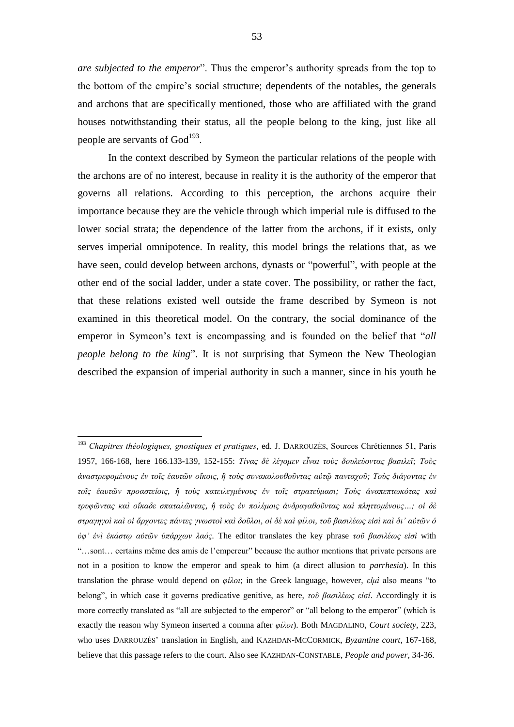*are subjected to the emperor*". Thus the emperor's authority spreads from the top to the bottom of the empire's social structure; dependents of the notables, the generals and archons that are specifically mentioned, those who are affiliated with the grand houses notwithstanding their status, all the people belong to the king, just like all people are servants of God[193].

In the context described by Symeon the particular relations of the people with the archons are of no interest, because in reality it is the authority of the emperor that governs all relations. According to this perception, the archons acquire their importance because they are the vehicle through which imperial rule is diffused to the lower social strata; the dependence of the latter from the archons, if it exists, only serves imperial omnipotence. In reality, this model brings the relations that, as we have seen, could develop between archons, dynasts or "powerful", with people at the other end of the social ladder, under a state cover. The possibility, or rather the fact, that these relations existed well outside the frame described by Symeon is not examined in this theoretical model. On the contrary, the social dominance of the emperor in Symeon's text is encompassing and is founded on the belief that "*all people belong to the king*". It is not surprising that Symeon the New Theologian described the expansion of imperial authority in such a manner, since in his youth he

---

[193] *Chapitres théologiques, gnostiques et pratiques*, ed. J. DARROUZÈS, Sources Chrétiennes 51, Paris 1957, 166-168, here 166.133-139, 152-155: *Τίνας δὲ λέγομεν εἶναι τοὺς δουλεύοντας βασιλεῖ; Τοὺς ἀναστρεφομένους ἐν τοῖς ἑαυτῶν οἴκοις, ἢ τοὺς συνακολουθοῦντας αὐτῷ πανταχοῦ; Τοὺς διάγοντας ἐν τοῖς ἑαυτῶν προαστείοις, ἢ τοὺς κατειλεγμένους ἐν τοῖς στρατεύμασι; Τοὺς ἀναπεπτωκότας καὶ τρυφῶντας καὶ οἴκαδε σπαταλῶντας, ἢ τοὺς ἐν πολέμοις ἀνδραγαθοῦντας καὶ πληττομένους…; οἱ δὲ στραγηγοὶ καὶ οἱ ἄρχοντες πάντες γνωστοὶ καὶ δοῦλοι, οἱ δὲ καὶ φίλοι, τοῦ βασιλέως εἰσὶ καὶ δι' αὐτῶν ὁ ὑφ' ἑνὶ ἑκάστῳ αὐτῶν ὑπάρχων λαός.* The editor translates the key phrase *τοῦ βασιλέως εἰσὶ* with "…sont… certains même des amis de l'empereur" because the author mentions that private persons are not in a position to know the emperor and speak to him (a direct allusion to *parrhesia*). In this translation the phrase would depend on *φίλοι*; in the Greek language, however, *εἰμὶ* also means "to belong", in which case it governs predicative genitive, as here, *τοῦ βασιλέως εἰσί*. Accordingly it is more correctly translated as "all are subjected to the emperor" or "all belong to the emperor" (which is exactly the reason why Symeon inserted a comma after *φίλοι*). Both MAGDALINO, *Court society*, 223, who uses DARROUZÈS' translation in English, and KAZHDAN-MCCORMICK, *Byzantine court*, 167-168, believe that this passage refers to the court. Also see KAZHDAN-CONSTABLE, *People and power*, 34-36.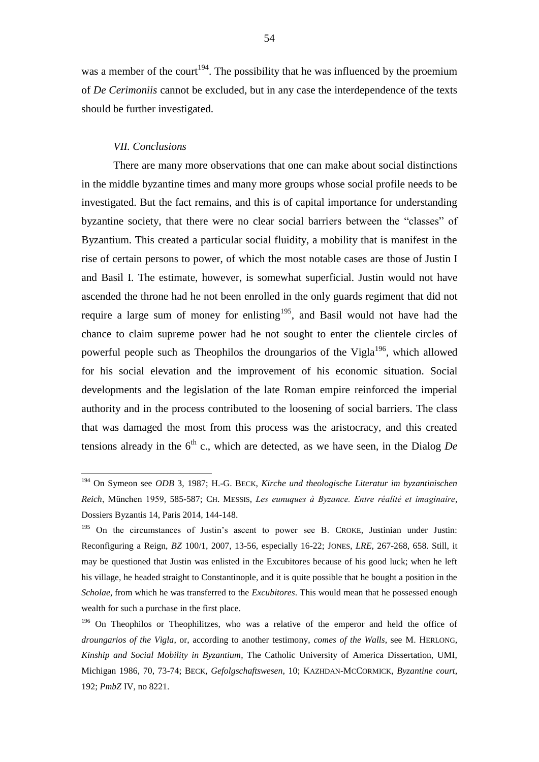was a member of the court[194]. The possibility that he was influenced by the proemium of *De Cerimoniis* cannot be excluded, but in any case the interdependence of the texts should be further investigated.

### *VII. Conclusions*

There are many more observations that one can make about social distinctions in the middle byzantine times and many more groups whose social profile needs to be investigated. But the fact remains, and this is of capital importance for understanding byzantine society, that there were no clear social barriers between the "classes" of Byzantium. This created a particular social fluidity, a mobility that is manifest in the rise of certain persons to power, of which the most notable cases are those of Justin I and Basil I. The estimate, however, is somewhat superficial. Justin would not have ascended the throne had he not been enrolled in the only guards regiment that did not require a large sum of money for enlisting[195], and Basil would not have had the chance to claim supreme power had he not sought to enter the clientele circles of powerful people such as Theophilos the droungarios of the Vigla[196], which allowed for his social elevation and the improvement of his economic situation. Social developments and the legislation of the late Roman empire reinforced the imperial authority and in the process contributed to the loosening of social barriers. The class that was damaged the most from this process was the aristocracy, and this created tensions already in the 6th c., which are detected, as we have seen, in the Dialog *De*

---

[194] On Symeon see *ODB* 3, 1987; H.-G. BECK, *Kirche und theologische Literatur im byzantinischen Reich*, München 1959, 585-587; CH. MESSIS, *Les eunuques à Byzance. Entre réalité et imaginaire*, Dossiers Byzantis 14, Paris 2014, 144-148.

[195] On the circumstances of Justin's ascent to power see B. CROKE, Justinian under Justin: Reconfiguring a Reign, *BZ* 100/1, 2007, 13-56, especially 16-22; JONES, *LRE*, 267-268, 658. Still, it may be questioned that Justin was enlisted in the Excubitores because of his good luck; when he left his village, he headed straight to Constantinople, and it is quite possible that he bought a position in the *Scholae*, from which he was transferred to the *Excubitores*. This would mean that he possessed enough wealth for such a purchase in the first place.

[196] On Theophilos or Theophilitzes, who was a relative of the emperor and held the office of *droungarios of the Vigla*, or, according to another testimony, *comes of the Walls*, see M. HERLONG, *Kinship and Social Mobility in Byzantium*, The Catholic University of America Dissertation, UMI, Michigan 1986, 70, 73-74; BECK, *Gefolgschaftswesen*, 10; KAZHDAN-MCCORMICK, *Byzantine court*, 192; *PmbZ* IV, no 8221.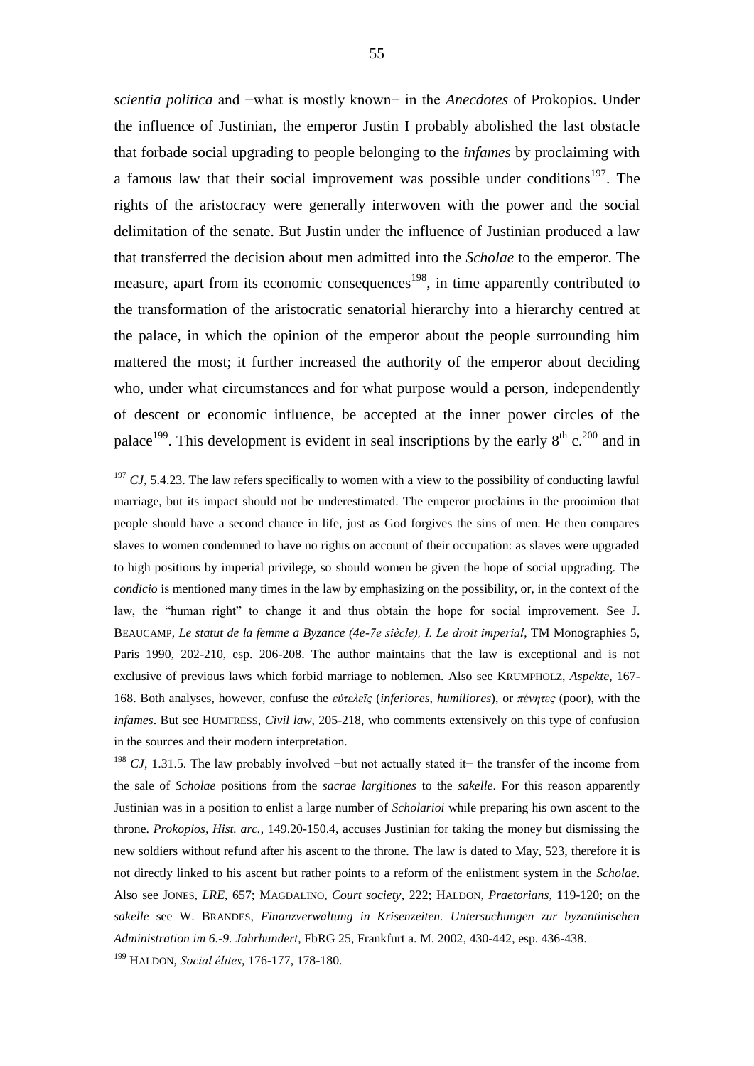*scientia politica* and −what is mostly known− in the *Anecdotes* of Prokopios. Under the influence of Justinian, the emperor Justin I probably abolished the last obstacle that forbade social upgrading to people belonging to the *infames* by proclaiming with a famous law that their social improvement was possible under conditions[197]. The rights of the aristocracy were generally interwoven with the power and the social delimitation of the senate. But Justin under the influence of Justinian produced a law that transferred the decision about men admitted into the *Scholae* to the emperor. The measure, apart from its economic consequences[198], in time apparently contributed to the transformation of the aristocratic senatorial hierarchy into a hierarchy centred at the palace, in which the opinion of the emperor about the people surrounding him mattered the most; it further increased the authority of the emperor about deciding who, under what circumstances and for what purpose would a person, independently of descent or economic influence, be accepted at the inner power circles of the palace[199]. This development is evident in seal inscriptions by the early 8th c.[200] and in

---

[197] *CJ*, 5.4.23. The law refers specifically to women with a view to the possibility of conducting lawful marriage, but its impact should not be underestimated. The emperor proclaims in the prooimion that people should have a second chance in life, just as God forgives the sins of men. He then compares slaves to women condemned to have no rights on account of their occupation: as slaves were upgraded to high positions by imperial privilege, so should women be given the hope of social upgrading. The *condicio* is mentioned many times in the law by emphasizing on the possibility, or, in the context of the law, the "human right" to change it and thus obtain the hope for social improvement. See J. BEAUCAMP, *Le statut de la femme a Byzance (4e-7e siècle), I. Le droit imperial*, TM Monographies 5, Paris 1990, 202-210, esp. 206-208. The author maintains that the law is exceptional and is not exclusive of previous laws which forbid marriage to noblemen. Also see KRUMPHOLZ, *Aspekte*, 167-168. Both analyses, however, confuse the *εὐτελεῖς* (*inferiores*, *humiliores*), or *πένητες* (poor), with the *infames*. But see HUMFRESS, *Civil law*, 205-218, who comments extensively on this type of confusion in the sources and their modern interpretation.

[198] *CJ*, 1.31.5. The law probably involved −but not actually stated it− the transfer of the income from the sale of *Scholae* positions from the *sacrae largitiones* to the *sakelle*. For this reason apparently Justinian was in a position to enlist a large number of *Scholarioi* while preparing his own ascent to the throne. *Prokopios*, *Hist. arc.*, 149.20-150.4, accuses Justinian for taking the money but dismissing the new soldiers without refund after his ascent to the throne. The law is dated to May, 523, therefore it is not directly linked to his ascent but rather points to a reform of the enlistment system in the *Scholae*. Also see JONES, *LRE*, 657; MAGDALINO, *Court society*, 222; HALDON, *Praetorians*, 119-120; on the *sakelle* see W. BRANDES, *Finanzverwaltung in Krisenzeiten. Untersuchungen zur byzantinischen Administration im 6.-9. Jahrhundert*, FbRG 25, Frankfurt a. M. 2002, 430-442, esp. 436-438.

[199] HALDON, *Social élites*, 176-177, 178-180.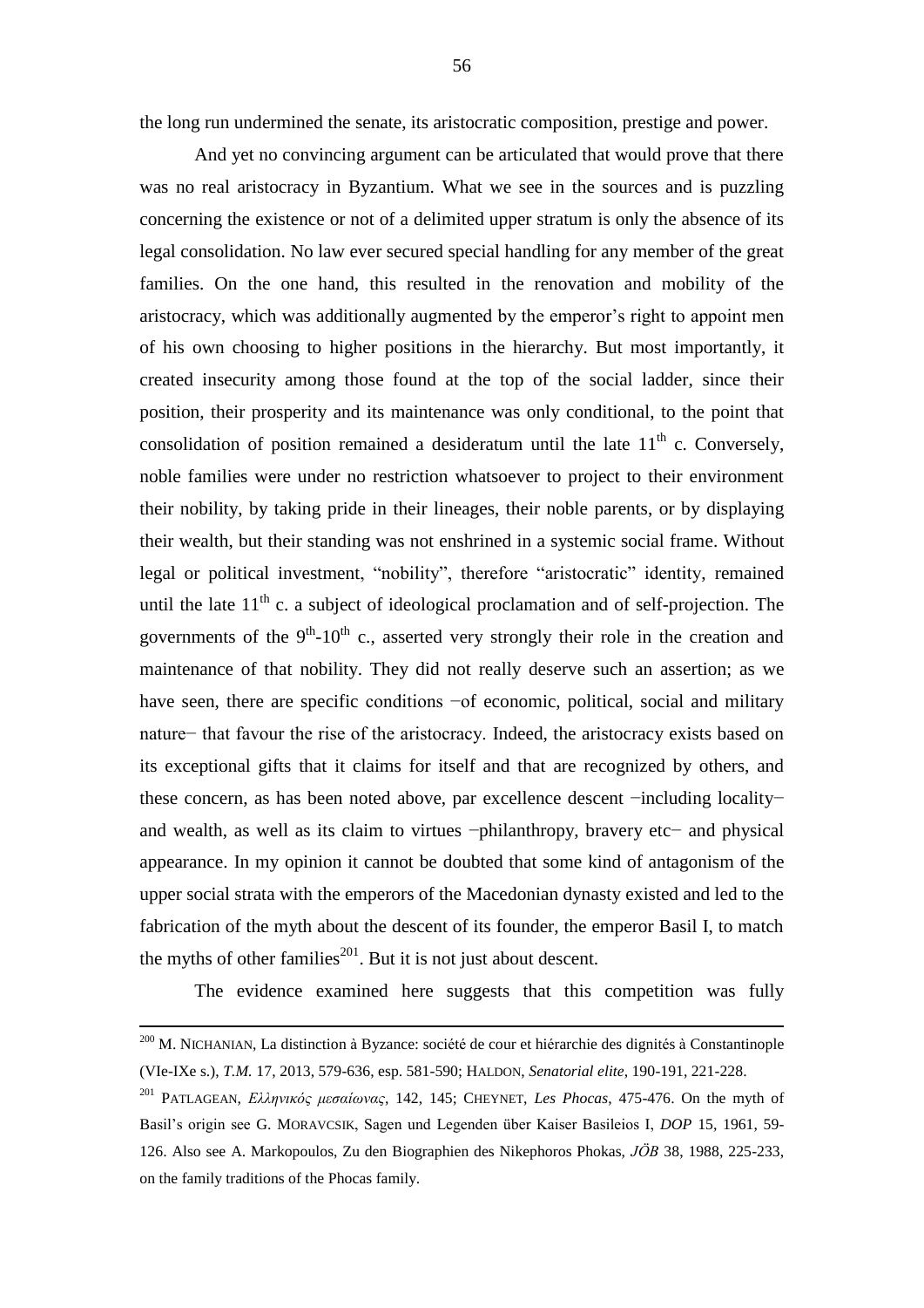the long run undermined the senate, its aristocratic composition, prestige and power.

And yet no convincing argument can be articulated that would prove that there was no real aristocracy in Byzantium. What we see in the sources and is puzzling concerning the existence or not of a delimited upper stratum is only the absence of its legal consolidation. No law ever secured special handling for any member of the great families. On the one hand, this resulted in the renovation and mobility of the aristocracy, which was additionally augmented by the emperor's right to appoint men of his own choosing to higher positions in the hierarchy. But most importantly, it created insecurity among those found at the top of the social ladder, since their position, their prosperity and its maintenance was only conditional, to the point that consolidation of position remained a desideratum until the late 11th c. Conversely, noble families were under no restriction whatsoever to project to their environment their nobility, by taking pride in their lineages, their noble parents, or by displaying their wealth, but their standing was not enshrined in a systemic social frame. Without legal or political investment, "nobility", therefore "aristocratic" identity, remained until the late 11th c. a subject of ideological proclamation and of self-projection. The governments of the 9th-10th c., asserted very strongly their role in the creation and maintenance of that nobility. They did not really deserve such an assertion; as we have seen, there are specific conditions −of economic, political, social and military nature− that favour the rise of the aristocracy. Indeed, the aristocracy exists based on its exceptional gifts that it claims for itself and that are recognized by others, and these concern, as has been noted above, par excellence descent −including locality− and wealth, as well as its claim to virtues −philanthropy, bravery etc− and physical appearance. In my opinion it cannot be doubted that some kind of antagonism of the upper social strata with the emperors of the Macedonian dynasty existed and led to the fabrication of the myth about the descent of its founder, the emperor Basil I, to match the myths of other families[201]. But it is not just about descent.

The evidence examined here suggests that this competition was fully

---

[200] M. NICHANIAN, La distinction à Byzance: société de cour et hiérarchie des dignités à Constantinople (VIe-IXe s.), *T.M.* 17, 2013, 579-636, esp. 581-590; HALDON, *Senatorial elite*, 190-191, 221-228.

[201] PATLAGEAN, *Ελληνικός μεσαίωνας*, 142, 145; CHEYNET, *Les Phocas*, 475-476. On the myth of Basil's origin see G. MORAVCSIK, Sagen und Legenden über Kaiser Basileios I, *DOP* 15, 1961, 59-126. Also see A. Markopoulos, Zu den Biographien des Nikephoros Phokas, *JÖB* 38, 1988, 225-233, on the family traditions of the Phocas family.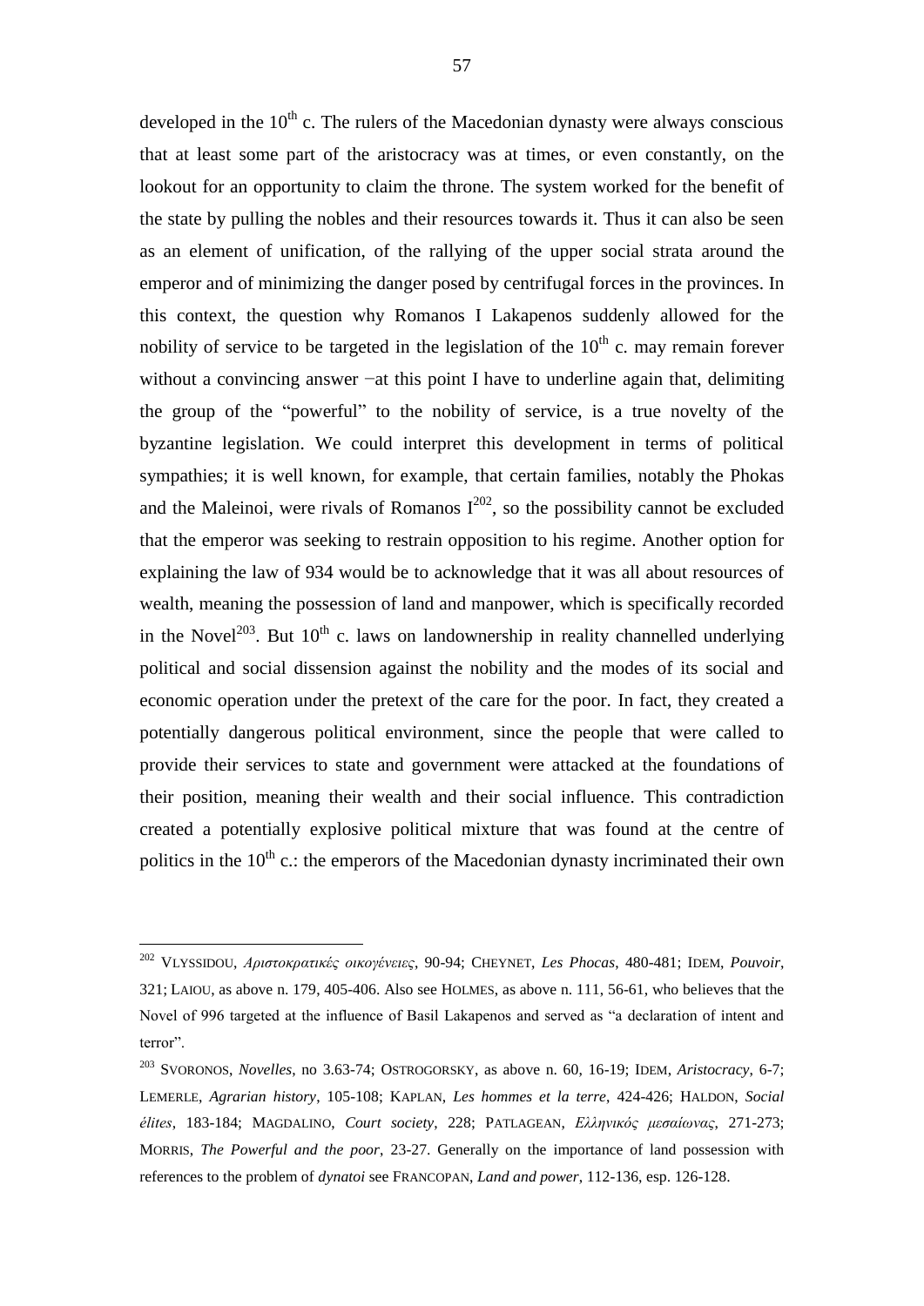developed in the 10th c. The rulers of the Macedonian dynasty were always conscious that at least some part of the aristocracy was at times, or even constantly, on the lookout for an opportunity to claim the throne. The system worked for the benefit of the state by pulling the nobles and their resources towards it. Thus it can also be seen as an element of unification, of the rallying of the upper social strata around the emperor and of minimizing the danger posed by centrifugal forces in the provinces. In this context, the question why Romanos I Lakapenos suddenly allowed for the nobility of service to be targeted in the legislation of the 10th c. may remain forever without a convincing answer −at this point I have to underline again that, delimiting the group of the "powerful" to the nobility of service, is a true novelty of the byzantine legislation. We could interpret this development in terms of political sympathies; it is well known, for example, that certain families, notably the Phokas and the Maleinoi, were rivals of Romanos I[202], so the possibility cannot be excluded that the emperor was seeking to restrain opposition to his regime. Another option for explaining the law of 934 would be to acknowledge that it was all about resources of wealth, meaning the possession of land and manpower, which is specifically recorded in the Novel[203]. But 10th c. laws on landownership in reality channelled underlying political and social dissension against the nobility and the modes of its social and economic operation under the pretext of the care for the poor. In fact, they created a potentially dangerous political environment, since the people that were called to provide their services to state and government were attacked at the foundations of their position, meaning their wealth and their social influence. This contradiction created a potentially explosive political mixture that was found at the centre of politics in the 10th c.: the emperors of the Macedonian dynasty incriminated their own

---

[202] VLYSSIDOU, *Αριστοκρατικές οικογένειες*, 90-94; CHEYNET, *Les Phocas*, 480-481; IDEM, *Pouvoir*, 321; LAIOU, as above n. 179, 405-406. Also see HOLMES, as above n. 111, 56-61, who believes that the Novel of 996 targeted at the influence of Basil Lakapenos and served as "a declaration of intent and terror".

[203] SVORONOS, *Novelles*, no 3.63-74; OSTROGORSKY, as above n. 60, 16-19; IDEM, *Aristocracy*, 6-7; LEMERLE, *Agrarian history*, 105-108; KAPLAN, *Les hommes et la terre*, 424-426; HALDON, *Social élites*, 183-184; MAGDALINO, *Court society*, 228; PATLAGEAN, *Ελληνικός μεσαίωνας*, 271-273; MORRIS, *The Powerful and the poor*, 23-27. Generally on the importance of land possession with references to the problem of *dynatoi* see FRANCOPAN, *Land and power*, 112-136, esp. 126-128.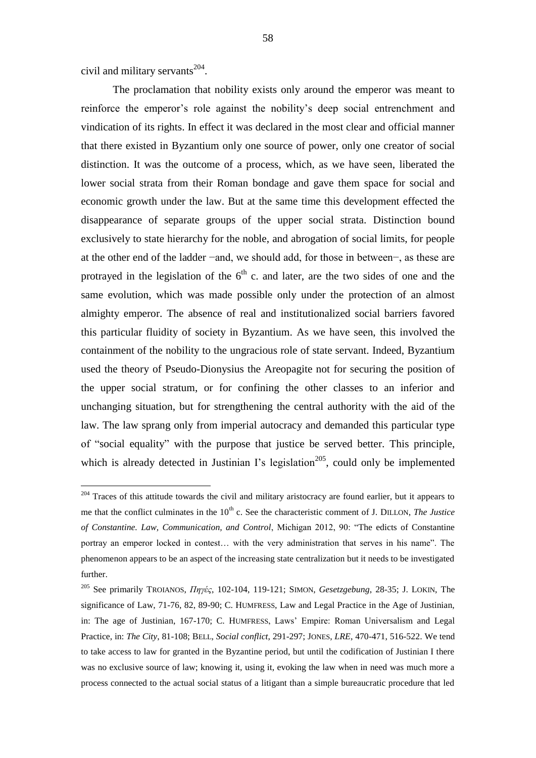civil and military servants[204].

The proclamation that nobility exists only around the emperor was meant to reinforce the emperor's role against the nobility's deep social entrenchment and vindication of its rights. In effect it was declared in the most clear and official manner that there existed in Byzantium only one source of power, only one creator of social distinction. It was the outcome of a process, which, as we have seen, liberated the lower social strata from their Roman bondage and gave them space for social and economic growth under the law. But at the same time this development effected the disappearance of separate groups of the upper social strata. Distinction bound exclusively to state hierarchy for the noble, and abrogation of social limits, for people at the other end of the ladder −and, we should add, for those in between−, as these are protrayed in the legislation of the 6th c. and later, are the two sides of one and the same evolution, which was made possible only under the protection of an almost almighty emperor. The absence of real and institutionalized social barriers favored this particular fluidity of society in Byzantium. As we have seen, this involved the containment of the nobility to the ungracious role of state servant. Indeed, Byzantium used the theory of Pseudo-Dionysius the Areopagite not for securing the position of the upper social stratum, or for confining the other classes to an inferior and unchanging situation, but for strengthening the central authority with the aid of the law. The law sprang only from imperial autocracy and demanded this particular type of "social equality" with the purpose that justice be served better. This principle, which is already detected in Justinian I's legislation[205], could only be implemented

---

[204] Traces of this attitude towards the civil and military aristocracy are found earlier, but it appears to me that the conflict culminates in the 10th c. See the characteristic comment of J. DILLON, *The Justice of Constantine. Law, Communication, and Control*, Michigan 2012, 90: "The edicts of Constantine portray an emperor locked in contest… with the very administration that serves in his name". The phenomenon appears to be an aspect of the increasing state centralization but it needs to be investigated further.

[205] See primarily TROIANOS, *Πηγές*, 102-104, 119-121; SIMON, *Gesetzgebung*, 28-35; J. LOKIN, The significance of Law, 71-76, 82, 89-90; C. HUMFRESS, Law and Legal Practice in the Age of Justinian, in: The age of Justinian, 167-170; C. HUMFRESS, Laws' Empire: Roman Universalism and Legal Practice, in: *The City*, 81-108; BELL, *Social conflict*, 291-297; JONES, *LRE*, 470-471, 516-522. We tend to take access to law for granted in the Byzantine period, but until the codification of Justinian I there was no exclusive source of law; knowing it, using it, evoking the law when in need was much more a process connected to the actual social status of a litigant than a simple bureaucratic procedure that led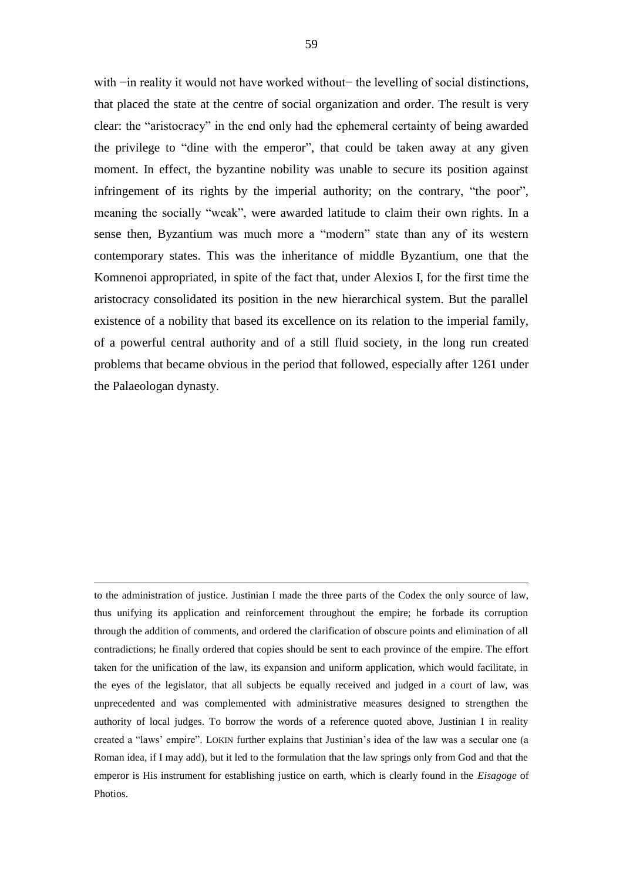with −in reality it would not have worked without− the levelling of social distinctions, that placed the state at the centre of social organization and order. The result is very clear: the "aristocracy" in the end only had the ephemeral certainty of being awarded the privilege to "dine with the emperor", that could be taken away at any given moment. In effect, the byzantine nobility was unable to secure its position against infringement of its rights by the imperial authority; on the contrary, "the poor", meaning the socially "weak", were awarded latitude to claim their own rights. In a sense then, Byzantium was much more a "modern" state than any of its western contemporary states. This was the inheritance of middle Byzantium, one that the Komnenoi appropriated, in spite of the fact that, under Alexios I, for the first time the aristocracy consolidated its position in the new hierarchical system. But the parallel existence of a nobility that based its excellence on its relation to the imperial family, of a powerful central authority and of a still fluid society, in the long run created problems that became obvious in the period that followed, especially after 1261 under the Palaeologan dynasty.

---

to the administration of justice. Justinian I made the three parts of the Codex the only source of law, thus unifying its application and reinforcement throughout the empire; he forbade its corruption through the addition of comments, and ordered the clarification of obscure points and elimination of all contradictions; he finally ordered that copies should be sent to each province of the empire. The effort taken for the unification of the law, its expansion and uniform application, which would facilitate, in the eyes of the legislator, that all subjects be equally received and judged in a court of law, was unprecedented and was complemented with administrative measures designed to strengthen the authority of local judges. To borrow the words of a reference quoted above, Justinian I in reality created a "laws' empire". LOKIN further explains that Justinian's idea of the law was a secular one (a Roman idea, if I may add), but it led to the formulation that the law springs only from God and that the emperor is His instrument for establishing justice on earth, which is clearly found in the *Eisagoge* of Photios.